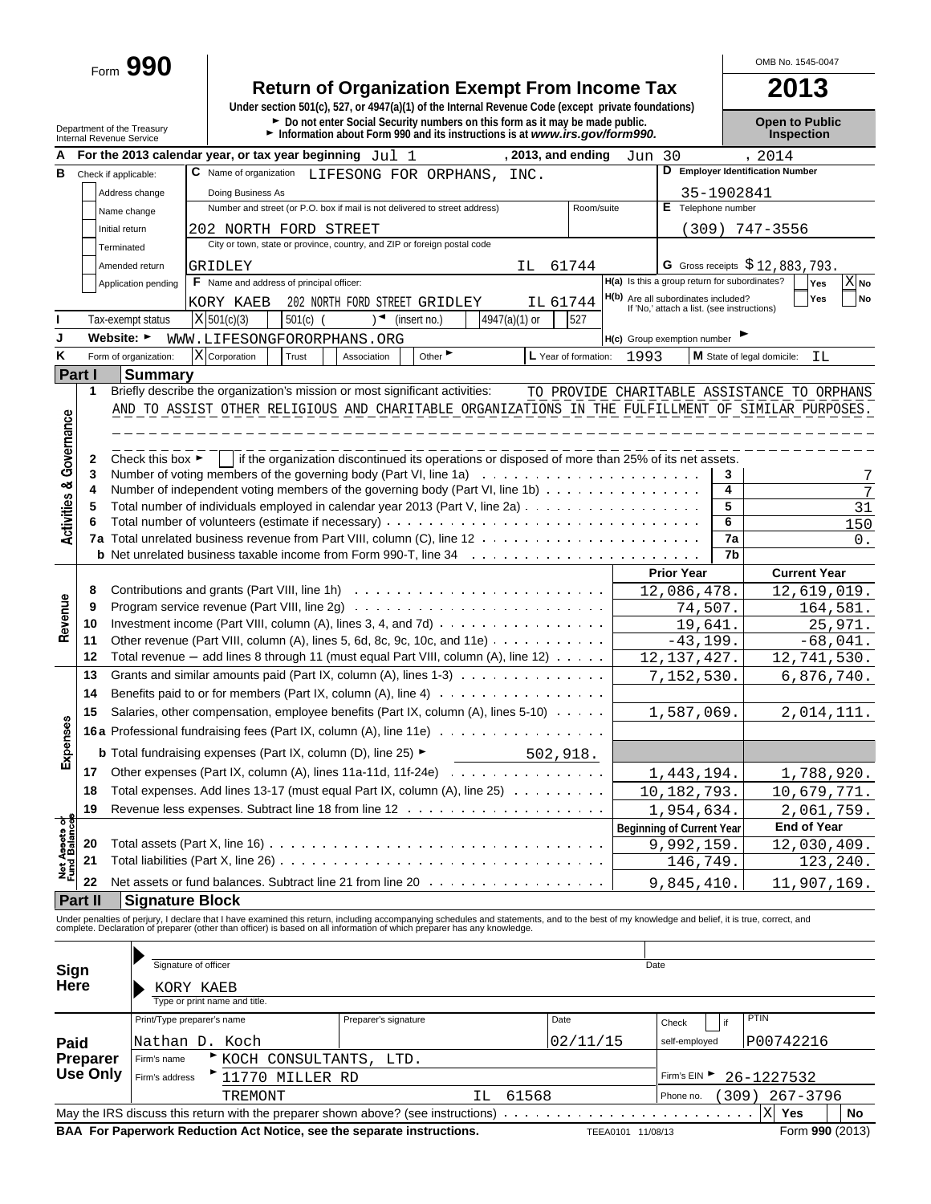Form **990**

# Return of Organization Exempt From Income Tax

**Under section 501(c), 527, or 4947(a)(1) of the Internal Revenue Code (except private foundations)**

► Do not enter Social Security numbers on this form as it may be made public.
► Information about Form 990 and its instructions is at *www.irs.gov/form990.*

Department of the Treasury
Internal Revenue Service

OMB No. 1545-0047

**2013**

**Open to Public Inspection**

**A** For the 2013 calendar year, or tax year beginning Jul 1 , 2013, and ending Jun 30 , 2014

**B** Check if applicable:
- [ ] Address change
- [ ] Name change
- [ ] Initial return
- [ ] Terminated
- [ ] Amended return
- [ ] Application pending

**C** Name of organization: LIFESONG FOR ORPHANS, INC.

Doing Business As

Number and street (or P.O. box if mail is not delivered to street address): 202 NORTH FORD STREET | Room/suite

City or town, state or province, country, and ZIP or foreign postal code: GRIDLEY IL 61744

**D** Employer Identification Number: 35-1902841

**E** Telephone number: (309) 747-3556

**G** Gross receipts $ 12,883,793.

**F** Name and address of principal officer: KORY KAEB 202 NORTH FORD STREET GRIDLEY IL 61744

**H(a)** Is this a group return for subordinates? [ ] Yes [X] No

**H(b)** Are all subordinates included? [ ] Yes [ ] No
If 'No,' attach a list. (see instructions)

**I** Tax-exempt status: [X] 501(c)(3) [ ] 501(c) ( ) ◄ (insert no.) [ ] 4947(a)(1) or [ ] 527

**J** Website: ► WWW.LIFESONGFORORPHANS.ORG

**H(c)** Group exemption number ►

**K** Form of organization: [X] Corporation [ ] Trust [ ] Association [ ] Other ►

**L** Year of formation: 1993

**M** State of legal domicile: IL

## Part I Summary

**Activities & Governance**

1 Briefly describe the organization's mission or most significant activities: TO PROVIDE CHARITABLE ASSISTANCE TO ORPHANS AND TO ASSIST OTHER RELIGIOUS AND CHARITABLE ORGANIZATIONS IN THE FULFILLMENT OF SIMILAR PURPOSES.

2 Check this box ► [ ] if the organization discontinued its operations or disposed of more than 25% of its net assets.

| | | | |
|---|---|---|---|
| 3 | Number of voting members of the governing body (Part VI, line 1a) | 3 | 7 |
| 4 | Number of independent voting members of the governing body (Part VI, line 1b) | 4 | 7 |
| 5 | Total number of individuals employed in calendar year 2013 (Part V, line 2a) | 5 | 31 |
| 6 | Total number of volunteers (estimate if necessary) | 6 | 150 |
| 7a | Total unrelated business revenue from Part VIII, column (C), line 12 | 7a | 0. |
| b | Net unrelated business taxable income from Form 990-T, line 34 | 7b | |

| | | | Prior Year | Current Year |
|---|---|---|---|---|
| **Revenue** | 8 | Contributions and grants (Part VIII, line 1h) | 12,086,478. | 12,619,019. |
| | 9 | Program service revenue (Part VIII, line 2g) | 74,507. | 164,581. |
| | 10 | Investment income (Part VIII, column (A), lines 3, 4, and 7d) | 19,641. | 25,971. |
| | 11 | Other revenue (Part VIII, column (A), lines 5, 6d, 8c, 9c, 10c, and 11e) | -43,199. | -68,041. |
| | 12 | Total revenue – add lines 8 through 11 (must equal Part VIII, column (A), line 12) | 12,137,427. | 12,741,530. |
| **Expenses** | 13 | Grants and similar amounts paid (Part IX, column (A), lines 1-3) | 7,152,530. | 6,876,740. |
| | 14 | Benefits paid to or for members (Part IX, column (A), line 4) | | |
| | 15 | Salaries, other compensation, employee benefits (Part IX, column (A), lines 5-10) | 1,587,069. | 2,014,111. |
| | 16a | Professional fundraising fees (Part IX, column (A), line 11e) | | |
| | b | Total fundraising expenses (Part IX, column (D), line 25) ► 502,918. | | |
| | 17 | Other expenses (Part IX, column (A), lines 11a-11d, 11f-24e) | 1,443,194. | 1,788,920. |
| | 18 | Total expenses. Add lines 13-17 (must equal Part IX, column (A), line 25) | 10,182,793. | 10,679,771. |
| | 19 | Revenue less expenses. Subtract line 18 from line 12 | 1,954,634. | 2,061,759. |

| | | | Beginning of Current Year | End of Year |
|---|---|---|---|---|
| **Net Assets or Fund Balances** | 20 | Total assets (Part X, line 16) | 9,992,159. | 12,030,409. |
| | 21 | Total liabilities (Part X, line 26) | 146,749. | 123,240. |
| | 22 | Net assets or fund balances. Subtract line 21 from line 20 | 9,845,410. | 11,907,169. |

## Part II Signature Block

Under penalties of perjury, I declare that I have examined this return, including accompanying schedules and statements, and to the best of my knowledge and belief, it is true, correct, and complete. Declaration of preparer (other than officer) is based on all information of which preparer has any knowledge.

**Sign Here**

► Signature of officer | Date

► KORY KAEB
Type or print name and title.

**Paid Preparer Use Only**

| Print/Type preparer's name | Preparer's signature | Date | Check [ ] if self-employed | PTIN |
|---|---|---|---|---|
| Nathan D. Koch | | 02/11/15 | | P00742216 |

Firm's name ► KOCH CONSULTANTS, LTD.

Firm's EIN ► 26-1227532

Firm's address ► 11770 MILLER RD TREMONT IL 61568

Phone no. (309) 267-3796

May the IRS discuss this return with the preparer shown above? (see instructions) [X] Yes [ ] No

**BAA For Paperwork Reduction Act Notice, see the separate instructions.** TEEA0101 11/08/13 Form **990** (2013)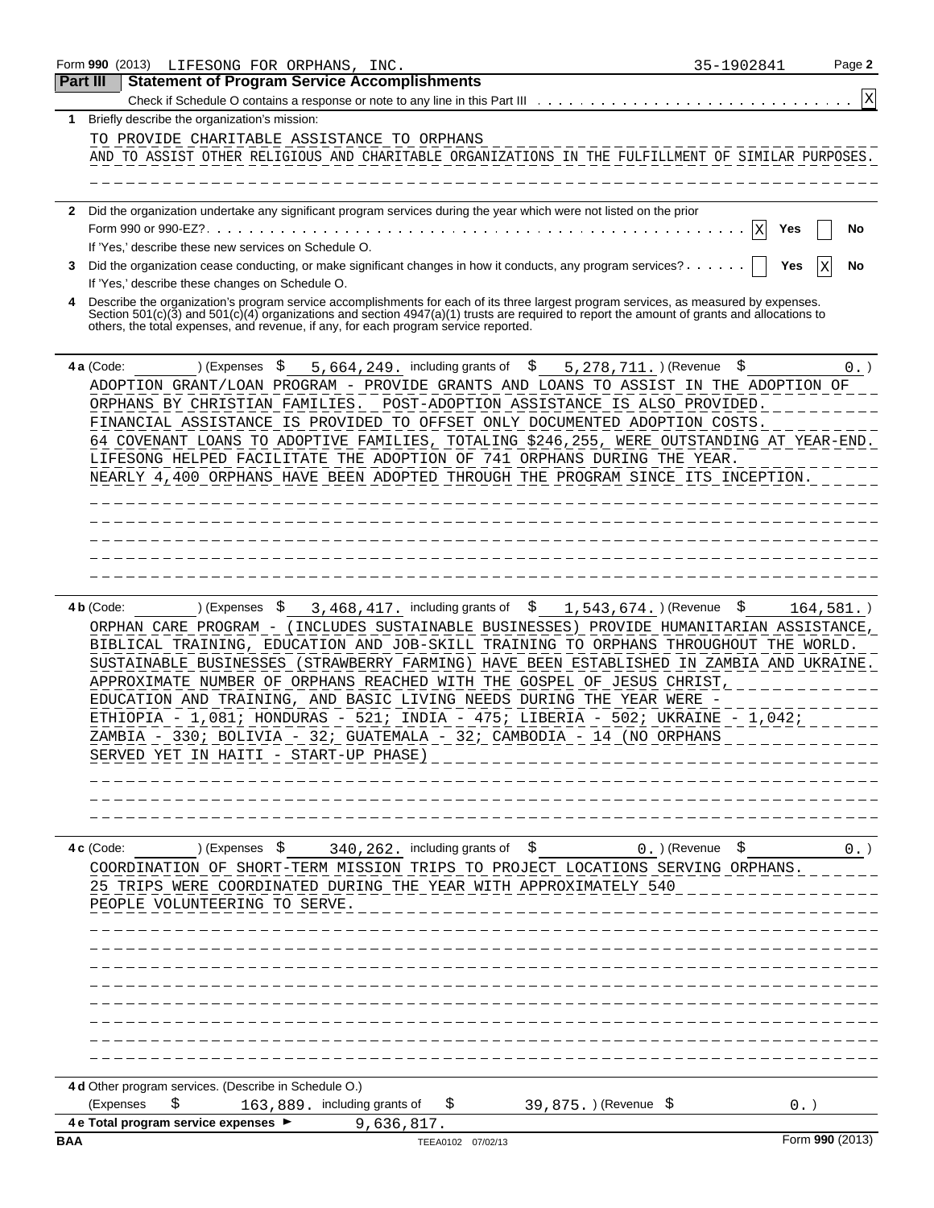Form **990** (2013) LIFESONG FOR ORPHANS, INC. 35-1902841 Page **2**

## Part III Statement of Program Service Accomplishments

Check if Schedule O contains a response or note to any line in this Part III . . . [X]

**1** Briefly describe the organization's mission:

TO PROVIDE CHARITABLE ASSISTANCE TO ORPHANS AND TO ASSIST OTHER RELIGIOUS AND CHARITABLE ORGANIZATIONS IN THE FULFILLMENT OF SIMILAR PURPOSES.

**2** Did the organization undertake any significant program services during the year which were not listed on the prior Form 990 or 990-EZ? . . . [X] Yes [ ] No

If 'Yes,' describe these new services on Schedule O.

**3** Did the organization cease conducting, or make significant changes in how it conducts, any program services? . . . [ ] Yes [X] No

If 'Yes,' describe these changes on Schedule O.

**4** Describe the organization's program service accomplishments for each of its three largest program services, as measured by expenses. Section 501(c)(3) and 501(c)(4) organizations and section 4947(a)(1) trusts are required to report the amount of grants and allocations to others, the total expenses, and revenue, if any, for each program service reported.

**4 a** (Code: ) (Expenses $ 5,664,249. including grants of $ 5,278,711. ) (Revenue $ 0. )

ADOPTION GRANT/LOAN PROGRAM - PROVIDE GRANTS AND LOANS TO ASSIST IN THE ADOPTION OF ORPHANS BY CHRISTIAN FAMILIES. POST-ADOPTION ASSISTANCE IS ALSO PROVIDED. FINANCIAL ASSISTANCE IS PROVIDED TO OFFSET ONLY DOCUMENTED ADOPTION COSTS. 64 COVENANT LOANS TO ADOPTIVE FAMILIES, TOTALING $246,255, WERE OUTSTANDING AT YEAR-END. LIFESONG HELPED FACILITATE THE ADOPTION OF 741 ORPHANS DURING THE YEAR. NEARLY 4,400 ORPHANS HAVE BEEN ADOPTED THROUGH THE PROGRAM SINCE ITS INCEPTION.

**4 b** (Code: ) (Expenses $ 3,468,417. including grants of $ 1,543,674. ) (Revenue $ 164,581. )

ORPHAN CARE PROGRAM - (INCLUDES SUSTAINABLE BUSINESSES) PROVIDE HUMANITARIAN ASSISTANCE, BIBLICAL TRAINING, EDUCATION AND JOB-SKILL TRAINING TO ORPHANS THROUGHOUT THE WORLD. SUSTAINABLE BUSINESSES (STRAWBERRY FARMING) HAVE BEEN ESTABLISHED IN ZAMBIA AND UKRAINE. APPROXIMATE NUMBER OF ORPHANS REACHED WITH THE GOSPEL OF JESUS CHRIST, EDUCATION AND TRAINING, AND BASIC LIVING NEEDS DURING THE YEAR WERE - ETHIOPIA - 1,081; HONDURAS - 521; INDIA - 475; LIBERIA - 502; UKRAINE - 1,042; ZAMBIA - 330; BOLIVIA - 32; GUATEMALA - 32; CAMBODIA - 14 (NO ORPHANS SERVED YET IN HAITI - START-UP PHASE)

**4 c** (Code: ) (Expenses $ 340,262. including grants of $ 0. ) (Revenue $ 0. )

COORDINATION OF SHORT-TERM MISSION TRIPS TO PROJECT LOCATIONS SERVING ORPHANS. 25 TRIPS WERE COORDINATED DURING THE YEAR WITH APPROXIMATELY 540 PEOPLE VOLUNTEERING TO SERVE.

**4 d** Other program services. (Describe in Schedule O.)

(Expenses $ 163,889. including grants of $ 39,875. ) (Revenue $ 0. )

**4 e Total program service expenses** ► 9,636,817.

BAA TEEA0102 07/02/13 Form **990** (2013)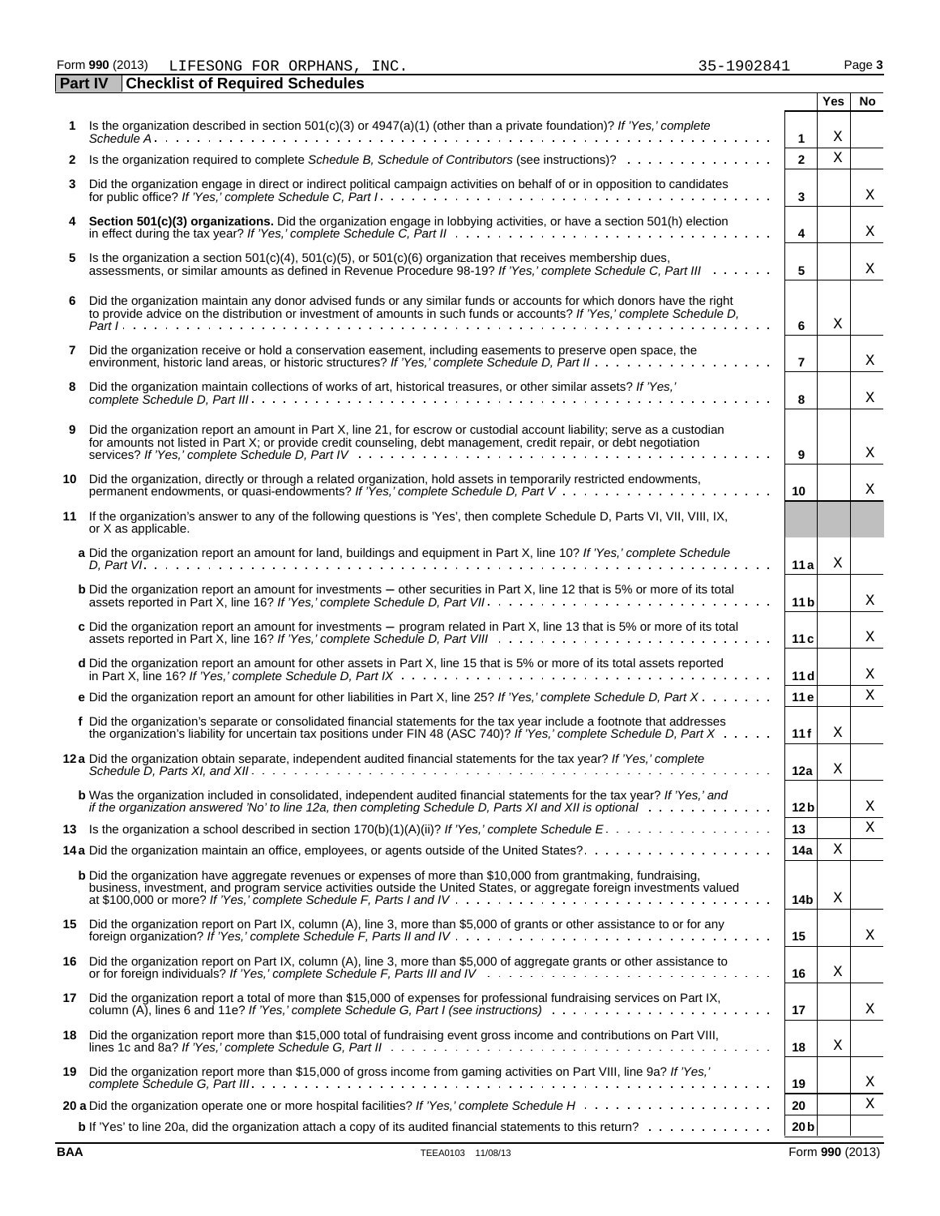Form **990** (2013) LIFESONG FOR ORPHANS, INC. 35-1902841

**Part IV Checklist of Required Schedules**

| | | | Yes | No |
|---|---|---|---|---|
| **1** | Is the organization described in section 501(c)(3) or 4947(a)(1) (other than a private foundation)? *If 'Yes,' complete Schedule A* | **1** | X | |
| **2** | Is the organization required to complete *Schedule B, Schedule of Contributors* (see instructions)? | **2** | X | |
| **3** | Did the organization engage in direct or indirect political campaign activities on behalf of or in opposition to candidates for public office? *If 'Yes,' complete Schedule C, Part I* | **3** | | X |
| **4** | **Section 501(c)(3) organizations.** Did the organization engage in lobbying activities, or have a section 501(h) election in effect during the tax year? *If 'Yes,' complete Schedule C, Part II* | **4** | | X |
| **5** | Is the organization a section 501(c)(4), 501(c)(5), or 501(c)(6) organization that receives membership dues, assessments, or similar amounts as defined in Revenue Procedure 98-19? *If 'Yes,' complete Schedule C, Part III* | **5** | | X |
| **6** | Did the organization maintain any donor advised funds or any similar funds or accounts for which donors have the right to provide advice on the distribution or investment of amounts in such funds or accounts? *If 'Yes,' complete Schedule D, Part I* | **6** | X | |
| **7** | Did the organization receive or hold a conservation easement, including easements to preserve open space, the environment, historic land areas, or historic structures? *If 'Yes,' complete Schedule D, Part II* | **7** | | X |
| **8** | Did the organization maintain collections of works of art, historical treasures, or other similar assets? *If 'Yes,' complete Schedule D, Part III* | **8** | | X |
| **9** | Did the organization report an amount in Part X, line 21, for escrow or custodial account liability; serve as a custodian for amounts not listed in Part X; or provide credit counseling, debt management, credit repair, or debt negotiation services? *If 'Yes,' complete Schedule D, Part IV* | **9** | | X |
| **10** | Did the organization, directly or through a related organization, hold assets in temporarily restricted endowments, permanent endowments, or quasi-endowments? *If 'Yes,' complete Schedule D, Part V* | **10** | | X |
| **11** | If the organization's answer to any of the following questions is 'Yes', then complete Schedule D, Parts VI, VII, VIII, IX, or X as applicable. | | | |
| | **a** Did the organization report an amount for land, buildings and equipment in Part X, line 10? *If 'Yes,' complete Schedule D, Part VI* | **11a** | X | |
| | **b** Did the organization report an amount for investments – other securities in Part X, line 12 that is 5% or more of its total assets reported in Part X, line 16? *If 'Yes,' complete Schedule D, Part VII* | **11b** | | X |
| | **c** Did the organization report an amount for investments – program related in Part X, line 13 that is 5% or more of its total assets reported in Part X, line 16? *If 'Yes,' complete Schedule D, Part VIII* | **11c** | | X |
| | **d** Did the organization report an amount for other assets in Part X, line 15 that is 5% or more of its total assets reported in Part X, line 16? *If 'Yes,' complete Schedule D, Part IX* | **11d** | | X |
| | **e** Did the organization report an amount for other liabilities in Part X, line 25? *If 'Yes,' complete Schedule D, Part X* | **11e** | | X |
| | **f** Did the organization's separate or consolidated financial statements for the tax year include a footnote that addresses the organization's liability for uncertain tax positions under FIN 48 (ASC 740)? *If 'Yes,' complete Schedule D, Part X* | **11f** | X | |
| **12a** | Did the organization obtain separate, independent audited financial statements for the tax year? *If 'Yes,' complete Schedule D, Parts XI, and XII* | **12a** | X | |
| | **b** Was the organization included in consolidated, independent audited financial statements for the tax year? *If 'Yes,' and if the organization answered 'No' to line 12a, then completing Schedule D, Parts XI and XII is optional* | **12b** | | X |
| **13** | Is the organization a school described in section 170(b)(1)(A)(ii)? *If 'Yes,' complete Schedule E* | **13** | | X |
| **14a** | Did the organization maintain an office, employees, or agents outside of the United States? | **14a** | X | |
| | **b** Did the organization have aggregate revenues or expenses of more than $10,000 from grantmaking, fundraising, business, investment, and program service activities outside the United States, or aggregate foreign investments valued at $100,000 or more? *If 'Yes,' complete Schedule F, Parts I and IV* | **14b** | X | |
| **15** | Did the organization report on Part IX, column (A), line 3, more than $5,000 of grants or other assistance to or for any foreign organization? *If 'Yes,' complete Schedule F, Parts II and IV* | **15** | | X |
| **16** | Did the organization report on Part IX, column (A), line 3, more than $5,000 of aggregate grants or other assistance to or for foreign individuals? *If 'Yes,' complete Schedule F, Parts III and IV* | **16** | X | |
| **17** | Did the organization report a total of more than $15,000 of expenses for professional fundraising services on Part IX, column (A), lines 6 and 11e? *If 'Yes,' complete Schedule G, Part I (see instructions)* | **17** | | X |
| **18** | Did the organization report more than $15,000 total of fundraising event gross income and contributions on Part VIII, lines 1c and 8a? *If 'Yes,' complete Schedule G, Part II* | **18** | X | |
| **19** | Did the organization report more than $15,000 of gross income from gaming activities on Part VIII, line 9a? *If 'Yes,' complete Schedule G, Part III* | **19** | | X |
| **20a** | Did the organization operate one or more hospital facilities? *If 'Yes,' complete Schedule H* | **20** | | X |
| | **b** If 'Yes' to line 20a, did the organization attach a copy of its audited financial statements to this return? | **20b** | | |

**BAA** TEEA0103 11/08/13 Form **990** (2013)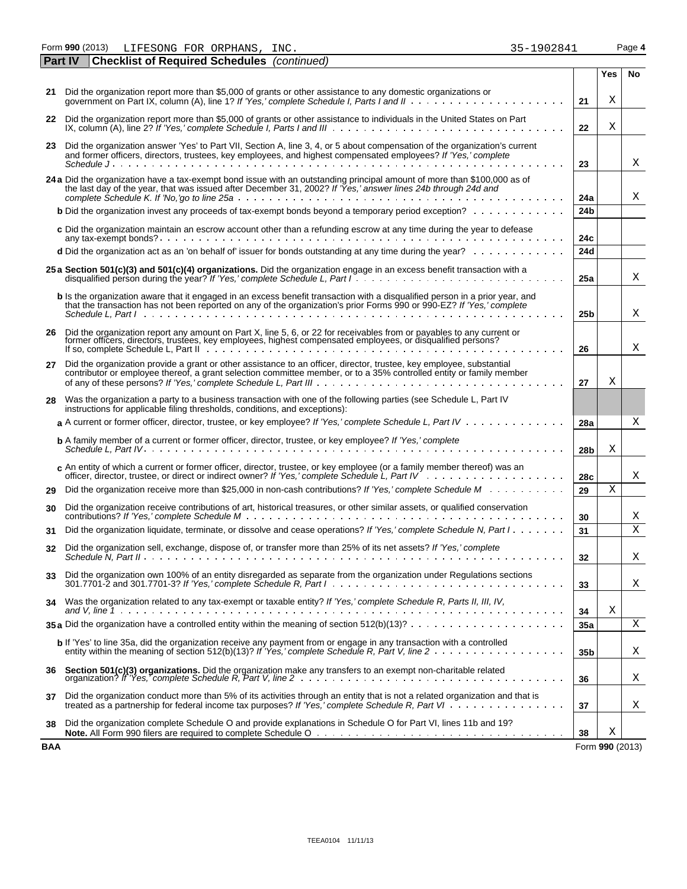Form **990** (2013) LIFESONG FOR ORPHANS, INC. 35-1902841 Page **4**

**Part IV** **Checklist of Required Schedules** *(continued)*

| | | | Yes | No |
|---|---|---|---|---|
| **21** | Did the organization report more than $5,000 of grants or other assistance to any domestic organizations or government on Part IX, column (A), line 1? *If 'Yes,' complete Schedule I, Parts I and II* | **21** | X | |
| **22** | Did the organization report more than $5,000 of grants or other assistance to individuals in the United States on Part IX, column (A), line 2? *If 'Yes,' complete Schedule I, Parts I and III* | **22** | X | |
| **23** | Did the organization answer 'Yes' to Part VII, Section A, line 3, 4, or 5 about compensation of the organization's current and former officers, directors, trustees, key employees, and highest compensated employees? *If 'Yes,' complete Schedule J* | **23** | | X |
| **24a** | Did the organization have a tax-exempt bond issue with an outstanding principal amount of more than $100,000 as of the last day of the year, that was issued after December 31, 2002? *If 'Yes,' answer lines 24b through 24d and complete Schedule K. If 'No,'go to line 25a* | **24a** | | X |
| **b** | Did the organization invest any proceeds of tax-exempt bonds beyond a temporary period exception? | **24b** | | |
| **c** | Did the organization maintain an escrow account other than a refunding escrow at any time during the year to defease any tax-exempt bonds? | **24c** | | |
| **d** | Did the organization act as an 'on behalf of' issuer for bonds outstanding at any time during the year? | **24d** | | |
| **25a** | **Section 501(c)(3) and 501(c)(4) organizations.** Did the organization engage in an excess benefit transaction with a disqualified person during the year? *If 'Yes,' complete Schedule L, Part I* | **25a** | | X |
| **b** | Is the organization aware that it engaged in an excess benefit transaction with a disqualified person in a prior year, and that the transaction has not been reported on any of the organization's prior Forms 990 or 990-EZ? *If 'Yes,' complete Schedule L, Part I* | **25b** | | X |
| **26** | Did the organization report any amount on Part X, line 5, 6, or 22 for receivables from or payables to any current or former officers, directors, trustees, key employees, highest compensated employees, or disqualified persons? If so, complete Schedule L, Part II | **26** | | X |
| **27** | Did the organization provide a grant or other assistance to an officer, director, trustee, key employee, substantial contributor or employee thereof, a grant selection committee member, or to a 35% controlled entity or family member of any of these persons? *If 'Yes,' complete Schedule L, Part III* | **27** | X | |
| **28** | Was the organization a party to a business transaction with one of the following parties (see Schedule L, Part IV instructions for applicable filing thresholds, conditions, and exceptions): | | | |
| **a** | A current or former officer, director, trustee, or key employee? *If 'Yes,' complete Schedule L, Part IV* | **28a** | | X |
| **b** | A family member of a current or former officer, director, trustee, or key employee? *If 'Yes,' complete Schedule L, Part IV* | **28b** | X | |
| **c** | An entity of which a current or former officer, director, trustee, or key employee (or a family member thereof) was an officer, director, trustee, or direct or indirect owner? *If 'Yes,' complete Schedule L, Part IV* | **28c** | | X |
| **29** | Did the organization receive more than $25,000 in non-cash contributions? *If 'Yes,' complete Schedule M* | **29** | X | |
| **30** | Did the organization receive contributions of art, historical treasures, or other similar assets, or qualified conservation contributions? *If 'Yes,' complete Schedule M* | **30** | | X |
| **31** | Did the organization liquidate, terminate, or dissolve and cease operations? *If 'Yes,' complete Schedule N, Part I* | **31** | | X |
| **32** | Did the organization sell, exchange, dispose of, or transfer more than 25% of its net assets? *If 'Yes,' complete Schedule N, Part II* | **32** | | X |
| **33** | Did the organization own 100% of an entity disregarded as separate from the organization under Regulations sections 301.7701-2 and 301.7701-3? *If 'Yes,' complete Schedule R, Part I* | **33** | | X |
| **34** | Was the organization related to any tax-exempt or taxable entity? *If 'Yes,' complete Schedule R, Parts II, III, IV, and V, line 1* | **34** | X | |
| **35a** | Did the organization have a controlled entity within the meaning of section 512(b)(13)? | **35a** | | X |
| **b** | If 'Yes' to line 35a, did the organization receive any payment from or engage in any transaction with a controlled entity within the meaning of section 512(b)(13)? *If 'Yes,' complete Schedule R, Part V, line 2* | **35b** | | X |
| **36** | **Section 501(c)(3) organizations.** Did the organization make any transfers to an exempt non-charitable related organization? *If 'Yes,' complete Schedule R, Part V, line 2* | **36** | | X |
| **37** | Did the organization conduct more than 5% of its activities through an entity that is not a related organization and that is treated as a partnership for federal income tax purposes? *If 'Yes,' complete Schedule R, Part VI* | **37** | | X |
| **38** | Did the organization complete Schedule O and provide explanations in Schedule O for Part VI, lines 11b and 19? **Note.** All Form 990 filers are required to complete Schedule O | **38** | X | |

**BAA** Form **990** (2013)

TEEA0104 11/11/13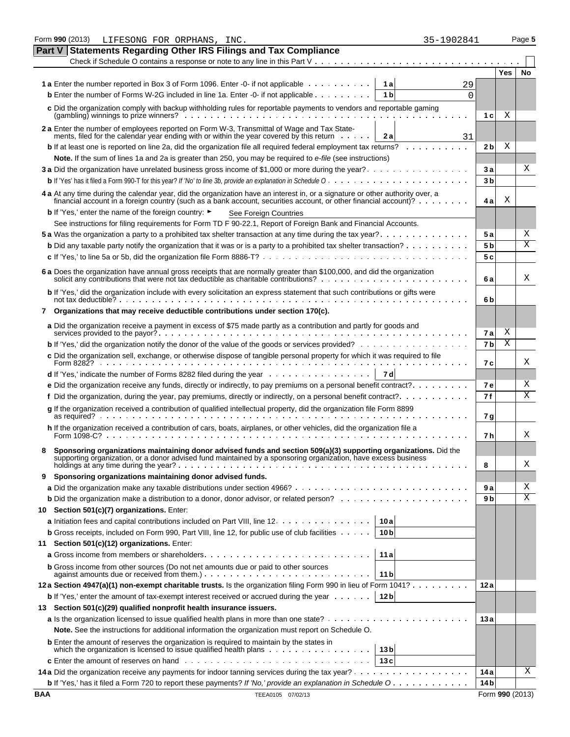Form 990 (2013) LIFESONG FOR ORPHANS, INC. 35-1902841 Page 5

## Part V Statements Regarding Other IRS Filings and Tax Compliance

Check if Schedule O contains a response or note to any line in this Part V . . . . . . . . . . . . . . . . . . . . . . . . . . . . . . . . . . . . . . . . ☐

| | | | | Yes | No |
|---|---|---|---|---|---|
| **1 a** Enter the number reported in Box 3 of Form 1096. Enter -0- if not applicable | 1 a | 29 | | | |
| **b** Enter the number of Forms W-2G included in line 1a. Enter -0- if not applicable | 1 b | 0 | | | |
| **c** Did the organization comply with backup withholding rules for reportable payments to vendors and reportable gaming (gambling) winnings to prize winners? | | | 1 c | X | |
| **2 a** Enter the number of employees reported on Form W-3, Transmittal of Wage and Tax Statements, filed for the calendar year ending with or within the year covered by this return | 2 a | 31 | | | |
| **b** If at least one is reported on line 2a, did the organization file all required federal employment tax returns? | | | 2 b | X | |
| **Note.** If the sum of lines 1a and 2a is greater than 250, you may be required to *e-file* (see instructions) | | | | | |
| **3 a** Did the organization have unrelated business gross income of $1,000 or more during the year? | | | 3 a | | X |
| **b** If 'Yes' has it filed a Form 990-T for this year? *If 'No' to line 3b, provide an explanation in Schedule O* | | | 3 b | | |
| **4 a** At any time during the calendar year, did the organization have an interest in, or a signature or other authority over, a financial account in a foreign country (such as a bank account, securities account, or other financial account)? | | | 4 a | X | |
| **b** If 'Yes,' enter the name of the foreign country: ► See Foreign Countries | | | | | |
| See instructions for filing requirements for Form TD F 90-22.1, Report of Foreign Bank and Financial Accounts. | | | | | |
| **5 a** Was the organization a party to a prohibited tax shelter transaction at any time during the tax year? | | | 5 a | | X |
| **b** Did any taxable party notify the organization that it was or is a party to a prohibited tax shelter transaction? | | | 5 b | | X |
| **c** If 'Yes,' to line 5a or 5b, did the organization file Form 8886-T? | | | 5 c | | |
| **6 a** Does the organization have annual gross receipts that are normally greater than $100,000, and did the organization solicit any contributions that were not tax deductible as charitable contributions? | | | 6 a | | X |
| **b** If 'Yes,' did the organization include with every solicitation an express statement that such contributions or gifts were not tax deductible? | | | 6 b | | |
| **7 Organizations that may receive deductible contributions under section 170(c).** | | | | | |
| **a** Did the organization receive a payment in excess of $75 made partly as a contribution and partly for goods and services provided to the payor? | | | 7 a | X | |
| **b** If 'Yes,' did the organization notify the donor of the value of the goods or services provided? | | | 7 b | X | |
| **c** Did the organization sell, exchange, or otherwise dispose of tangible personal property for which it was required to file Form 8282? | | | 7 c | | X |
| **d** If 'Yes,' indicate the number of Forms 8282 filed during the year | 7 d | | | | |
| **e** Did the organization receive any funds, directly or indirectly, to pay premiums on a personal benefit contract? | | | 7 e | | X |
| **f** Did the organization, during the year, pay premiums, directly or indirectly, on a personal benefit contract? | | | 7 f | | X |
| **g** If the organization received a contribution of qualified intellectual property, did the organization file Form 8899 as required? | | | 7 g | | |
| **h** If the organization received a contribution of cars, boats, airplanes, or other vehicles, did the organization file a Form 1098-C? | | | 7 h | | X |
| **8 Sponsoring organizations maintaining donor advised funds and section 509(a)(3) supporting organizations.** Did the supporting organization, or a donor advised fund maintained by a sponsoring organization, have excess business holdings at any time during the year? | | | 8 | | X |
| **9 Sponsoring organizations maintaining donor advised funds.** | | | | | |
| **a** Did the organization make any taxable distributions under section 4966? | | | 9 a | | X |
| **b** Did the organization make a distribution to a donor, donor advisor, or related person? | | | 9 b | | X |
| **10 Section 501(c)(7) organizations.** Enter: | | | | | |
| **a** Initiation fees and capital contributions included on Part VIII, line 12 | 10 a | | | | |
| **b** Gross receipts, included on Form 990, Part VIII, line 12, for public use of club facilities | 10 b | | | | |
| **11 Section 501(c)(12) organizations.** Enter: | | | | | |
| **a** Gross income from members or shareholders | 11 a | | | | |
| **b** Gross income from other sources (Do not net amounts due or paid to other sources against amounts due or received from them.) | 11 b | | | | |
| **12 a Section 4947(a)(1) non-exempt charitable trusts.** Is the organization filing Form 990 in lieu of Form 1041? | | | 12 a | | |
| **b** If 'Yes,' enter the amount of tax-exempt interest received or accrued during the year | 12 b | | | | |
| **13 Section 501(c)(29) qualified nonprofit health insurance issuers.** | | | | | |
| **a** Is the organization licensed to issue qualified health plans in more than one state? | | | 13 a | | |
| **Note.** See the instructions for additional information the organization must report on Schedule O. | | | | | |
| **b** Enter the amount of reserves the organization is required to maintain by the states in which the organization is licensed to issue qualified health plans | 13 b | | | | |
| **c** Enter the amount of reserves on hand | 13 c | | | | |
| **14 a** Did the organization receive any payments for indoor tanning services during the tax year? | | | 14 a | | X |
| **b** If 'Yes,' has it filed a Form 720 to report these payments? *If 'No,' provide an explanation in Schedule O* | | | 14 b | | |

BAA TEEA0105 07/02/13 Form 990 (2013)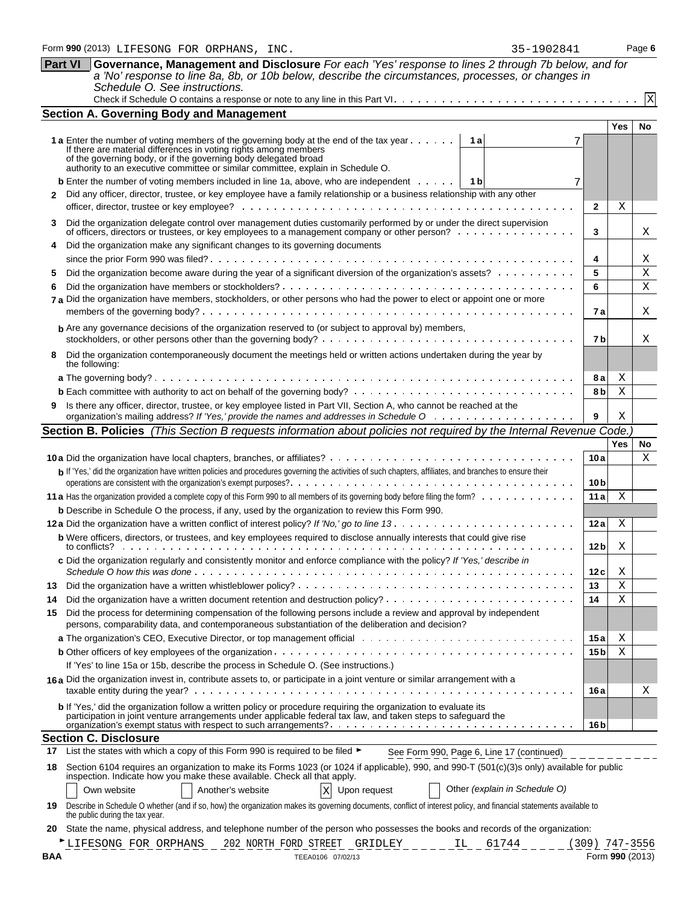Form **990** (2013) LIFESONG FOR ORPHANS, INC. 35-1902841 Page **6**

## Part VI Governance, Management and Disclosure

*For each 'Yes' response to lines 2 through 7b below, and for a 'No' response to line 8a, 8b, or 10b below, describe the circumstances, processes, or changes in Schedule O. See instructions.*

Check if Schedule O contains a response or note to any line in this Part VI . . . . . X

### Section A. Governing Body and Management

| | | | Yes | No |
|---|---|---|---|---|
| **1 a** Enter the number of voting members of the governing body at the end of the tax year . . . . . **1a** 7<br>If there are material differences in voting rights among members of the governing body, or if the governing body delegated broad authority to an executive committee or similar committee, explain in Schedule O. | | | | |
| **b** Enter the number of voting members included in line 1a, above, who are independent . . . . . **1b** 7 | | | | |
| **2** Did any officer, director, trustee, or key employee have a family relationship or a business relationship with any other officer, director, trustee or key employee? | **2** | | X | |
| **3** Did the organization delegate control over management duties customarily performed by or under the direct supervision of officers, directors or trustees, or key employees to a management company or other person? | **3** | | | X |
| **4** Did the organization make any significant changes to its governing documents since the prior Form 990 was filed? | **4** | | | X |
| **5** Did the organization become aware during the year of a significant diversion of the organization's assets? | **5** | | | X |
| **6** Did the organization have members or stockholders? | **6** | | | X |
| **7 a** Did the organization have members, stockholders, or other persons who had the power to elect or appoint one or more members of the governing body? | **7a** | | | X |
| **b** Are any governance decisions of the organization reserved to (or subject to approval by) members, stockholders, or other persons other than the governing body? | **7b** | | | X |
| **8** Did the organization contemporaneously document the meetings held or written actions undertaken during the year by the following: | | | | |
| **a** The governing body? | **8a** | | X | |
| **b** Each committee with authority to act on behalf of the governing body? | **8b** | | X | |
| **9** Is there any officer, director, trustee, or key employee listed in Part VII, Section A, who cannot be reached at the organization's mailing address? *If 'Yes,' provide the names and addresses in Schedule O* | **9** | | X | |

### Section B. Policies *(This Section B requests information about policies not required by the Internal Revenue Code.)*

| | | | Yes | No |
|---|---|---|---|---|
| **10 a** Did the organization have local chapters, branches, or affiliates? | **10a** | | | X |
| **b** If 'Yes,' did the organization have written policies and procedures governing the activities of such chapters, affiliates, and branches to ensure their operations are consistent with the organization's exempt purposes? | **10b** | | | |
| **11 a** Has the organization provided a complete copy of this Form 990 to all members of its governing body before filing the form? | **11a** | | X | |
| **b** Describe in Schedule O the process, if any, used by the organization to review this Form 990. | | | | |
| **12 a** Did the organization have a written conflict of interest policy? *If 'No,' go to line 13* | **12a** | | X | |
| **b** Were officers, directors, or trustees, and key employees required to disclose annually interests that could give rise to conflicts? | **12b** | | X | |
| **c** Did the organization regularly and consistently monitor and enforce compliance with the policy? *If 'Yes,' describe in Schedule O how this was done* | **12c** | | X | |
| **13** Did the organization have a written whistleblower policy? | **13** | | X | |
| **14** Did the organization have a written document retention and destruction policy? | **14** | | X | |
| **15** Did the process for determining compensation of the following persons include a review and approval by independent persons, comparability data, and contemporaneous substantiation of the deliberation and decision? | | | | |
| **a** The organization's CEO, Executive Director, or top management official | **15a** | | X | |
| **b** Other officers of key employees of the organization | **15b** | | X | |
| If 'Yes' to line 15a or 15b, describe the process in Schedule O. (See instructions.) | | | | |
| **16 a** Did the organization invest in, contribute assets to, or participate in a joint venture or similar arrangement with a taxable entity during the year? | **16a** | | | X |
| **b** If 'Yes,' did the organization follow a written policy or procedure requiring the organization to evaluate its participation in joint venture arrangements under applicable federal tax law, and taken steps to safeguard the organization's exempt status with respect to such arrangements? | **16b** | | | |

### Section C. Disclosure

**17** List the states with which a copy of this Form 990 is required to be filed ► See Form 990, Page 6, Line 17 (continued)

**18** Section 6104 requires an organization to make its Forms 1023 (or 1024 if applicable), 990, and 990-T (501(c)(3)s only) available for public inspection. Indicate how you make these available. Check all that apply.

☐ Own website ☐ Another's website ☒ Upon request ☐ Other *(explain in Schedule O)*

**19** Describe in Schedule O whether (and if so, how) the organization makes its governing documents, conflict of interest policy, and financial statements available to the public during the tax year.

**20** State the name, physical address, and telephone number of the person who possesses the books and records of the organization:

► LIFESONG FOR ORPHANS 202 NORTH FORD STREET GRIDLEY IL 61744 (309) 747-3556

BAA TEEA0106 07/02/13 Form **990** (2013)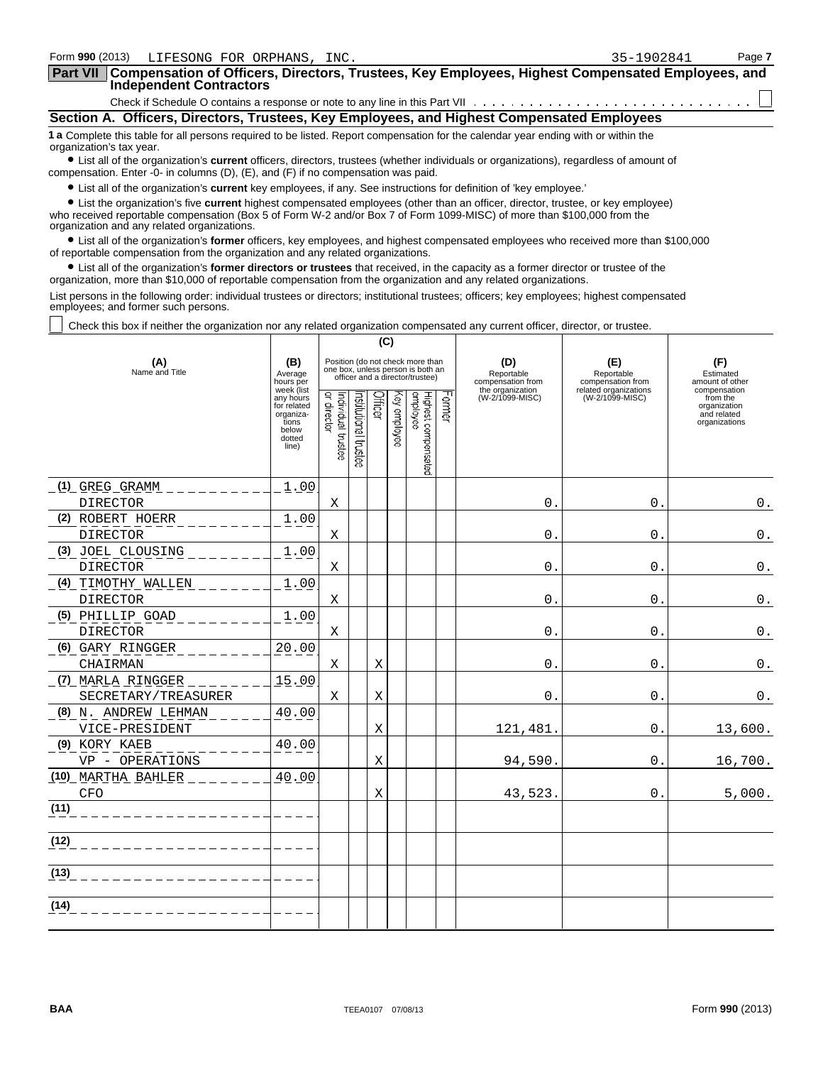Form **990** (2013) LIFESONG FOR ORPHANS, INC. 35-1902841

## Part VII Compensation of Officers, Directors, Trustees, Key Employees, Highest Compensated Employees, and Independent Contractors

Check if Schedule O contains a response or note to any line in this Part VII . . . . . . . . . . . . . . . . . . . . . . . . . . . . . ☐

### Section A. Officers, Directors, Trustees, Key Employees, and Highest Compensated Employees

**1 a** Complete this table for all persons required to be listed. Report compensation for the calendar year ending with or within the organization's tax year.

- List all of the organization's **current** officers, directors, trustees (whether individuals or organizations), regardless of amount of compensation. Enter -0- in columns (D), (E), and (F) if no compensation was paid.
- List all of the organization's **current** key employees, if any. See instructions for definition of 'key employee.'
- List the organization's five **current** highest compensated employees (other than an officer, director, trustee, or key employee) who received reportable compensation (Box 5 of Form W-2 and/or Box 7 of Form 1099-MISC) of more than $100,000 from the organization and any related organizations.
- List all of the organization's **former** officers, key employees, and highest compensated employees who received more than $100,000 of reportable compensation from the organization and any related organizations.
- List all of the organization's **former directors or trustees** that received, in the capacity as a former director or trustee of the organization, more than $10,000 of reportable compensation from the organization and any related organizations.

List persons in the following order: individual trustees or directors; institutional trustees; officers; key employees; highest compensated employees; and former such persons.

☐ Check this box if neither the organization nor any related organization compensated any current officer, director, or trustee.

| (A) Name and Title | (B) Average hours per week (list any hours for related organizations below dotted line) | (C) Position: Individual trustee or director | Institutional trustee | Officer | Key employee | Highest compensated employee | Former | (D) Reportable compensation from the organization (W-2/1099-MISC) | (E) Reportable compensation from related organizations (W-2/1099-MISC) | (F) Estimated amount of other compensation from the organization and related organizations |
|---|---|---|---|---|---|---|---|---|---|---|
| (1) GREG GRAMM<br>DIRECTOR | 1.00 | X | | | | | | 0. | 0. | 0. |
| (2) ROBERT HOERR<br>DIRECTOR | 1.00 | X | | | | | | 0. | 0. | 0. |
| (3) JOEL CLOUSING<br>DIRECTOR | 1.00 | X | | | | | | 0. | 0. | 0. |
| (4) TIMOTHY WALLEN<br>DIRECTOR | 1.00 | X | | | | | | 0. | 0. | 0. |
| (5) PHILLIP GOAD<br>DIRECTOR | 1.00 | X | | | | | | 0. | 0. | 0. |
| (6) GARY RINGGER<br>CHAIRMAN | 20.00 | X | | X | | | | 0. | 0. | 0. |
| (7) MARLA RINGGER<br>SECRETARY/TREASURER | 15.00 | X | | X | | | | 0. | 0. | 0. |
| (8) N. ANDREW LEHMAN<br>VICE-PRESIDENT | 40.00 | | | X | | | | 121,481. | 0. | 13,600. |
| (9) KORY KAEB<br>VP - OPERATIONS | 40.00 | | | X | | | | 94,590. | 0. | 16,700. |
| (10) MARTHA BAHLER<br>CFO | 40.00 | | | X | | | | 43,523. | 0. | 5,000. |
| (11) | | | | | | | | | | |
| (12) | | | | | | | | | | |
| (13) | | | | | | | | | | |
| (14) | | | | | | | | | | |

BAA TEEA0107 07/08/13 Form **990** (2013)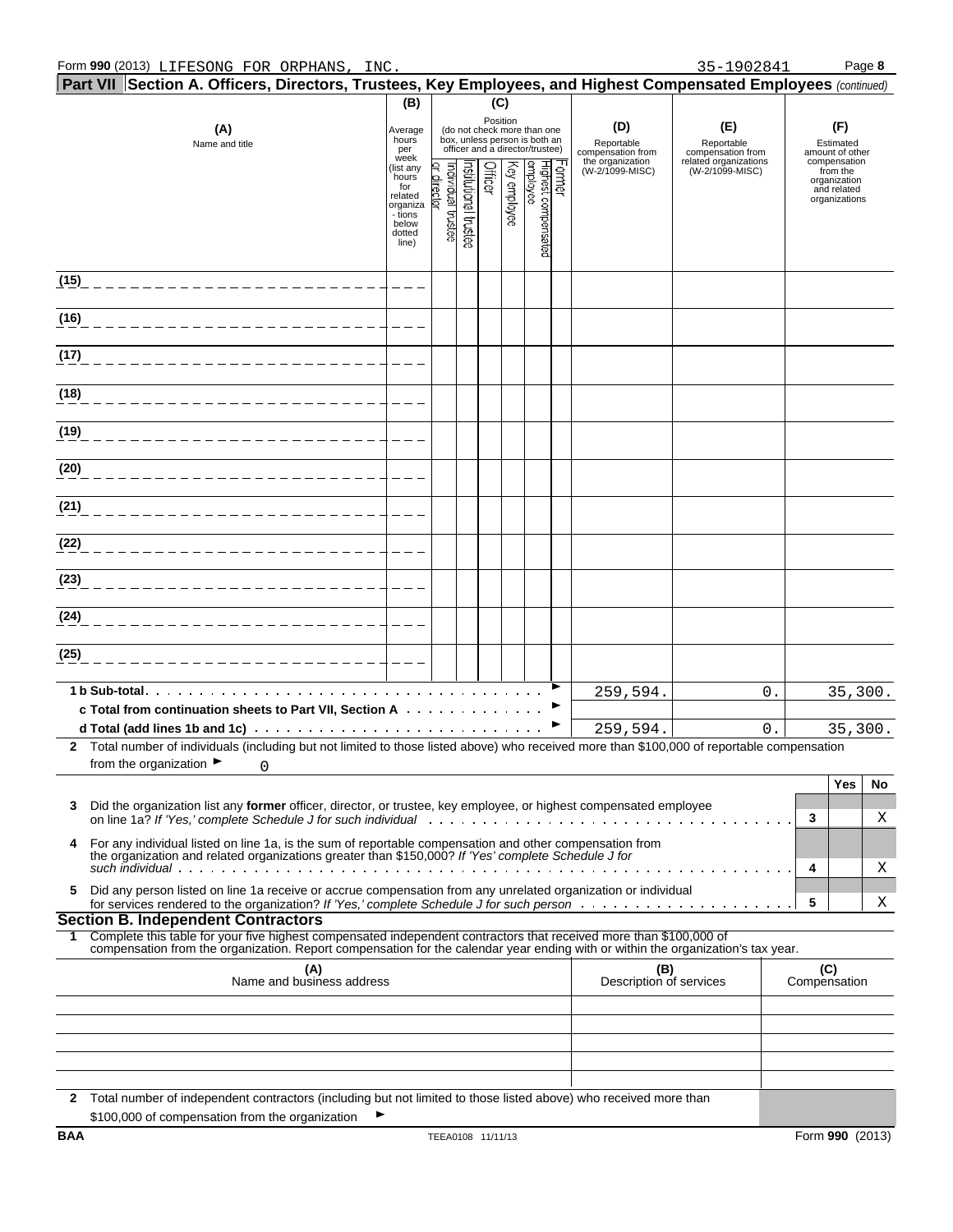Form **990** (2013) LIFESONG FOR ORPHANS, INC. 35-1902841 Page **8**

## Part VII Section A. Officers, Directors, Trustees, Key Employees, and Highest Compensated Employees *(continued)*

| (A) Name and title | (B) Average hours per week (list any hours for related organizations below dotted line) | (C) Position: Individual trustee or director | Institutional trustee | Officer | Key employee | Highest compensated employee | Former | (D) Reportable compensation from the organization (W-2/1099-MISC) | (E) Reportable compensation from related organizations (W-2/1099-MISC) | (F) Estimated amount of other compensation from the organization and related organizations |
|---|---|---|---|---|---|---|---|---|---|---|
| (15) | | | | | | | | | | |
| (16) | | | | | | | | | | |
| (17) | | | | | | | | | | |
| (18) | | | | | | | | | | |
| (19) | | | | | | | | | | |
| (20) | | | | | | | | | | |
| (21) | | | | | | | | | | |
| (22) | | | | | | | | | | |
| (23) | | | | | | | | | | |
| (24) | | | | | | | | | | |
| (25) | | | | | | | | | | |
| **1 b Sub-total** | | | | | | | | 259,594. | 0. | 35,300. |
| **c Total from continuation sheets to Part VII, Section A** | | | | | | | | | | |
| **d Total (add lines 1b and 1c)** | | | | | | | | 259,594. | 0. | 35,300. |

**2** Total number of individuals (including but not limited to those listed above) who received more than $100,000 of reportable compensation from the organization ► 0

| | | Yes | No |
|---|---|---|---|
| **3** Did the organization list any **former** officer, director, or trustee, key employee, or highest compensated employee on line 1a? *If 'Yes,' complete Schedule J for such individual* | 3 | | X |
| **4** For any individual listed on line 1a, is the sum of reportable compensation and other compensation from the organization and related organizations greater than $150,000? *If 'Yes' complete Schedule J for such individual* | 4 | | X |
| **5** Did any person listed on line 1a receive or accrue compensation from any unrelated organization or individual for services rendered to the organization? *If 'Yes,' complete Schedule J for such person* | 5 | | X |

### Section B. Independent Contractors

**1** Complete this table for your five highest compensated independent contractors that received more than $100,000 of compensation from the organization. Report compensation for the calendar year ending with or within the organization's tax year.

| (A) Name and business address | (B) Description of services | (C) Compensation |
|---|---|---|
| | | |
| | | |
| | | |
| | | |
| | | |

**2** Total number of independent contractors (including but not limited to those listed above) who received more than $100,000 of compensation from the organization ►

BAA TEEA0108 11/11/13 Form **990** (2013)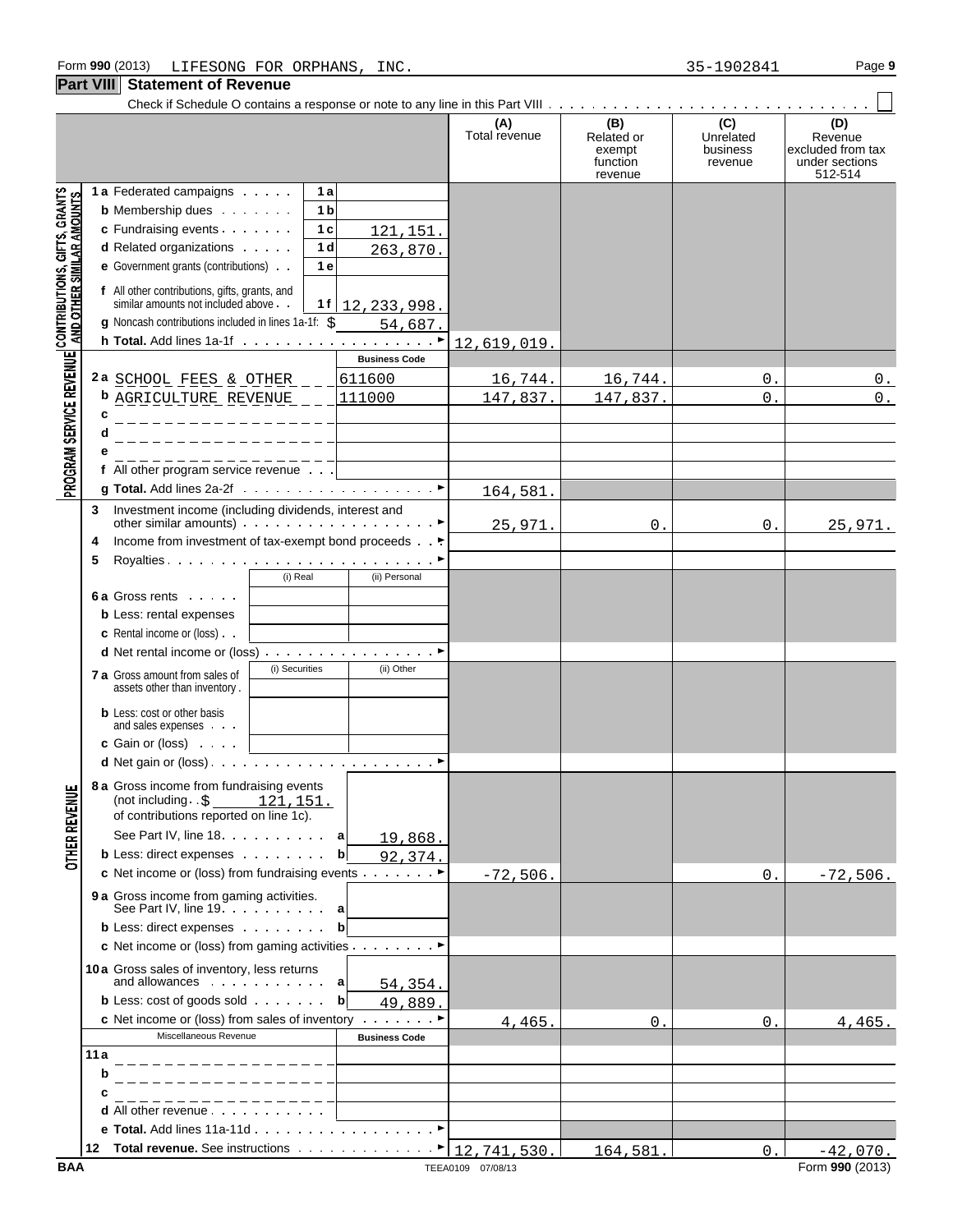Form **990** (2013) LIFESONG FOR ORPHANS, INC. 35-1902841

## Part VIII Statement of Revenue

Check if Schedule O contains a response or note to any line in this Part VIII . . . ☐

| | | | (A) Total revenue | (B) Related or exempt function revenue | (C) Unrelated business revenue | (D) Revenue excluded from tax under sections 512-514 |
|---|---|---|---|---|---|---|
| **CONTRIBUTIONS, GIFTS, GRANTS AND OTHER SIMILAR AMOUNTS** | | | | | | |
| 1a Federated campaigns | 1a | | | | | |
| b Membership dues | 1b | | | | | |
| c Fundraising events | 1c | 121,151. | | | | |
| d Related organizations | 1d | 263,870. | | | | |
| e Government grants (contributions) | 1e | | | | | |
| f All other contributions, gifts, grants, and similar amounts not included above | 1f | 12,233,998. | | | | |
| g Noncash contributions included in lines 1a-1f: $ 54,687. | | | | | | |
| h **Total.** Add lines 1a-1f | | ► | 12,619,019. | | | |
| **PROGRAM SERVICE REVENUE** | | Business Code | | | | |
| 2a SCHOOL FEES & OTHER | | 611600 | 16,744. | 16,744. | 0. | 0. |
| b AGRICULTURE REVENUE | | 111000 | 147,837. | 147,837. | 0. | 0. |
| c | | | | | | |
| d | | | | | | |
| e | | | | | | |
| f All other program service revenue | | | | | | |
| g **Total.** Add lines 2a-2f | | ► | 164,581. | | | |
| **OTHER REVENUE** | | | | | | |
| 3 Investment income (including dividends, interest and other similar amounts) | | ► | 25,971. | 0. | 0. | 25,971. |
| 4 Income from investment of tax-exempt bond proceeds | | ► | | | | |
| 5 Royalties | | ► | | | | |
| | (i) Real | (ii) Personal | | | | |
| 6a Gross rents | | | | | | |
| b Less: rental expenses | | | | | | |
| c Rental income or (loss) | | | | | | |
| d Net rental income or (loss) | | ► | | | | |
| | (i) Securities | (ii) Other | | | | |
| 7a Gross amount from sales of assets other than inventory | | | | | | |
| b Less: cost or other basis and sales expenses | | | | | | |
| c Gain or (loss) | | | | | | |
| d Net gain or (loss) | | ► | | | | |
| 8a Gross income from fundraising events (not including $ 121,151. of contributions reported on line 1c). See Part IV, line 18 | a | 19,868. | | | | |
| b Less: direct expenses | b | 92,374. | | | | |
| c Net income or (loss) from fundraising events | | ► | -72,506. | | 0. | -72,506. |
| 9a Gross income from gaming activities. See Part IV, line 19 | a | | | | | |
| b Less: direct expenses | b | | | | | |
| c Net income or (loss) from gaming activities | | ► | | | | |
| 10a Gross sales of inventory, less returns and allowances | a | 54,354. | | | | |
| b Less: cost of goods sold | b | 49,889. | | | | |
| c Net income or (loss) from sales of inventory | | ► | 4,465. | 0. | 0. | 4,465. |
| Miscellaneous Revenue | | Business Code | | | | |
| 11a | | | | | | |
| b | | | | | | |
| c | | | | | | |
| d All other revenue | | | | | | |
| e **Total.** Add lines 11a-11d | | ► | | | | |
| 12 **Total revenue.** See instructions | | ► | 12,741,530. | 164,581. | 0. | -42,070. |

BAA TEEA0109 07/08/13 Form **990** (2013)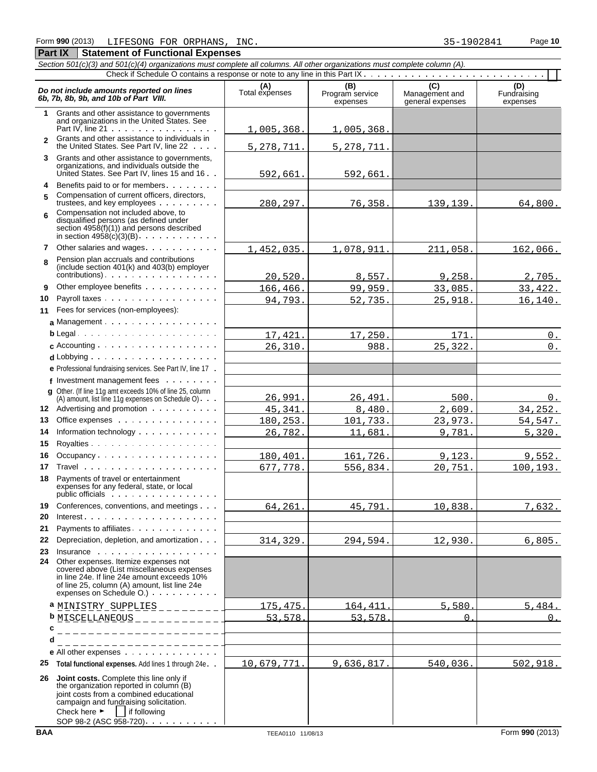Form **990** (2013) LIFESONG FOR ORPHANS, INC. 35-1902841

## Part IX Statement of Functional Expenses

*Section 501(c)(3) and 501(c)(4) organizations must complete all columns. All other organizations must complete column (A).*

Check if Schedule O contains a response or note to any line in this Part IX . . . . . . . . . . ☐

| *Do not include amounts reported on lines 6b, 7b, 8b, 9b, and 10b of Part VIII.* | (A) Total expenses | (B) Program service expenses | (C) Management and general expenses | (D) Fundraising expenses |
|---|---|---|---|---|
| **1** Grants and other assistance to governments and organizations in the United States. See Part IV, line 21 | 1,005,368. | 1,005,368. | | |
| **2** Grants and other assistance to individuals in the United States. See Part IV, line 22 | 5,278,711. | 5,278,711. | | |
| **3** Grants and other assistance to governments, organizations, and individuals outside the United States. See Part IV, lines 15 and 16 | 592,661. | 592,661. | | |
| **4** Benefits paid to or for members | | | | |
| **5** Compensation of current officers, directors, trustees, and key employees | 280,297. | 76,358. | 139,139. | 64,800. |
| **6** Compensation not included above, to disqualified persons (as defined under section 4958(f)(1)) and persons described in section 4958(c)(3)(B) | | | | |
| **7** Other salaries and wages | 1,452,035. | 1,078,911. | 211,058. | 162,066. |
| **8** Pension plan accruals and contributions (include section 401(k) and 403(b) employer contributions) | 20,520. | 8,557. | 9,258. | 2,705. |
| **9** Other employee benefits | 166,466. | 99,959. | 33,085. | 33,422. |
| **10** Payroll taxes | 94,793. | 52,735. | 25,918. | 16,140. |
| **11** Fees for services (non-employees): | | | | |
| **a** Management | | | | |
| **b** Legal | 17,421. | 17,250. | 171. | 0. |
| **c** Accounting | 26,310. | 988. | 25,322. | 0. |
| **d** Lobbying | | | | |
| **e** Professional fundraising services. See Part IV, line 17 | | | | |
| **f** Investment management fees | | | | |
| **g** Other. (If line 11g amt exceeds 10% of line 25, column (A) amount, list line 11g expenses on Schedule O) | 26,991. | 26,491. | 500. | 0. |
| **12** Advertising and promotion | 45,341. | 8,480. | 2,609. | 34,252. |
| **13** Office expenses | 180,253. | 101,733. | 23,973. | 54,547. |
| **14** Information technology | 26,782. | 11,681. | 9,781. | 5,320. |
| **15** Royalties | | | | |
| **16** Occupancy | 180,401. | 161,726. | 9,123. | 9,552. |
| **17** Travel | 677,778. | 556,834. | 20,751. | 100,193. |
| **18** Payments of travel or entertainment expenses for any federal, state, or local public officials | | | | |
| **19** Conferences, conventions, and meetings | 64,261. | 45,791. | 10,838. | 7,632. |
| **20** Interest | | | | |
| **21** Payments to affiliates | | | | |
| **22** Depreciation, depletion, and amortization | 314,329. | 294,594. | 12,930. | 6,805. |
| **23** Insurance | | | | |
| **24** Other expenses. Itemize expenses not covered above (List miscellaneous expenses in line 24e. If line 24e amount exceeds 10% of line 25, column (A) amount, list line 24e expenses on Schedule O.) | | | | |
| **a** MINISTRY SUPPLIES | 175,475. | 164,411. | 5,580. | 5,484. |
| **b** MISCELLANEOUS | 53,578. | 53,578. | 0. | 0. |
| **c** | | | | |
| **d** | | | | |
| **e** All other expenses | | | | |
| **25** **Total functional expenses.** Add lines 1 through 24e | 10,679,771. | 9,636,817. | 540,036. | 502,918. |
| **26** **Joint costs.** Complete this line only if the organization reported in column (B) joint costs from a combined educational campaign and fundraising solicitation. Check here ► ☐ if following SOP 98-2 (ASC 958-720) | | | | |

BAA TEEA0110 11/08/13 Form **990** (2013)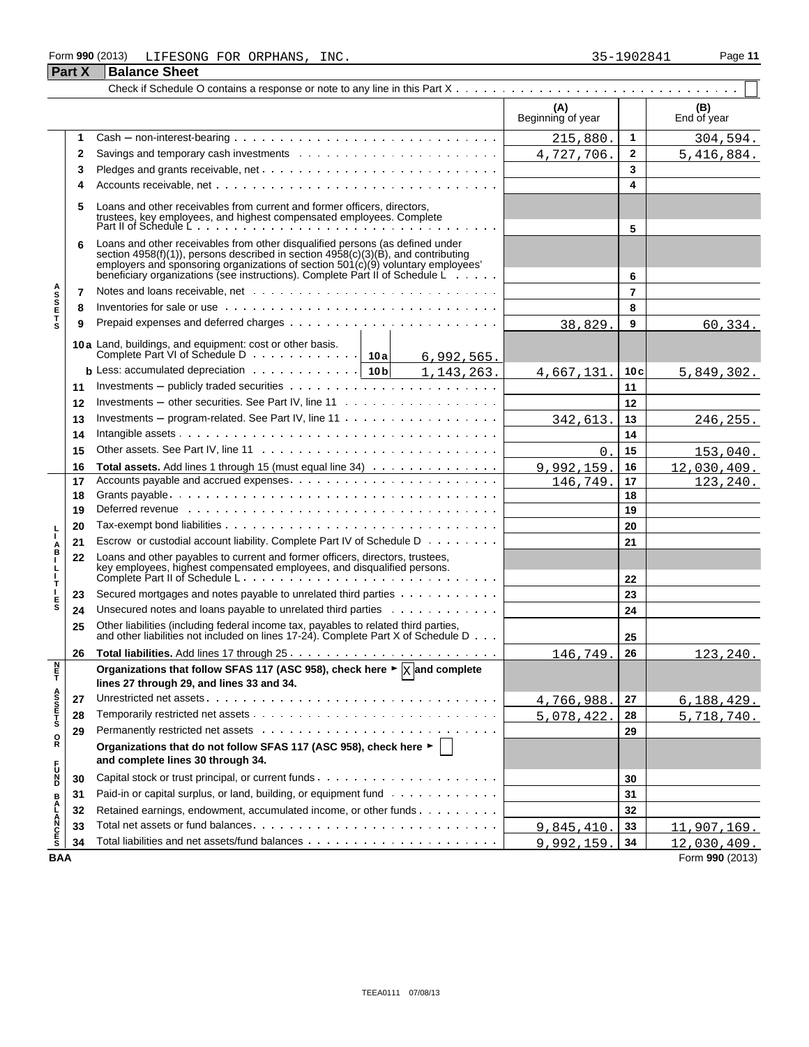Form **990** (2013) LIFESONG FOR ORPHANS, INC. 35-1902841

## Part X Balance Sheet

Check if Schedule O contains a response or note to any line in this Part X . . . . . . . . . . ☐

| | | | (A) Beginning of year | | (B) End of year |
|---|---|---|---|---|---|
| **ASSETS** | 1 | Cash – non-interest-bearing | 215,880. | 1 | 304,594. |
| | 2 | Savings and temporary cash investments | 4,727,706. | 2 | 5,416,884. |
| | 3 | Pledges and grants receivable, net | | 3 | |
| | 4 | Accounts receivable, net | | 4 | |
| | 5 | Loans and other receivables from current and former officers, directors, trustees, key employees, and highest compensated employees. Complete Part II of Schedule L | | 5 | |
| | 6 | Loans and other receivables from other disqualified persons (as defined under section 4958(f)(1)), persons described in section 4958(c)(3)(B), and contributing employers and sponsoring organizations of section 501(c)(9) voluntary employees' beneficiary organizations (see instructions). Complete Part II of Schedule L | | 6 | |
| | 7 | Notes and loans receivable, net | | 7 | |
| | 8 | Inventories for sale or use | | 8 | |
| | 9 | Prepaid expenses and deferred charges | 38,829. | 9 | 60,334. |
| | 10a | Land, buildings, and equipment: cost or other basis. Complete Part VI of Schedule D . . . 10a 6,992,565. | | | |
| | b | Less: accumulated depreciation . . . 10b 1,143,263. | 4,667,131. | 10c | 5,849,302. |
| | 11 | Investments – publicly traded securities | | 11 | |
| | 12 | Investments – other securities. See Part IV, line 11 | | 12 | |
| | 13 | Investments – program-related. See Part IV, line 11 | 342,613. | 13 | 246,255. |
| | 14 | Intangible assets | | 14 | |
| | 15 | Other assets. See Part IV, line 11 | 0. | 15 | 153,040. |
| | 16 | **Total assets.** Add lines 1 through 15 (must equal line 34) | 9,992,159. | 16 | 12,030,409. |
| **LIABILITIES** | 17 | Accounts payable and accrued expenses | 146,749. | 17 | 123,240. |
| | 18 | Grants payable | | 18 | |
| | 19 | Deferred revenue | | 19 | |
| | 20 | Tax-exempt bond liabilities | | 20 | |
| | 21 | Escrow or custodial account liability. Complete Part IV of Schedule D | | 21 | |
| | 22 | Loans and other payables to current and former officers, directors, trustees, key employees, highest compensated employees, and disqualified persons. Complete Part II of Schedule L | | 22 | |
| | 23 | Secured mortgages and notes payable to unrelated third parties | | 23 | |
| | 24 | Unsecured notes and loans payable to unrelated third parties | | 24 | |
| | 25 | Other liabilities (including federal income tax, payables to related third parties, and other liabilities not included on lines 17-24). Complete Part X of Schedule D | | 25 | |
| | 26 | **Total liabilities.** Add lines 17 through 25 | 146,749. | 26 | 123,240. |
| **NET ASSETS OR FUND BALANCES** | | **Organizations that follow SFAS 117 (ASC 958), check here ► ☒ and complete lines 27 through 29, and lines 33 and 34.** | | | |
| | 27 | Unrestricted net assets | 4,766,988. | 27 | 6,188,429. |
| | 28 | Temporarily restricted net assets | 5,078,422. | 28 | 5,718,740. |
| | 29 | Permanently restricted net assets | | 29 | |
| | | **Organizations that do not follow SFAS 117 (ASC 958), check here ► ☐ and complete lines 30 through 34.** | | | |
| | 30 | Capital stock or trust principal, or current funds | | 30 | |
| | 31 | Paid-in or capital surplus, or land, building, or equipment fund | | 31 | |
| | 32 | Retained earnings, endowment, accumulated income, or other funds | | 32 | |
| | 33 | Total net assets or fund balances | 9,845,410. | 33 | 11,907,169. |
| | 34 | Total liabilities and net assets/fund balances | 9,992,159. | 34 | 12,030,409. |

BAA Form **990** (2013)

TEEA0111 07/08/13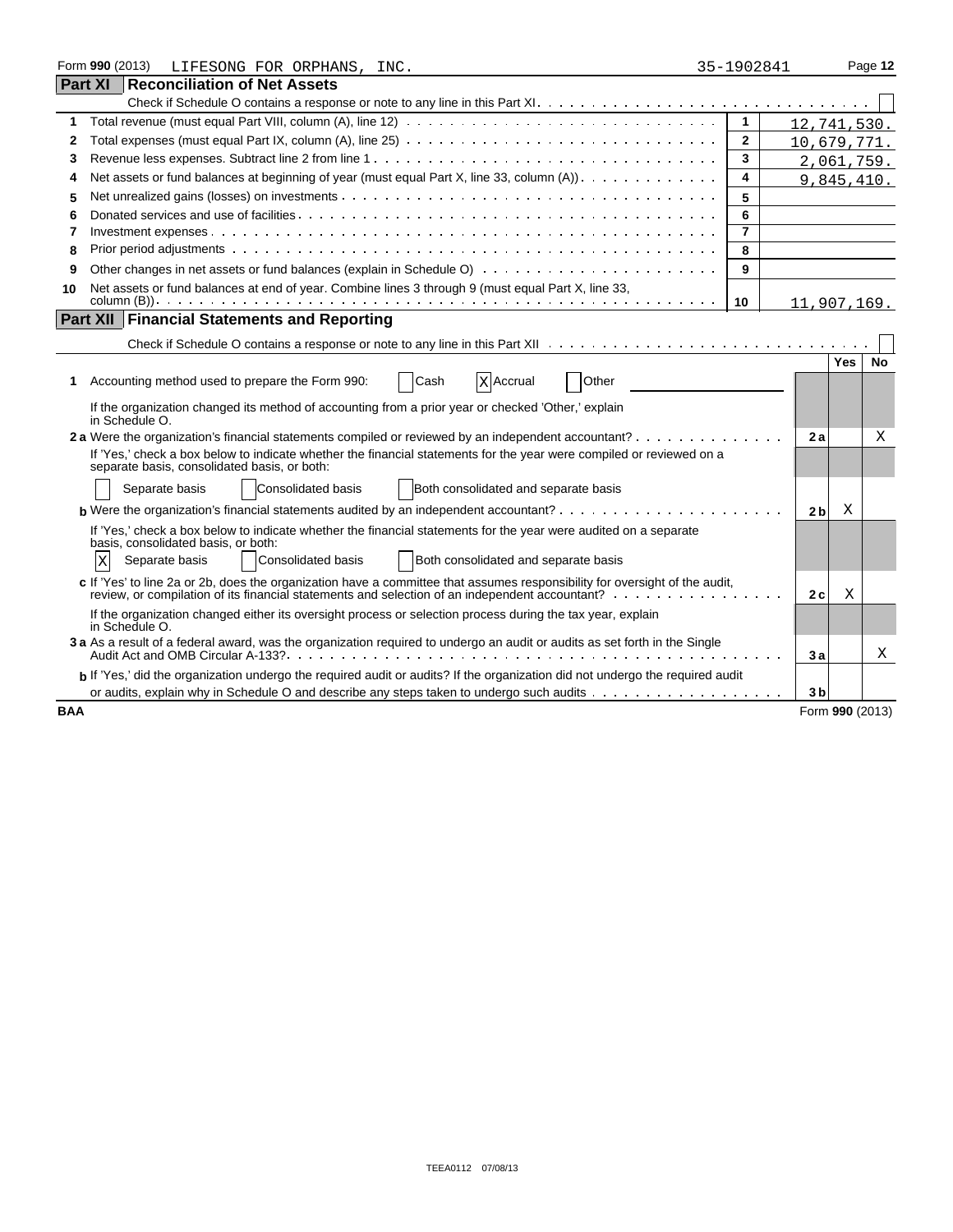Form **990** (2013) LIFESONG FOR ORPHANS, INC. 35-1902841

## Part XI Reconciliation of Net Assets

Check if Schedule O contains a response or note to any line in this Part XI. . . . . . . . . . . . . . . . . . . . . . . . . . . . . . . . . . [ ]

| | | Line | Amount |
|---|---|---|---|
| 1 | Total revenue (must equal Part VIII, column (A), line 12) | 1 | 12,741,530. |
| 2 | Total expenses (must equal Part IX, column (A), line 25) | 2 | 10,679,771. |
| 3 | Revenue less expenses. Subtract line 2 from line 1 | 3 | 2,061,759. |
| 4 | Net assets or fund balances at beginning of year (must equal Part X, line 33, column (A)) | 4 | 9,845,410. |
| 5 | Net unrealized gains (losses) on investments | 5 | |
| 6 | Donated services and use of facilities | 6 | |
| 7 | Investment expenses | 7 | |
| 8 | Prior period adjustments | 8 | |
| 9 | Other changes in net assets or fund balances (explain in Schedule O) | 9 | |
| 10 | Net assets or fund balances at end of year. Combine lines 3 through 9 (must equal Part X, line 33, column (B)) | 10 | 11,907,169. |

## Part XII Financial Statements and Reporting

Check if Schedule O contains a response or note to any line in this Part XII . . . . . . . . . . . . . . . . . . . . . . . . . . . . . . . . [ ]

| | | | Yes | No |
|---|---|---|---|---|
| **1** | Accounting method used to prepare the Form 990: [ ] Cash [X] Accrual [ ] Other | | | |
| | If the organization changed its method of accounting from a prior year or checked 'Other,' explain in Schedule O. | | | |
| **2a** | Were the organization's financial statements compiled or reviewed by an independent accountant? | 2a | | X |
| | If 'Yes,' check a box below to indicate whether the financial statements for the year were compiled or reviewed on a separate basis, consolidated basis, or both: [ ] Separate basis [ ] Consolidated basis [ ] Both consolidated and separate basis | | | |
| **b** | Were the organization's financial statements audited by an independent accountant? | 2b | X | |
| | If 'Yes,' check a box below to indicate whether the financial statements for the year were audited on a separate basis, consolidated basis, or both: [X] Separate basis [ ] Consolidated basis [ ] Both consolidated and separate basis | | | |
| **c** | If 'Yes' to line 2a or 2b, does the organization have a committee that assumes responsibility for oversight of the audit, review, or compilation of its financial statements and selection of an independent accountant? | 2c | X | |
| | If the organization changed either its oversight process or selection process during the tax year, explain in Schedule O. | | | |
| **3a** | As a result of a federal award, was the organization required to undergo an audit or audits as set forth in the Single Audit Act and OMB Circular A-133? | 3a | | X |
| **b** | If 'Yes,' did the organization undergo the required audit or audits? If the organization did not undergo the required audit or audits, explain why in Schedule O and describe any steps taken to undergo such audits | 3b | | |

BAA Form **990** (2013)

TEEA0112 07/08/13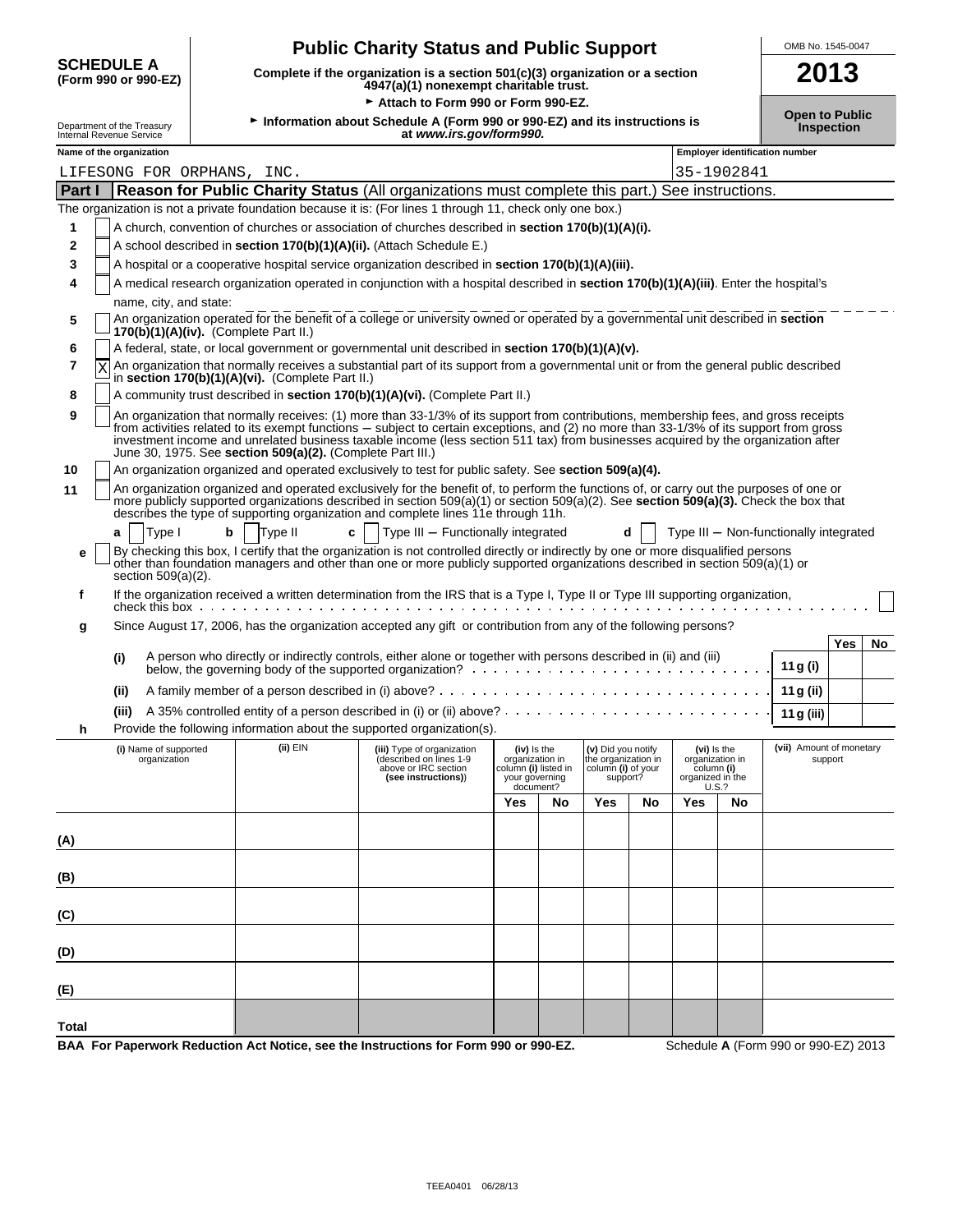**SCHEDULE A**
**(Form 990 or 990-EZ)**

Department of the Treasury
Internal Revenue Service

# Public Charity Status and Public Support

**Complete if the organization is a section 501(c)(3) organization or a section 4947(a)(1) nonexempt charitable trust.**

► **Attach to Form 990 or Form 990-EZ.**

► **Information about Schedule A (Form 990 or 990-EZ) and its instructions is at *www.irs.gov/form990.***

OMB No. 1545-0047

**2013**

**Open to Public Inspection**

**Name of the organization**
LIFESONG FOR ORPHANS, INC.

**Employer identification number**
35-1902841

## Part I — Reason for Public Charity Status (All organizations must complete this part.) See instructions.

The organization is not a private foundation because it is: (For lines 1 through 11, check only one box.)

1. [ ] A church, convention of churches or association of churches described in **section 170(b)(1)(A)(i).**
2. [ ] A school described in **section 170(b)(1)(A)(ii).** (Attach Schedule E.)
3. [ ] A hospital or a cooperative hospital service organization described in **section 170(b)(1)(A)(iii).**
4. [ ] A medical research organization operated in conjunction with a hospital described in **section 170(b)(1)(A)(iii)**. Enter the hospital's name, city, and state:
5. [ ] An organization operated for the benefit of a college or university owned or operated by a governmental unit described in **section 170(b)(1)(A)(iv).** (Complete Part II.)
6. [ ] A federal, state, or local government or governmental unit described in **section 170(b)(1)(A)(v).**
7. [X] An organization that normally receives a substantial part of its support from a governmental unit or from the general public described in **section 170(b)(1)(A)(vi).** (Complete Part II.)
8. [ ] A community trust described in **section 170(b)(1)(A)(vi).** (Complete Part II.)
9. [ ] An organization that normally receives: (1) more than 33-1/3% of its support from contributions, membership fees, and gross receipts from activities related to its exempt functions – subject to certain exceptions, and (2) no more than 33-1/3% of its support from gross investment income and unrelated business taxable income (less section 511 tax) from businesses acquired by the organization after June 30, 1975. See **section 509(a)(2).** (Complete Part III.)
10. [ ] An organization organized and operated exclusively to test for public safety. See **section 509(a)(4).**
11. [ ] An organization organized and operated exclusively for the benefit of, to perform the functions of, or carry out the purposes of one or more publicly supported organizations described in section 509(a)(1) or section 509(a)(2). See **section 509(a)(3).** Check the box that describes the type of supporting organization and complete lines 11e through 11h.

   **a** [ ] Type I  **b** [ ] Type II  **c** [ ] Type III – Functionally integrated  **d** [ ] Type III – Non-functionally integrated

   **e** [ ] By checking this box, I certify that the organization is not controlled directly or indirectly by one or more disqualified persons other than foundation managers and other than one or more publicly supported organizations described in section 509(a)(1) or section 509(a)(2).

   **f** If the organization received a written determination from the IRS that is a Type I, Type II or Type III supporting organization, check this box [ ]

   **g** Since August 17, 2006, has the organization accepted any gift or contribution from any of the following persons?

| | | | Yes | No |
|---|---|---|---|---|
| (i) | A person who directly or indirectly controls, either alone or together with persons described in (ii) and (iii) below, the governing body of the supported organization? | 11 g (i) | | |
| (ii) | A family member of a person described in (i) above? | 11 g (ii) | | |
| (iii) | A 35% controlled entity of a person described in (i) or (ii) above? | 11 g (iii) | | |

   **h** Provide the following information about the supported organization(s).

| (i) Name of supported organization | (ii) EIN | (iii) Type of organization (described on lines 1-9 above or IRC section (see instructions)) | (iv) Is the organization in column (i) listed in your governing document? | | (v) Did you notify the organization in column (i) of your support? | | (vi) Is the organization in column (i) organized in the U.S.? | | (vii) Amount of monetary support |
|---|---|---|---|---|---|---|---|---|---|
| | | | Yes | No | Yes | No | Yes | No | |
| (A) | | | | | | | | | |
| (B) | | | | | | | | | |
| (C) | | | | | | | | | |
| (D) | | | | | | | | | |
| (E) | | | | | | | | | |
| Total | | | | | | | | | |

**BAA For Paperwork Reduction Act Notice, see the Instructions for Form 990 or 990-EZ.** Schedule **A** (Form 990 or 990-EZ) 2013

TEEA0401 06/28/13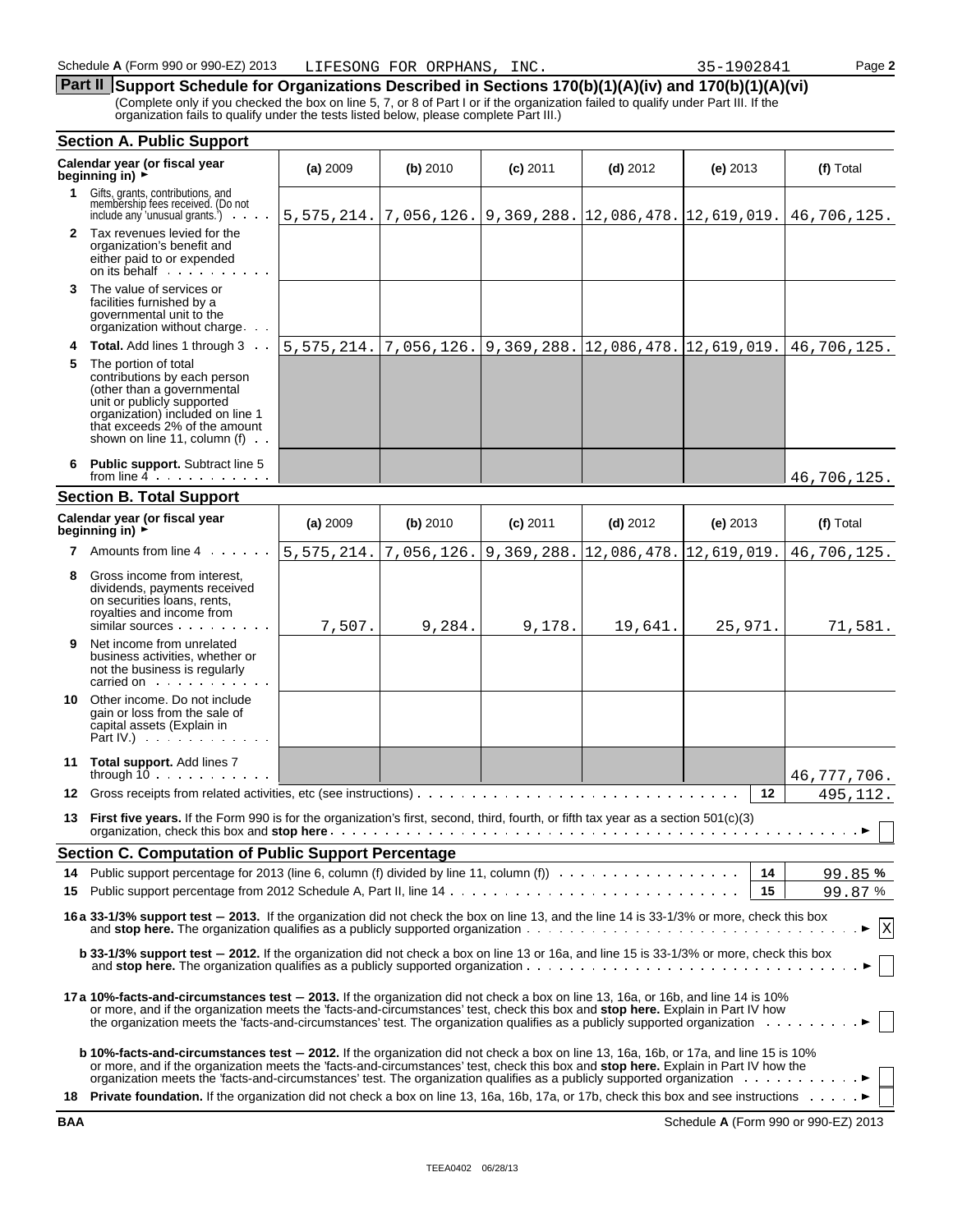Schedule A (Form 990 or 990-EZ) 2013 LIFESONG FOR ORPHANS, INC. 35-1902841 Page 2

## Part II Support Schedule for Organizations Described in Sections 170(b)(1)(A)(iv) and 170(b)(1)(A)(vi)

(Complete only if you checked the box on line 5, 7, or 8 of Part I or if the organization failed to qualify under Part III. If the organization fails to qualify under the tests listed below, please complete Part III.)

### Section A. Public Support

| Calendar year (or fiscal year beginning in) ► | (a) 2009 | (b) 2010 | (c) 2011 | (d) 2012 | (e) 2013 | (f) Total |
|---|---|---|---|---|---|---|
| **1** Gifts, grants, contributions, and membership fees received. (Do not include any 'unusual grants.') | 5,575,214. | 7,056,126. | 9,369,288. | 12,086,478. | 12,619,019. | 46,706,125. |
| **2** Tax revenues levied for the organization's benefit and either paid to or expended on its behalf | | | | | | |
| **3** The value of services or facilities furnished by a governmental unit to the organization without charge | | | | | | |
| **4 Total.** Add lines 1 through 3 | 5,575,214. | 7,056,126. | 9,369,288. | 12,086,478. | 12,619,019. | 46,706,125. |
| **5** The portion of total contributions by each person (other than a governmental unit or publicly supported organization) included on line 1 that exceeds 2% of the amount shown on line 11, column (f) | | | | | | |
| **6 Public support.** Subtract line 5 from line 4 | | | | | | 46,706,125. |

### Section B. Total Support

| Calendar year (or fiscal year beginning in) ► | (a) 2009 | (b) 2010 | (c) 2011 | (d) 2012 | (e) 2013 | (f) Total |
|---|---|---|---|---|---|---|
| **7** Amounts from line 4 | 5,575,214. | 7,056,126. | 9,369,288. | 12,086,478. | 12,619,019. | 46,706,125. |
| **8** Gross income from interest, dividends, payments received on securities loans, rents, royalties and income from similar sources | 7,507. | 9,284. | 9,178. | 19,641. | 25,971. | 71,581. |
| **9** Net income from unrelated business activities, whether or not the business is regularly carried on | | | | | | |
| **10** Other income. Do not include gain or loss from the sale of capital assets (Explain in Part IV.) | | | | | | |
| **11 Total support.** Add lines 7 through 10 | | | | | | 46,777,706. |

**12** Gross receipts from related activities, etc (see instructions) . . . **12** 495,112.

**13 First five years.** If the Form 990 is for the organization's first, second, third, fourth, or fifth tax year as a section 501(c)(3) organization, check this box and **stop here** ► [ ]

### Section C. Computation of Public Support Percentage

**14** Public support percentage for 2013 (line 6, column (f) divided by line 11, column (f)) . . . **14** 99.85 %

**15** Public support percentage from 2012 Schedule A, Part II, line 14 . . . **15** 99.87 %

**16a 33-1/3% support test − 2013.** If the organization did not check the box on line 13, and the line 14 is 33-1/3% or more, check this box and **stop here.** The organization qualifies as a publicly supported organization ► [X]

**b 33-1/3% support test − 2012.** If the organization did not check a box on line 13 or 16a, and line 15 is 33-1/3% or more, check this box and **stop here.** The organization qualifies as a publicly supported organization ► [ ]

**17a 10%-facts-and-circumstances test − 2013.** If the organization did not check a box on line 13, 16a, or 16b, and line 14 is 10% or more, and if the organization meets the 'facts-and-circumstances' test, check this box and **stop here.** Explain in Part IV how the organization meets the 'facts-and-circumstances' test. The organization qualifies as a publicly supported organization ► [ ]

**b 10%-facts-and-circumstances test − 2012.** If the organization did not check a box on line 13, 16a, 16b, or 17a, and line 15 is 10% or more, and if the organization meets the 'facts-and-circumstances' test, check this box and **stop here.** Explain in Part IV how the organization meets the 'facts-and-circumstances' test. The organization qualifies as a publicly supported organization ► [ ]

**18 Private foundation.** If the organization did not check a box on line 13, 16a, 16b, 17a, or 17b, check this box and see instructions ► [ ]

BAA Schedule A (Form 990 or 990-EZ) 2013

TEEA0402 06/28/13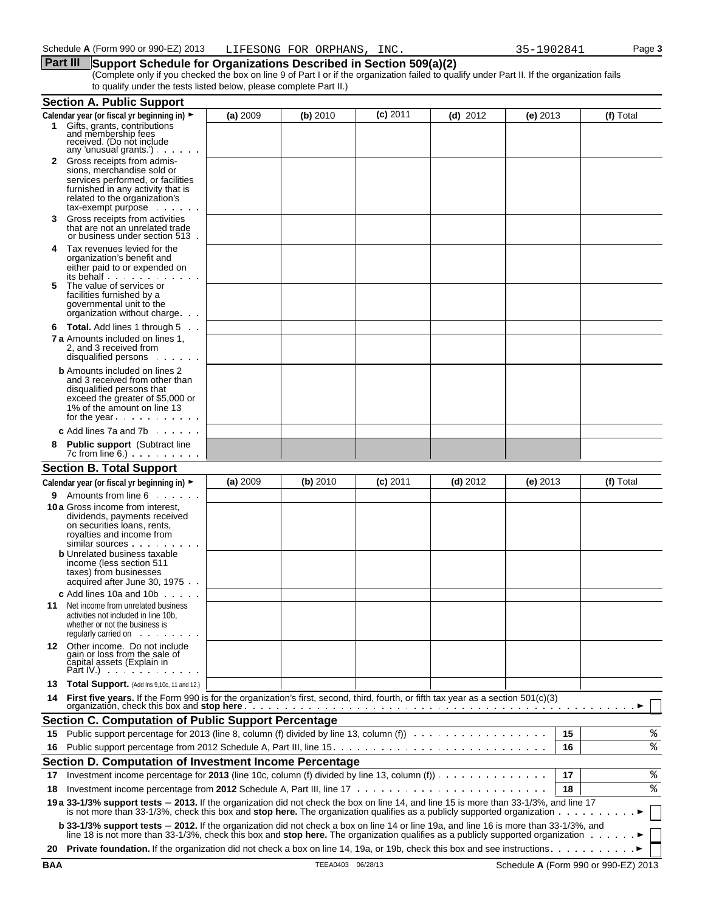Schedule A (Form 990 or 990-EZ) 2013 LIFESONG FOR ORPHANS, INC. 35-1902841 Page 3

## Part III Support Schedule for Organizations Described in Section 509(a)(2)

(Complete only if you checked the box on line 9 of Part I or if the organization failed to qualify under Part II. If the organization fails to qualify under the tests listed below, please complete Part II.)

### Section A. Public Support

| Calendar year (or fiscal yr beginning in) ► | (a) 2009 | (b) 2010 | (c) 2011 | (d) 2012 | (e) 2013 | (f) Total |
|---|---|---|---|---|---|---|
| **1** Gifts, grants, contributions and membership fees received. (Do not include any 'unusual grants.') | | | | | | |
| **2** Gross receipts from admissions, merchandise sold or services performed, or facilities furnished in any activity that is related to the organization's tax-exempt purpose | | | | | | |
| **3** Gross receipts from activities that are not an unrelated trade or business under section 513 | | | | | | |
| **4** Tax revenues levied for the organization's benefit and either paid to or expended on its behalf | | | | | | |
| **5** The value of services or facilities furnished by a governmental unit to the organization without charge | | | | | | |
| **6 Total.** Add lines 1 through 5 | | | | | | |
| **7 a** Amounts included on lines 1, 2, and 3 received from disqualified persons | | | | | | |
| **b** Amounts included on lines 2 and 3 received from other than disqualified persons that exceed the greater of $5,000 or 1% of the amount on line 13 for the year | | | | | | |
| **c** Add lines 7a and 7b | | | | | | |
| **8 Public support** (Subtract line 7c from line 6.) | | | | | | |

### Section B. Total Support

| Calendar year (or fiscal yr beginning in) ► | (a) 2009 | (b) 2010 | (c) 2011 | (d) 2012 | (e) 2013 | (f) Total |
|---|---|---|---|---|---|---|
| **9** Amounts from line 6 | | | | | | |
| **10 a** Gross income from interest, dividends, payments received on securities loans, rents, royalties and income from similar sources | | | | | | |
| **b** Unrelated business taxable income (less section 511 taxes) from businesses acquired after June 30, 1975 | | | | | | |
| **c** Add lines 10a and 10b | | | | | | |
| **11** Net income from unrelated business activities not included in line 10b, whether or not the business is regularly carried on | | | | | | |
| **12** Other income. Do not include gain or loss from the sale of capital assets (Explain in Part IV.) | | | | | | |
| **13 Total Support.** (Add lns 9,10c, 11 and 12.) | | | | | | |

**14 First five years.** If the Form 990 is for the organization's first, second, third, fourth, or fifth tax year as a section 501(c)(3) organization, check this box and **stop here** ► ☐

### Section C. Computation of Public Support Percentage

| | | | |
|---|---|---|---|
| **15** | Public support percentage for 2013 (line 8, column (f) divided by line 13, column (f)) | 15 | % |
| **16** | Public support percentage from 2012 Schedule A, Part III, line 15 | 16 | % |

### Section D. Computation of Investment Income Percentage

| | | | |
|---|---|---|---|
| **17** | Investment income percentage for **2013** (line 10c, column (f) divided by line 13, column (f)) | 17 | % |
| **18** | Investment income percentage from **2012** Schedule A, Part III, line 17 | 18 | % |

**19 a 33-1/3% support tests – 2013.** If the organization did not check the box on line 14, and line 15 is more than 33-1/3%, and line 17 is not more than 33-1/3%, check this box and **stop here.** The organization qualifies as a publicly supported organization ► ☐

**b 33-1/3% support tests – 2012.** If the organization did not check a box on line 14 or line 19a, and line 16 is more than 33-1/3%, and line 18 is not more than 33-1/3%, check this box and **stop here.** The organization qualifies as a publicly supported organization ► ☐

**20 Private foundation.** If the organization did not check a box on line 14, 19a, or 19b, check this box and see instructions ► ☐

BAA TEEA0403 06/28/13 Schedule A (Form 990 or 990-EZ) 2013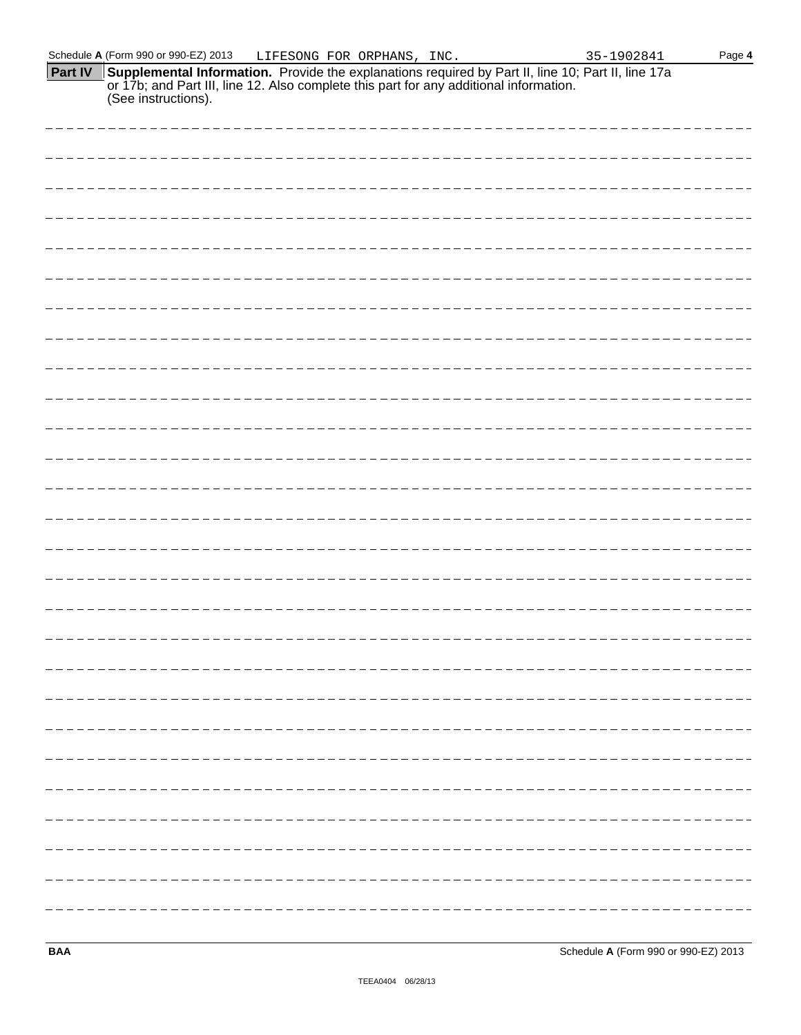**Part IV** **Supplemental Information.** Provide the explanations required by Part II, line 10; Part II, line 17a or 17b; and Part III, line 12. Also complete this part for any additional information. (See instructions).

BAA

TEEA0404 06/28/13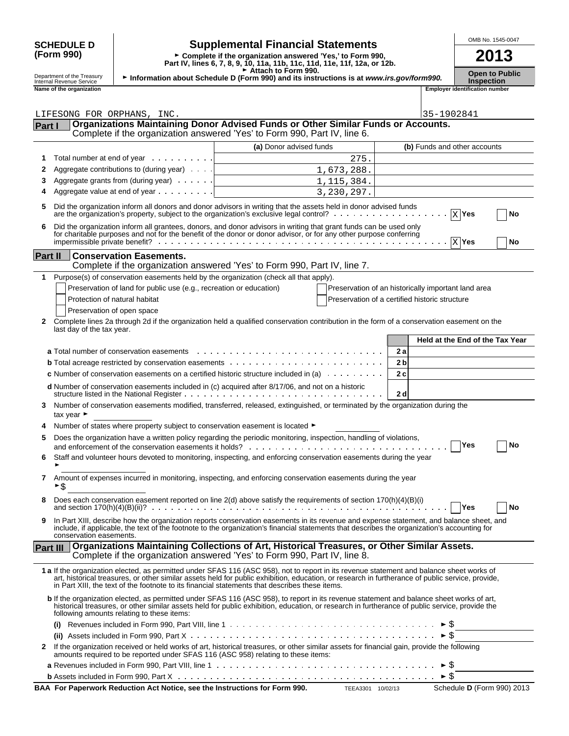**SCHEDULE D (Form 990)**

# Supplemental Financial Statements

► Complete if the organization answered 'Yes,' to Form 990, Part IV, lines 6, 7, 8, 9, 10, 11a, 11b, 11c, 11d, 11e, 11f, 12a, or 12b.
► Attach to Form 990.
► Information about Schedule D (Form 990) and its instructions is at *www.irs.gov/form990.*

Department of the Treasury Internal Revenue Service

OMB No. 1545-0047

**2013**

**Open to Public Inspection**

**Name of the organization:** LIFESONG FOR ORPHANS, INC.

**Employer identification number:** 35-1902841

## Part I Organizations Maintaining Donor Advised Funds or Other Similar Funds or Accounts.

Complete if the organization answered 'Yes' to Form 990, Part IV, line 6.

| | | (a) Donor advised funds | (b) Funds and other accounts |
|---|---|---|---|
| 1 | Total number at end of year | 275. | |
| 2 | Aggregate contributions to (during year) | 1,673,288. | |
| 3 | Aggregate grants from (during year) | 1,115,384. | |
| 4 | Aggregate value at end of year | 3,230,297. | |

5 Did the organization inform all donors and donor advisors in writing that the assets held in donor advised funds are the organization's property, subject to the organization's exclusive legal control? [X] Yes [ ] No

6 Did the organization inform all grantees, donors, and donor advisors in writing that grant funds can be used only for charitable purposes and not for the benefit of the donor or donor advisor, or for any other purpose conferring impermissible private benefit? [X] Yes [ ] No

## Part II Conservation Easements.

Complete if the organization answered 'Yes' to Form 990, Part IV, line 7.

1 Purpose(s) of conservation easements held by the organization (check all that apply).

- [ ] Preservation of land for public use (e.g., recreation or education)
- [ ] Preservation of an historically important land area
- [ ] Protection of natural habitat
- [ ] Preservation of a certified historic structure
- [ ] Preservation of open space

2 Complete lines 2a through 2d if the organization held a qualified conservation contribution in the form of a conservation easement on the last day of the tax year.

| | | Held at the End of the Tax Year |
|---|---|---|
| **a** Total number of conservation easements | 2a | |
| **b** Total acreage restricted by conservation easements | 2b | |
| **c** Number of conservation easements on a certified historic structure included in (a) | 2c | |
| **d** Number of conservation easements included in (c) acquired after 8/17/06, and not on a historic structure listed in the National Register | 2d | |

3 Number of conservation easements modified, transferred, released, extinguished, or terminated by the organization during the tax year ►

4 Number of states where property subject to conservation easement is located ►

5 Does the organization have a written policy regarding the periodic monitoring, inspection, handling of violations, and enforcement of the conservation easements it holds? [ ] Yes [ ] No

6 Staff and volunteer hours devoted to monitoring, inspecting, and enforcing conservation easements during the year ►

7 Amount of expenses incurred in monitoring, inspecting, and enforcing conservation easements during the year ►$

8 Does each conservation easement reported on line 2(d) above satisfy the requirements of section 170(h)(4)(B)(i) and section 170(h)(4)(B)(ii)? [ ] Yes [ ] No

9 In Part XIII, describe how the organization reports conservation easements in its revenue and expense statement, and balance sheet, and include, if applicable, the text of the footnote to the organization's financial statements that describes the organization's accounting for conservation easements.

## Part III Organizations Maintaining Collections of Art, Historical Treasures, or Other Similar Assets.

Complete if the organization answered 'Yes' to Form 990, Part IV, line 8.

**1 a** If the organization elected, as permitted under SFAS 116 (ASC 958), not to report in its revenue statement and balance sheet works of art, historical treasures, or other similar assets held for public exhibition, education, or research in furtherance of public service, provide, in Part XIII, the text of the footnote to its financial statements that describes these items.

**b** If the organization elected, as permitted under SFAS 116 (ASC 958), to report in its revenue statement and balance sheet works of art, historical treasures, or other similar assets held for public exhibition, education, or research in furtherance of public service, provide the following amounts relating to these items:

**(i)** Revenues included in Form 990, Part VIII, line 1 ►$

**(ii)** Assets included in Form 990, Part X ►$

2 If the organization received or held works of art, historical treasures, or other similar assets for financial gain, provide the following amounts required to be reported under SFAS 116 (ASC 958) relating to these items:

**a** Revenues included in Form 990, Part VIII, line 1 ►$

**b** Assets included in Form 990, Part X ►$

**BAA For Paperwork Reduction Act Notice, see the Instructions for Form 990.** TEEA3301 10/02/13 Schedule **D** (Form 990) 2013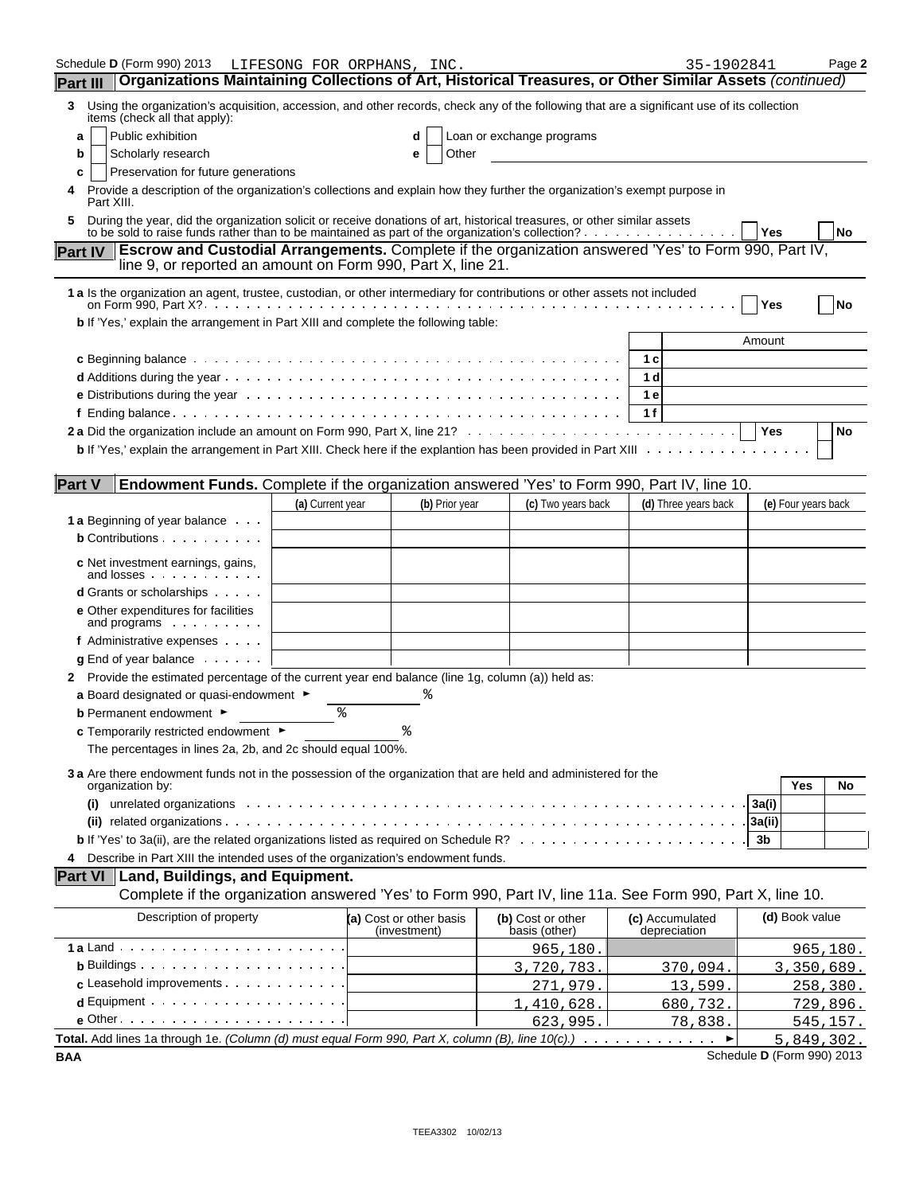Schedule D (Form 990) 2013 LIFESONG FOR ORPHANS, INC. 35-1902841 Page 2

**Part III Organizations Maintaining Collections of Art, Historical Treasures, or Other Similar Assets** *(continued)*

**3** Using the organization's acquisition, accession, and other records, check any of the following that are a significant use of its collection items (check all that apply):

- **a** ☐ Public exhibition
- **b** ☐ Scholarly research
- **c** ☐ Preservation for future generations
- **d** ☐ Loan or exchange programs
- **e** ☐ Other

**4** Provide a description of the organization's collections and explain how they further the organization's exempt purpose in Part XIII.

**5** During the year, did the organization solicit or receive donations of art, historical treasures, or other similar assets to be sold to raise funds rather than to be maintained as part of the organization's collection? ☐ Yes ☐ No

**Part IV Escrow and Custodial Arrangements.** Complete if the organization answered 'Yes' to Form 990, Part IV, line 9, or reported an amount on Form 990, Part X, line 21.

**1 a** Is the organization an agent, trustee, custodian, or other intermediary for contributions or other assets not included on Form 990, Part X? ☐ Yes ☐ No

**b** If 'Yes,' explain the arrangement in Part XIII and complete the following table:

| | | Amount |
|---|---|---|
| **c** Beginning balance | 1 c | |
| **d** Additions during the year | 1 d | |
| **e** Distributions during the year | 1 e | |
| **f** Ending balance | 1 f | |

**2 a** Did the organization include an amount on Form 990, Part X, line 21? ☐ Yes ☐ No

**b** If 'Yes,' explain the arrangement in Part XIII. Check here if the explantion has been provided in Part XIII ☐

**Part V Endowment Funds.** Complete if the organization answered 'Yes' to Form 990, Part IV, line 10.

| | (a) Current year | (b) Prior year | (c) Two years back | (d) Three years back | (e) Four years back |
|---|---|---|---|---|---|
| **1 a** Beginning of year balance | | | | | |
| **b** Contributions | | | | | |
| **c** Net investment earnings, gains, and losses | | | | | |
| **d** Grants or scholarships | | | | | |
| **e** Other expenditures for facilities and programs | | | | | |
| **f** Administrative expenses | | | | | |
| **g** End of year balance | | | | | |

**2** Provide the estimated percentage of the current year end balance (line 1g, column (a)) held as:

**a** Board designated or quasi-endowment ► %

**b** Permanent endowment ► %

**c** Temporarily restricted endowment ► %

The percentages in lines 2a, 2b, and 2c should equal 100%.

**3 a** Are there endowment funds not in the possession of the organization that are held and administered for the organization by:

| | | Yes | No |
|---|---|---|---|
| **(i)** unrelated organizations | 3a(i) | | |
| **(ii)** related organizations | 3a(ii) | | |
| **b** If 'Yes' to 3a(ii), are the related organizations listed as required on Schedule R? | 3b | | |

**4** Describe in Part XIII the intended uses of the organization's endowment funds.

**Part VI Land, Buildings, and Equipment.**

Complete if the organization answered 'Yes' to Form 990, Part IV, line 11a. See Form 990, Part X, line 10.

| Description of property | (a) Cost or other basis (investment) | (b) Cost or other basis (other) | (c) Accumulated depreciation | (d) Book value |
|---|---|---|---|---|
| **1 a** Land | | 965,180. | | 965,180. |
| **b** Buildings | | 3,720,783. | 370,094. | 3,350,689. |
| **c** Leasehold improvements | | 271,979. | 13,599. | 258,380. |
| **d** Equipment | | 1,410,628. | 680,732. | 729,896. |
| **e** Other | | 623,995. | 78,838. | 545,157. |
| **Total.** Add lines 1a through 1e. *(Column (d) must equal Form 990, Part X, column (B), line 10(c).)* ► | | | | 5,849,302. |

BAA Schedule D (Form 990) 2013

TEEA3302 10/02/13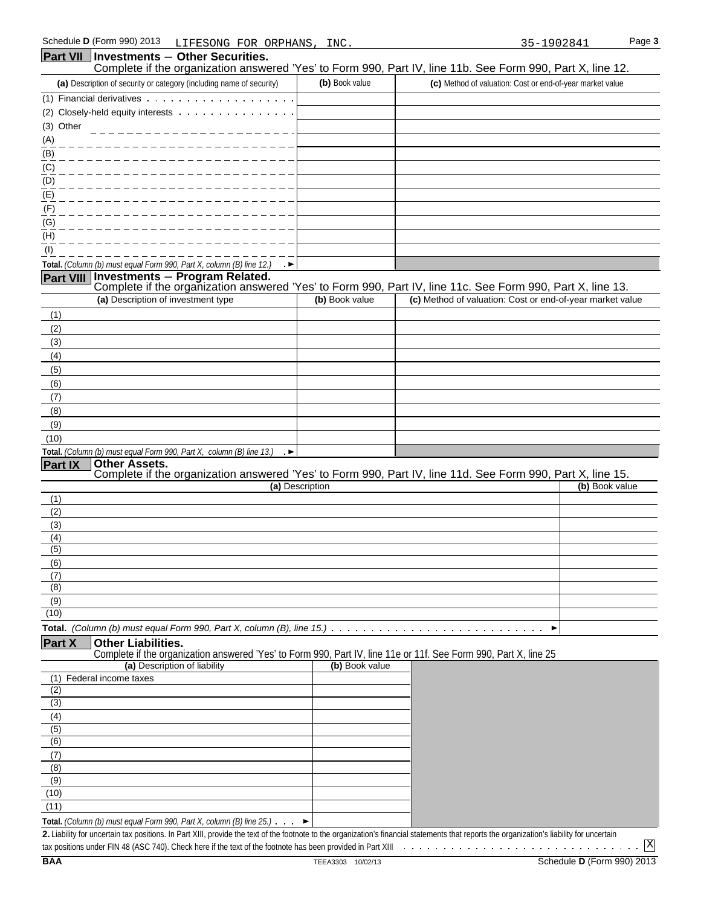Schedule D (Form 990) 2013 LIFESONG FOR ORPHANS, INC. 35-1902841

## Part VII Investments – Other Securities.

Complete if the organization answered 'Yes' to Form 990, Part IV, line 11b. See Form 990, Part X, line 12.

| (a) Description of security or category (including name of security) | (b) Book value | (c) Method of valuation: Cost or end-of-year market value |
|---|---|---|
| (1) Financial derivatives | | |
| (2) Closely-held equity interests | | |
| (3) Other | | |
| (A) | | |
| (B) | | |
| (C) | | |
| (D) | | |
| (E) | | |
| (F) | | |
| (G) | | |
| (H) | | |
| (I) | | |
| **Total.** *(Column (b) must equal Form 990, Part X, column (B) line 12.)* ► | | |

## Part VIII Investments – Program Related.

Complete if the organization answered 'Yes' to Form 990, Part IV, line 11c. See Form 990, Part X, line 13.

| (a) Description of investment type | (b) Book value | (c) Method of valuation: Cost or end-of-year market value |
|---|---|---|
| (1) | | |
| (2) | | |
| (3) | | |
| (4) | | |
| (5) | | |
| (6) | | |
| (7) | | |
| (8) | | |
| (9) | | |
| (10) | | |
| **Total.** *(Column (b) must equal Form 990, Part X, column (B) line 13.)* ► | | |

## Part IX Other Assets.

Complete if the organization answered 'Yes' to Form 990, Part IV, line 11d. See Form 990, Part X, line 15.

| (a) Description | (b) Book value |
|---|---|
| (1) | |
| (2) | |
| (3) | |
| (4) | |
| (5) | |
| (6) | |
| (7) | |
| (8) | |
| (9) | |
| (10) | |
| **Total.** *(Column (b) must equal Form 990, Part X, column (B), line 15.)* ► | |

## Part X Other Liabilities.

Complete if the organization answered 'Yes' to Form 990, Part IV, line 11e or 11f. See Form 990, Part X, line 25

| (a) Description of liability | (b) Book value |
|---|---|
| (1) Federal income taxes | |
| (2) | |
| (3) | |
| (4) | |
| (5) | |
| (6) | |
| (7) | |
| (8) | |
| (9) | |
| (10) | |
| (11) | |
| **Total.** *(Column (b) must equal Form 990, Part X, column (B) line 25.)* ► | |

**2.** Liability for uncertain tax positions. In Part XIII, provide the text of the footnote to the organization's financial statements that reports the organization's liability for uncertain tax positions under FIN 48 (ASC 740). Check here if the text of the footnote has been provided in Part XIII [X]

BAA TEEA3303 10/02/13 Schedule D (Form 990) 2013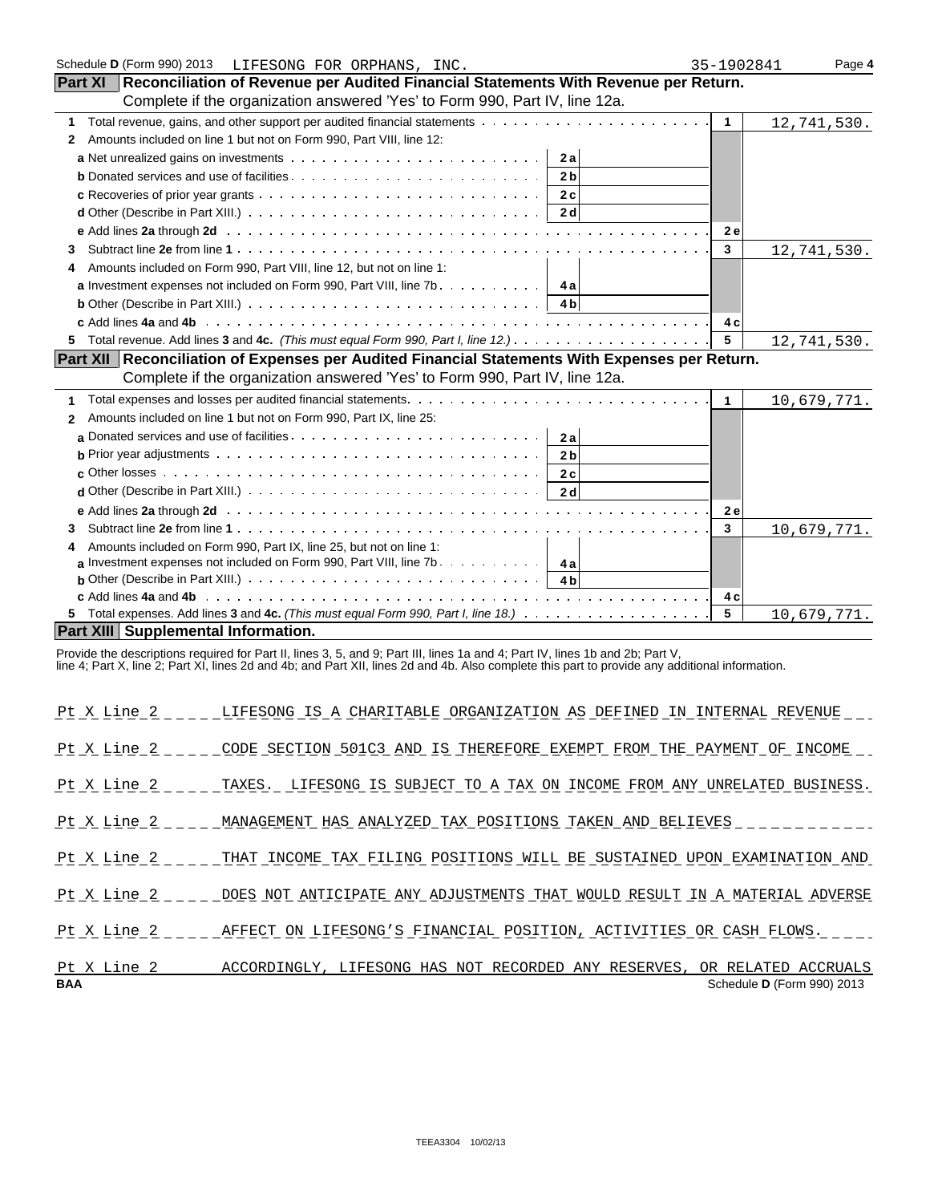Schedule **D** (Form 990) 2013 LIFESONG FOR ORPHANS, INC. 35-1902841

## Part XI Reconciliation of Revenue per Audited Financial Statements With Revenue per Return.

Complete if the organization answered 'Yes' to Form 990, Part IV, line 12a.

| | | | | |
|---|---|---|---|---|
| **1** | Total revenue, gains, and other support per audited financial statements | | **1** | 12,741,530. |
| **2** | Amounts included on line 1 but not on Form 990, Part VIII, line 12: | | | |
| **a** | Net unrealized gains on investments | **2a** | | |
| **b** | Donated services and use of facilities | **2b** | | |
| **c** | Recoveries of prior year grants | **2c** | | |
| **d** | Other (Describe in Part XIII.) | **2d** | | |
| **e** | Add lines **2a** through **2d** | | **2e** | |
| **3** | Subtract line **2e** from line **1** | | **3** | 12,741,530. |
| **4** | Amounts included on Form 990, Part VIII, line 12, but not on line 1: | | | |
| **a** | Investment expenses not included on Form 990, Part VIII, line 7b | **4a** | | |
| **b** | Other (Describe in Part XIII.) | **4b** | | |
| **c** | Add lines **4a** and **4b** | | **4c** | |
| **5** | Total revenue. Add lines **3** and **4c.** *(This must equal Form 990, Part I, line 12.)* | | **5** | 12,741,530. |

## Part XII Reconciliation of Expenses per Audited Financial Statements With Expenses per Return.

Complete if the organization answered 'Yes' to Form 990, Part IV, line 12a.

| | | | | |
|---|---|---|---|---|
| **1** | Total expenses and losses per audited financial statements | | **1** | 10,679,771. |
| **2** | Amounts included on line 1 but not on Form 990, Part IX, line 25: | | | |
| **a** | Donated services and use of facilities | **2a** | | |
| **b** | Prior year adjustments | **2b** | | |
| **c** | Other losses | **2c** | | |
| **d** | Other (Describe in Part XIII.) | **2d** | | |
| **e** | Add lines **2a** through **2d** | | **2e** | |
| **3** | Subtract line **2e** from line **1** | | **3** | 10,679,771. |
| **4** | Amounts included on Form 990, Part IX, line 25, but not on line 1: | | | |
| **a** | Investment expenses not included on Form 990, Part VIII, line 7b | **4a** | | |
| **b** | Other (Describe in Part XIII.) | **4b** | | |
| **c** | Add lines **4a** and **4b** | | **4c** | |
| **5** | Total expenses. Add lines **3** and **4c.** *(This must equal Form 990, Part I, line 18.)* | | **5** | 10,679,771. |

## Part XIII Supplemental Information.

Provide the descriptions required for Part II, lines 3, 5, and 9; Part III, lines 1a and 4; Part IV, lines 1b and 2b; Part V, line 4; Part X, line 2; Part XI, lines 2d and 4b; and Part XII, lines 2d and 4b. Also complete this part to provide any additional information.

Pt X Line 2 LIFESONG IS A CHARITABLE ORGANIZATION AS DEFINED IN INTERNAL REVENUE

Pt X Line 2 CODE SECTION 501C3 AND IS THEREFORE EXEMPT FROM THE PAYMENT OF INCOME

Pt X Line 2 TAXES. LIFESONG IS SUBJECT TO A TAX ON INCOME FROM ANY UNRELATED BUSINESS.

Pt X Line 2 MANAGEMENT HAS ANALYZED TAX POSITIONS TAKEN AND BELIEVES

Pt X Line 2 THAT INCOME TAX FILING POSITIONS WILL BE SUSTAINED UPON EXAMINATION AND

Pt X Line 2 DOES NOT ANTICIPATE ANY ADJUSTMENTS THAT WOULD RESULT IN A MATERIAL ADVERSE

Pt X Line 2 AFFECT ON LIFESONG'S FINANCIAL POSITION, ACTIVITIES OR CASH FLOWS.

Pt X Line 2 ACCORDINGLY, LIFESONG HAS NOT RECORDED ANY RESERVES, OR RELATED ACCRUALS

BAA Schedule **D** (Form 990) 2013

TEEA3304 10/02/13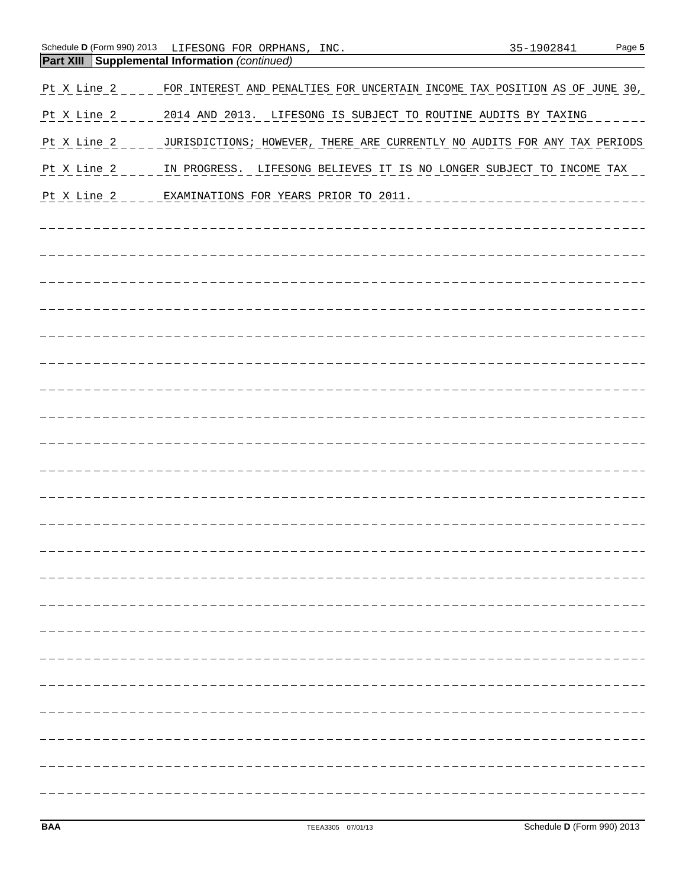Schedule D (Form 990) 2013 LIFESONG FOR ORPHANS, INC. 35-1902841

**Part XIII Supplemental Information** *(continued)*

| | |
|---|---|
| Pt X Line 2 | FOR INTEREST AND PENALTIES FOR UNCERTAIN INCOME TAX POSITION AS OF JUNE 30, |
| Pt X Line 2 | 2014 AND 2013. LIFESONG IS SUBJECT TO ROUTINE AUDITS BY TAXING |
| Pt X Line 2 | JURISDICTIONS; HOWEVER, THERE ARE CURRENTLY NO AUDITS FOR ANY TAX PERIODS |
| Pt X Line 2 | IN PROGRESS. LIFESONG BELIEVES IT IS NO LONGER SUBJECT TO INCOME TAX |
| Pt X Line 2 | EXAMINATIONS FOR YEARS PRIOR TO 2011. |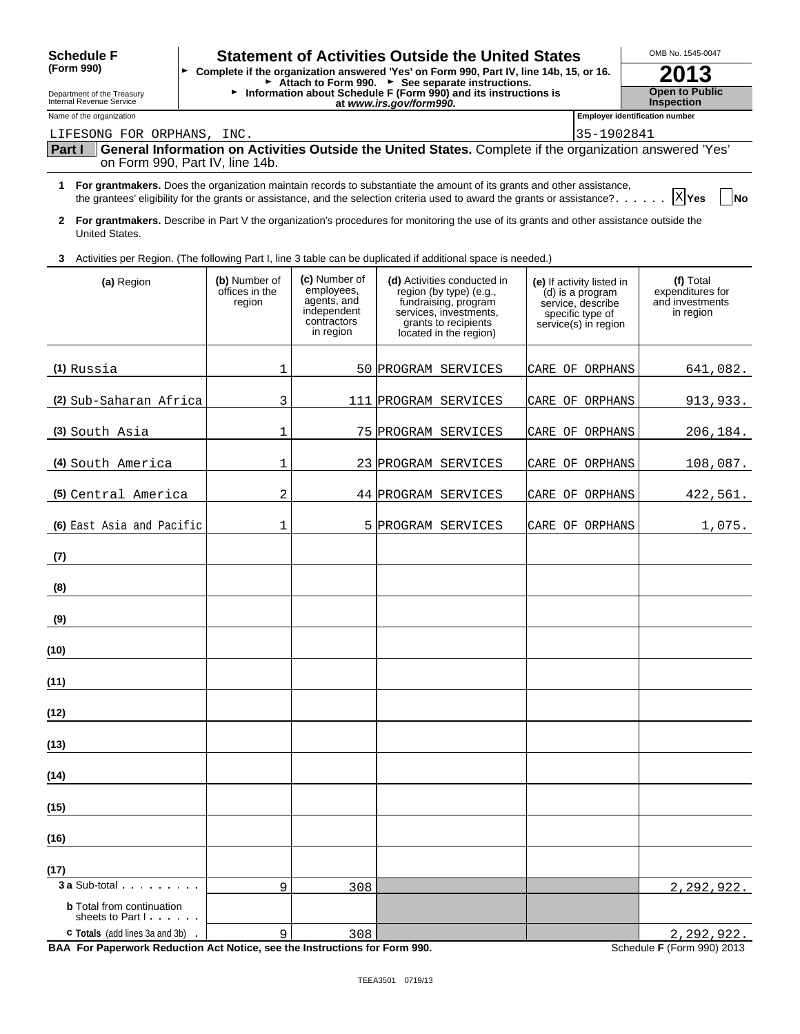**Schedule F (Form 990)**

Department of the Treasury
Internal Revenue Service

# Statement of Activities Outside the United States

► Complete if the organization answered 'Yes' on Form 990, Part IV, line 14b, 15, or 16.
► Attach to Form 990. ► See separate instructions.
► Information about Schedule F (Form 990) and its instructions is at *www.irs.gov/form990*.

OMB No. 1545-0047

**2013**

**Open to Public Inspection**

Name of the organization: LIFESONG FOR ORPHANS, INC.

Employer identification number: 35-1902841

**Part I | General Information on Activities Outside the United States.** Complete if the organization answered 'Yes' on Form 990, Part IV, line 14b.

**1 For grantmakers.** Does the organization maintain records to substantiate the amount of its grants and other assistance, the grantees' eligibility for the grants or assistance, and the selection criteria used to award the grants or assistance? . . . . . . [X] Yes [ ] No

**2 For grantmakers.** Describe in Part V the organization's procedures for monitoring the use of its grants and other assistance outside the United States.

**3** Activities per Region. (The following Part I, line 3 table can be duplicated if additional space is needed.)

| (a) Region | (b) Number of offices in the region | (c) Number of employees, agents, and independent contractors in region | (d) Activities conducted in region (by type) (e.g., fundraising, program services, investments, grants to recipients located in the region) | (e) If activity listed in (d) is a program service, describe specific type of service(s) in region | (f) Total expenditures for and investments in region |
|---|---|---|---|---|---|
| (1) Russia | 1 | 50 | PROGRAM SERVICES | CARE OF ORPHANS | 641,082. |
| (2) Sub-Saharan Africa | 3 | 111 | PROGRAM SERVICES | CARE OF ORPHANS | 913,933. |
| (3) South Asia | 1 | 75 | PROGRAM SERVICES | CARE OF ORPHANS | 206,184. |
| (4) South America | 1 | 23 | PROGRAM SERVICES | CARE OF ORPHANS | 108,087. |
| (5) Central America | 2 | 44 | PROGRAM SERVICES | CARE OF ORPHANS | 422,561. |
| (6) East Asia and Pacific | 1 | 5 | PROGRAM SERVICES | CARE OF ORPHANS | 1,075. |
| (7) | | | | | |
| (8) | | | | | |
| (9) | | | | | |
| (10) | | | | | |
| (11) | | | | | |
| (12) | | | | | |
| (13) | | | | | |
| (14) | | | | | |
| (15) | | | | | |
| (16) | | | | | |
| (17) | | | | | |
| **3 a** Sub-total | 9 | 308 | | | 2,292,922. |
| **b** Total from continuation sheets to Part I | | | | | |
| **c Totals** (add lines 3a and 3b) | 9 | 308 | | | 2,292,922. |

**BAA For Paperwork Reduction Act Notice, see the Instructions for Form 990.** Schedule **F** (Form 990) 2013

TEEA3501 0719/13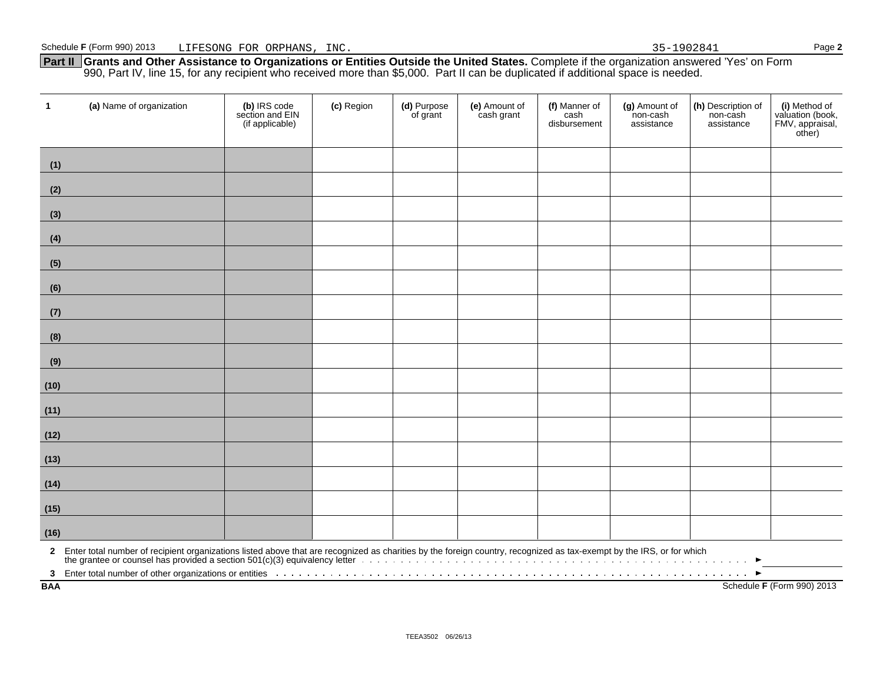Schedule F (Form 990) 2013 LIFESONG FOR ORPHANS, INC. 35-1902841

**Part II Grants and Other Assistance to Organizations or Entities Outside the United States.** Complete if the organization answered 'Yes' on Form 990, Part IV, line 15, for any recipient who received more than $5,000. Part II can be duplicated if additional space is needed.

| 1 | (a) Name of organization | (b) IRS code section and EIN (if applicable) | (c) Region | (d) Purpose of grant | (e) Amount of cash grant | (f) Manner of cash disbursement | (g) Amount of non-cash assistance | (h) Description of non-cash assistance | (i) Method of valuation (book, FMV, appraisal, other) |
|---|---|---|---|---|---|---|---|---|---|
| (1) | | | | | | | | | |
| (2) | | | | | | | | | |
| (3) | | | | | | | | | |
| (4) | | | | | | | | | |
| (5) | | | | | | | | | |
| (6) | | | | | | | | | |
| (7) | | | | | | | | | |
| (8) | | | | | | | | | |
| (9) | | | | | | | | | |
| (10) | | | | | | | | | |
| (11) | | | | | | | | | |
| (12) | | | | | | | | | |
| (13) | | | | | | | | | |
| (14) | | | | | | | | | |
| (15) | | | | | | | | | |
| (16) | | | | | | | | | |

**2** Enter total number of recipient organizations listed above that are recognized as charities by the foreign country, recognized as tax-exempt by the IRS, or for which the grantee or counsel has provided a section 501(c)(3) equivalency letter ►

**3** Enter total number of other organizations or entities ►

BAA Schedule F (Form 990) 2013

TEEA3502 06/26/13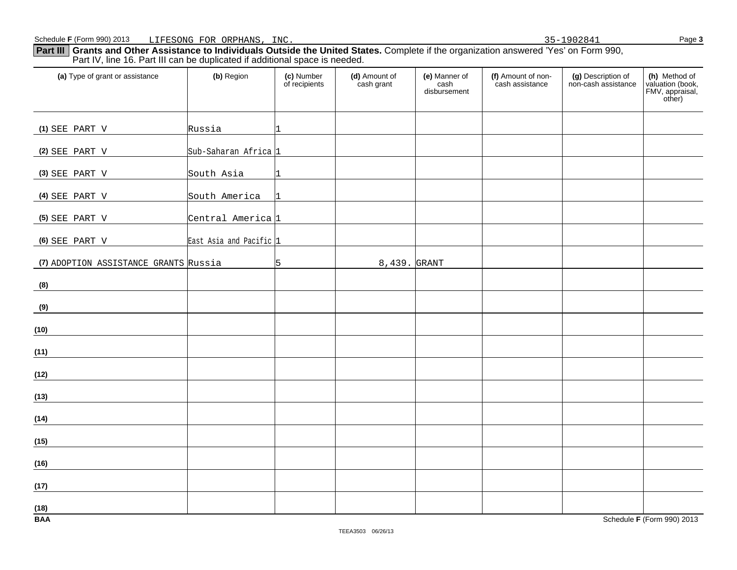Schedule F (Form 990) 2013 LIFESONG FOR ORPHANS, INC. 35-1902841

**Part III** **Grants and Other Assistance to Individuals Outside the United States.** Complete if the organization answered 'Yes' on Form 990, Part IV, line 16. Part III can be duplicated if additional space is needed.

| (a) Type of grant or assistance | (b) Region | (c) Number of recipients | (d) Amount of cash grant | (e) Manner of cash disbursement | (f) Amount of non-cash assistance | (g) Description of non-cash assistance | (h) Method of valuation (book, FMV, appraisal, other) |
|---|---|---|---|---|---|---|---|
| (1) SEE PART V | Russia | 1 | | | | | |
| (2) SEE PART V | Sub-Saharan Africa | 1 | | | | | |
| (3) SEE PART V | South Asia | 1 | | | | | |
| (4) SEE PART V | South America | 1 | | | | | |
| (5) SEE PART V | Central America | 1 | | | | | |
| (6) SEE PART V | East Asia and Pacific | 1 | | | | | |
| (7) ADOPTION ASSISTANCE GRANTS | Russia | 5 | 8,439. | GRANT | | | |
| (8) | | | | | | | |
| (9) | | | | | | | |
| (10) | | | | | | | |
| (11) | | | | | | | |
| (12) | | | | | | | |
| (13) | | | | | | | |
| (14) | | | | | | | |
| (15) | | | | | | | |
| (16) | | | | | | | |
| (17) | | | | | | | |
| (18) | | | | | | | |

BAA Schedule F (Form 990) 2013

TEEA3503 06/26/13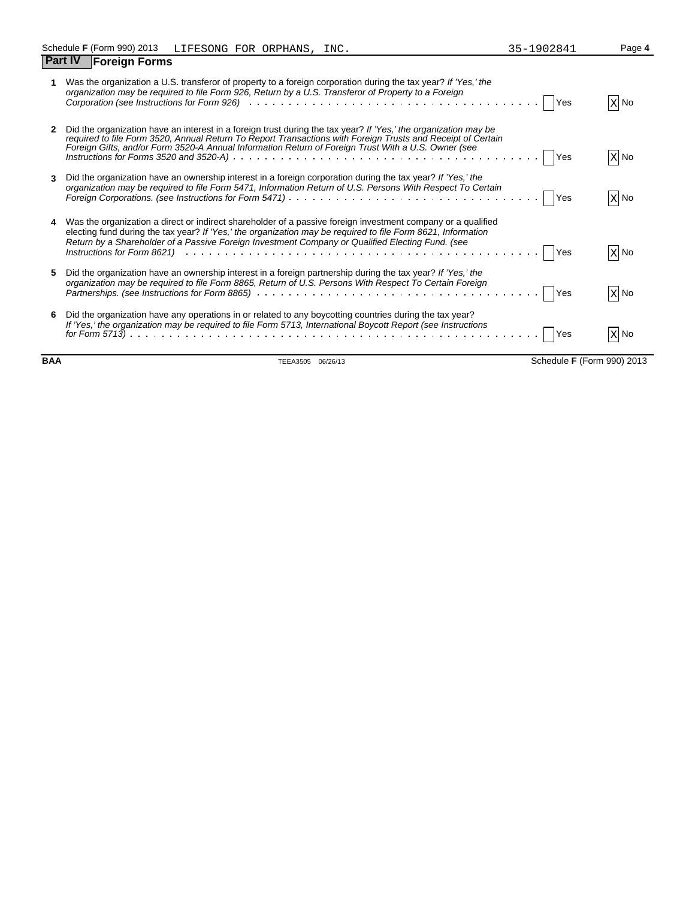Schedule F (Form 990) 2013 LIFESONG FOR ORPHANS, INC. 35-1902841 Page 4

## Part IV Foreign Forms

**1** Was the organization a U.S. transferor of property to a foreign corporation during the tax year? *If 'Yes,' the organization may be required to file Form 926, Return by a U.S. Transferor of Property to a Foreign Corporation (see Instructions for Form 926)* . . . . . . . . . . [ ] Yes [X] No

**2** Did the organization have an interest in a foreign trust during the tax year? *If 'Yes,' the organization may be required to file Form 3520, Annual Return To Report Transactions with Foreign Trusts and Receipt of Certain Foreign Gifts, and/or Form 3520-A Annual Information Return of Foreign Trust With a U.S. Owner (see Instructions for Forms 3520 and 3520-A)* . . . . . . . . . . [ ] Yes [X] No

**3** Did the organization have an ownership interest in a foreign corporation during the tax year? *If 'Yes,' the organization may be required to file Form 5471, Information Return of U.S. Persons With Respect To Certain Foreign Corporations. (see Instructions for Form 5471)* . . . . . . . . . . [ ] Yes [X] No

**4** Was the organization a direct or indirect shareholder of a passive foreign investment company or a qualified electing fund during the tax year? *If 'Yes,' the organization may be required to file Form 8621, Information Return by a Shareholder of a Passive Foreign Investment Company or Qualified Electing Fund. (see Instructions for Form 8621)* . . . . . . . . . . [ ] Yes [X] No

**5** Did the organization have an ownership interest in a foreign partnership during the tax year? *If 'Yes,' the organization may be required to file Form 8865, Return of U.S. Persons With Respect To Certain Foreign Partnerships. (see Instructions for Form 8865)* . . . . . . . . . . [ ] Yes [X] No

**6** Did the organization have any operations in or related to any boycotting countries during the tax year? *If 'Yes,' the organization may be required to file Form 5713, International Boycott Report (see Instructions for Form 5713)* . . . . . . . . . . [ ] Yes [X] No

BAA TEEA3505 06/26/13 Schedule F (Form 990) 2013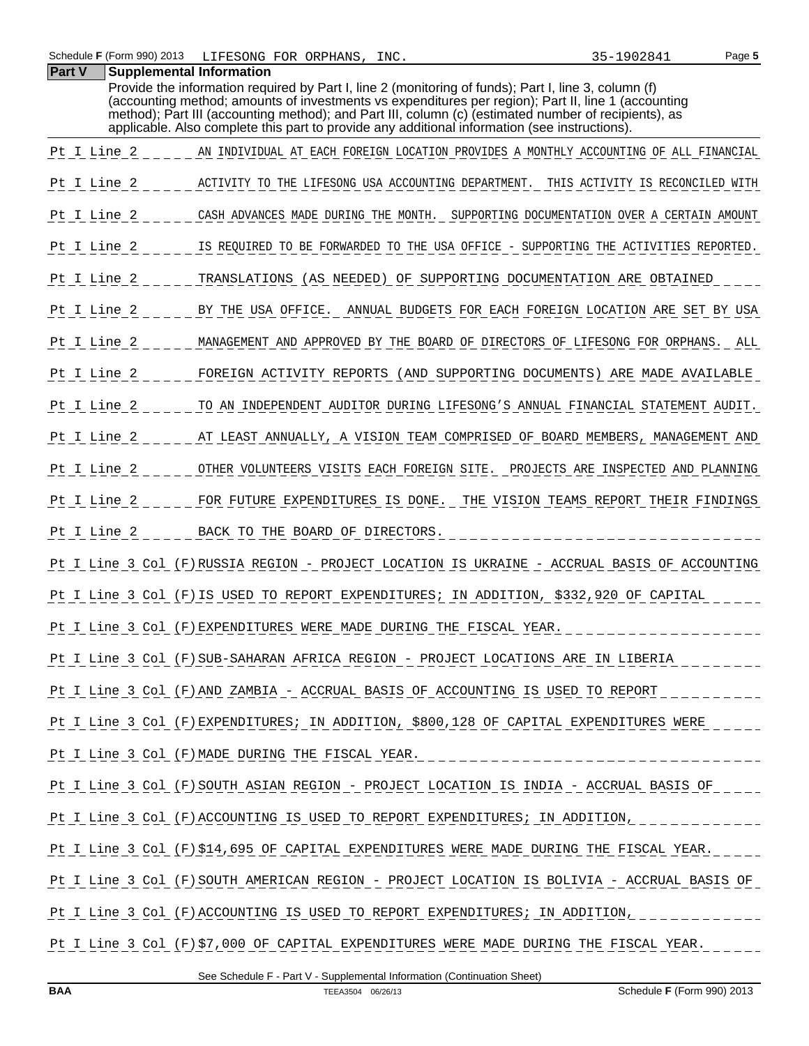Schedule F (Form 990) 2013 LIFESONG FOR ORPHANS, INC. 35-1902841 Page 5

## Part V Supplemental Information

Provide the information required by Part I, line 2 (monitoring of funds); Part I, line 3, column (f) (accounting method; amounts of investments vs expenditures per region); Part II, line 1 (accounting method); Part III (accounting method); and Part III, column (c) (estimated number of recipients), as applicable. Also complete this part to provide any additional information (see instructions).

Pt I Line 2 AN INDIVIDUAL AT EACH FOREIGN LOCATION PROVIDES A MONTHLY ACCOUNTING OF ALL FINANCIAL

Pt I Line 2 ACTIVITY TO THE LIFESONG USA ACCOUNTING DEPARTMENT. THIS ACTIVITY IS RECONCILED WITH

Pt I Line 2 CASH ADVANCES MADE DURING THE MONTH. SUPPORTING DOCUMENTATION OVER A CERTAIN AMOUNT

Pt I Line 2 IS REQUIRED TO BE FORWARDED TO THE USA OFFICE - SUPPORTING THE ACTIVITIES REPORTED.

Pt I Line 2 TRANSLATIONS (AS NEEDED) OF SUPPORTING DOCUMENTATION ARE OBTAINED

Pt I Line 2 BY THE USA OFFICE. ANNUAL BUDGETS FOR EACH FOREIGN LOCATION ARE SET BY USA

Pt I Line 2 MANAGEMENT AND APPROVED BY THE BOARD OF DIRECTORS OF LIFESONG FOR ORPHANS. ALL

Pt I Line 2 FOREIGN ACTIVITY REPORTS (AND SUPPORTING DOCUMENTS) ARE MADE AVAILABLE

Pt I Line 2 TO AN INDEPENDENT AUDITOR DURING LIFESONG'S ANNUAL FINANCIAL STATEMENT AUDIT.

Pt I Line 2 AT LEAST ANNUALLY, A VISION TEAM COMPRISED OF BOARD MEMBERS, MANAGEMENT AND

Pt I Line 2 OTHER VOLUNTEERS VISITS EACH FOREIGN SITE. PROJECTS ARE INSPECTED AND PLANNING

Pt I Line 2 FOR FUTURE EXPENDITURES IS DONE. THE VISION TEAMS REPORT THEIR FINDINGS

Pt I Line 2 BACK TO THE BOARD OF DIRECTORS.

Pt I Line 3 Col (F) RUSSIA REGION - PROJECT LOCATION IS UKRAINE - ACCRUAL BASIS OF ACCOUNTING

Pt I Line 3 Col (F) IS USED TO REPORT EXPENDITURES; IN ADDITION, $332,920 OF CAPITAL

Pt I Line 3 Col (F) EXPENDITURES WERE MADE DURING THE FISCAL YEAR.

Pt I Line 3 Col (F) SUB-SAHARAN AFRICA REGION - PROJECT LOCATIONS ARE IN LIBERIA

Pt I Line 3 Col (F) AND ZAMBIA - ACCRUAL BASIS OF ACCOUNTING IS USED TO REPORT

Pt I Line 3 Col (F) EXPENDITURES; IN ADDITION, $800,128 OF CAPITAL EXPENDITURES WERE

Pt I Line 3 Col (F) MADE DURING THE FISCAL YEAR.

Pt I Line 3 Col (F) SOUTH ASIAN REGION - PROJECT LOCATION IS INDIA - ACCRUAL BASIS OF

Pt I Line 3 Col (F) ACCOUNTING IS USED TO REPORT EXPENDITURES; IN ADDITION,

Pt I Line 3 Col (F) $14,695 OF CAPITAL EXPENDITURES WERE MADE DURING THE FISCAL YEAR.

Pt I Line 3 Col (F) SOUTH AMERICAN REGION - PROJECT LOCATION IS BOLIVIA - ACCRUAL BASIS OF

Pt I Line 3 Col (F) ACCOUNTING IS USED TO REPORT EXPENDITURES; IN ADDITION,

Pt I Line 3 Col (F) $7,000 OF CAPITAL EXPENDITURES WERE MADE DURING THE FISCAL YEAR.

See Schedule F - Part V - Supplemental Information (Continuation Sheet)

BAA TEEA3504 06/26/13 Schedule F (Form 990) 2013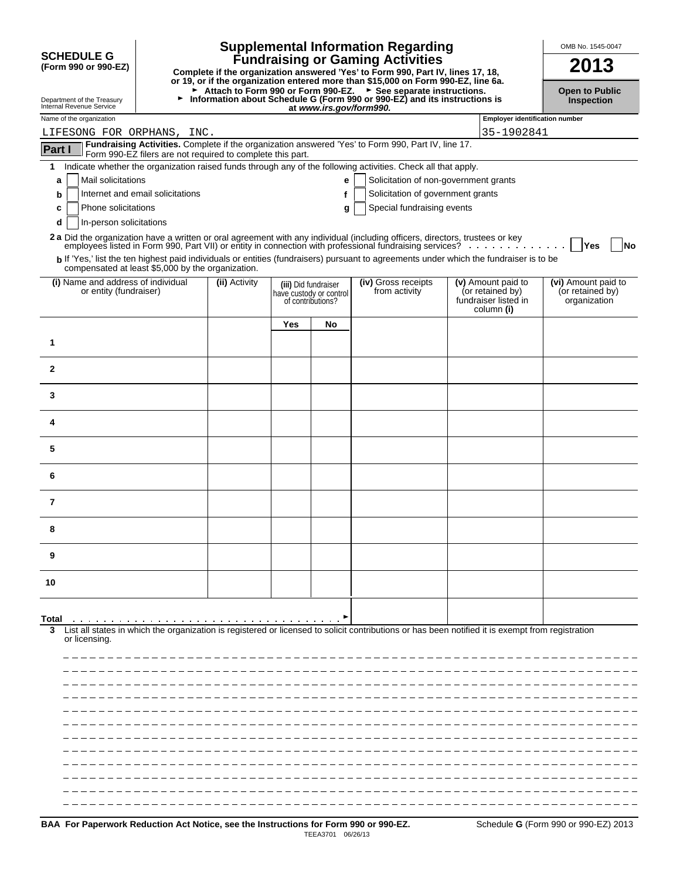**SCHEDULE G**
**(Form 990 or 990-EZ)**

Department of the Treasury
Internal Revenue Service

# Supplemental Information Regarding Fundraising or Gaming Activities

**Complete if the organization answered 'Yes' to Form 990, Part IV, lines 17, 18, or 19, or if the organization entered more than $15,000 on Form 990-EZ, line 6a.**
**► Attach to Form 990 or Form 990-EZ. ► See separate instructions.**
**► Information about Schedule G (Form 990 or 990-EZ) and its instructions is at *www.irs.gov/form990*.**

OMB No. 1545-0047

**2013**

**Open to Public Inspection**

Name of the organization: LIFESONG FOR ORPHANS, INC.

Employer identification number: 35-1902841

**Part I** **Fundraising Activities.** Complete if the organization answered 'Yes' to Form 990, Part IV, line 17. Form 990-EZ filers are not required to complete this part.

**1** Indicate whether the organization raised funds through any of the following activities. Check all that apply.

- **a** [ ] Mail solicitations
- **b** [ ] Internet and email solicitations
- **c** [ ] Phone solicitations
- **d** [ ] In-person solicitations
- **e** [ ] Solicitation of non-government grants
- **f** [ ] Solicitation of government grants
- **g** [ ] Special fundraising events

**2 a** Did the organization have a written or oral agreement with any individual (including officers, directors, trustees or key employees listed in Form 990, Part VII) or entity in connection with professional fundraising services? . . . . . . . . . . . . . [ ] Yes [ ] No

**b** If 'Yes,' list the ten highest paid individuals or entities (fundraisers) pursuant to agreements under which the fundraiser is to be compensated at least $5,000 by the organization.

| | (i) Name and address of individual or entity (fundraiser) | (ii) Activity | (iii) Did fundraiser have custody or control of contributions? | | (iv) Gross receipts from activity | (v) Amount paid to (or retained by) fundraiser listed in column (i) | (vi) Amount paid to (or retained by) organization |
|---|---|---|---|---|---|---|---|
| | | | Yes | No | | | |
| 1 | | | | | | | |
| 2 | | | | | | | |
| 3 | | | | | | | |
| 4 | | | | | | | |
| 5 | | | | | | | |
| 6 | | | | | | | |
| 7 | | | | | | | |
| 8 | | | | | | | |
| 9 | | | | | | | |
| 10 | | | | | | | |
| Total ► | | | | | | | |

**3** List all states in which the organization is registered or licensed to solicit contributions or has been notified it is exempt from registration or licensing.

**BAA For Paperwork Reduction Act Notice, see the Instructions for Form 990 or 990-EZ.**

TEEA3701 06/26/13

Schedule **G** (Form 990 or 990-EZ) 2013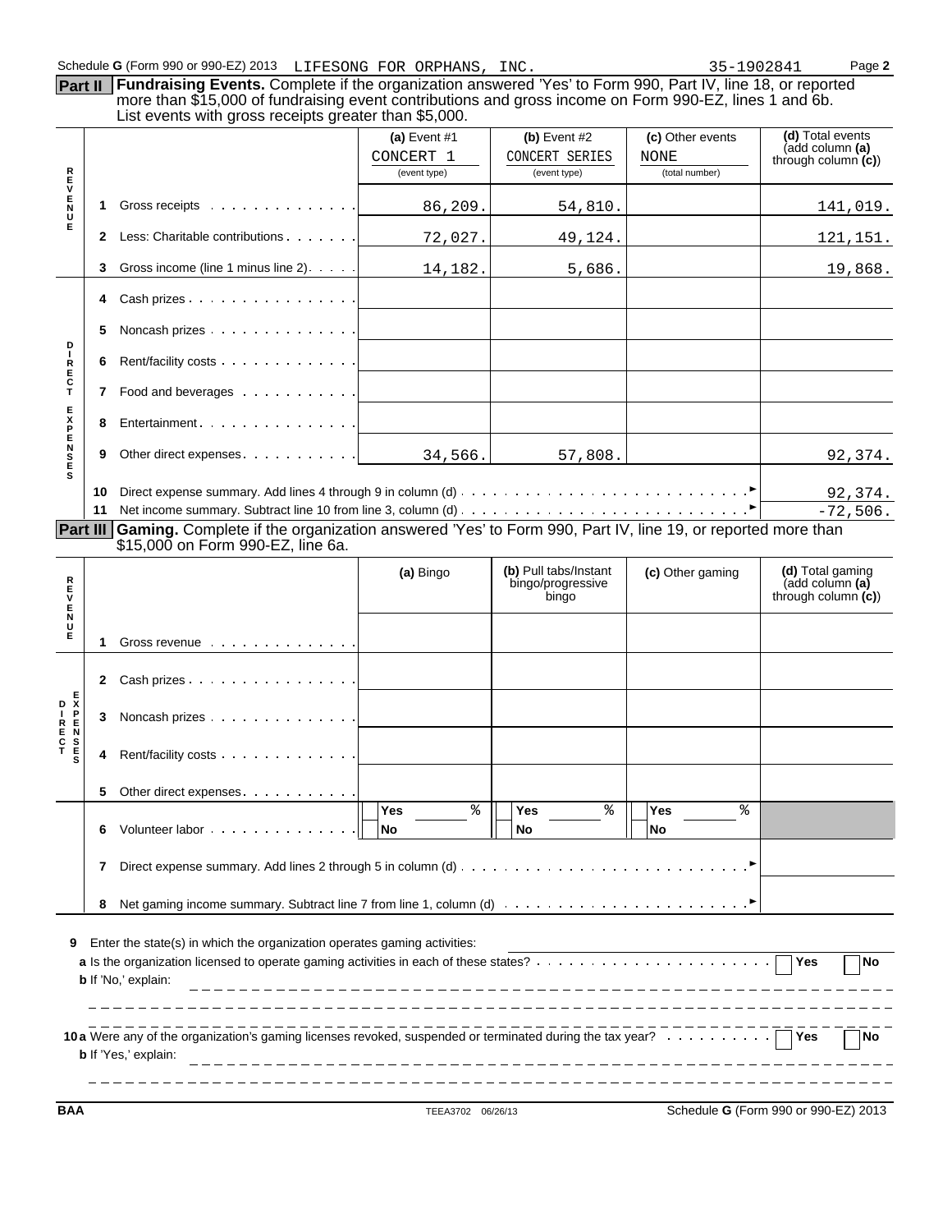Schedule G (Form 990 or 990-EZ) 2013 LIFESONG FOR ORPHANS, INC. 35-1902841 Page 2

**Part II Fundraising Events.** Complete if the organization answered 'Yes' to Form 990, Part IV, line 18, or reported more than $15,000 of fundraising event contributions and gross income on Form 990-EZ, lines 1 and 6b. List events with gross receipts greater than $5,000.

| | | | (a) Event #1 CONCERT 1 (event type) | (b) Event #2 CONCERT SERIES (event type) | (c) Other events NONE (total number) | (d) Total events (add column (a) through column (c)) |
|---|---|---|---|---|---|---|
| REVENUE | 1 | Gross receipts | 86,209. | 54,810. | | 141,019. |
| | 2 | Less: Charitable contributions | 72,027. | 49,124. | | 121,151. |
| | 3 | Gross income (line 1 minus line 2) | 14,182. | 5,686. | | 19,868. |
| DIRECT EXPENSES | 4 | Cash prizes | | | | |
| | 5 | Noncash prizes | | | | |
| | 6 | Rent/facility costs | | | | |
| | 7 | Food and beverages | | | | |
| | 8 | Entertainment | | | | |
| | 9 | Other direct expenses | 34,566. | 57,808. | | 92,374. |
| | 10 | Direct expense summary. Add lines 4 through 9 in column (d) | | | | 92,374. |
| | 11 | Net income summary. Subtract line 10 from line 3, column (d) | | | | -72,506. |

**Part III Gaming.** Complete if the organization answered 'Yes' to Form 990, Part IV, line 19, or reported more than $15,000 on Form 990-EZ, line 6a.

| | | | (a) Bingo | (b) Pull tabs/Instant bingo/progressive bingo | (c) Other gaming | (d) Total gaming (add column (a) through column (c)) |
|---|---|---|---|---|---|---|
| REVENUE | 1 | Gross revenue | | | | |
| DIRECT EXPENSES | 2 | Cash prizes | | | | |
| | 3 | Noncash prizes | | | | |
| | 4 | Rent/facility costs | | | | |
| | 5 | Other direct expenses | | | | |
| | 6 | Volunteer labor | Yes % / No | Yes % / No | Yes % / No | |
| | 7 | Direct expense summary. Add lines 2 through 5 in column (d) | | | | |
| | 8 | Net gaming income summary. Subtract line 7 from line 1, column (d) | | | | |

**9** Enter the state(s) in which the organization operates gaming activities:

**a** Is the organization licensed to operate gaming activities in each of these states? Yes No

**b** If 'No,' explain:

**10a** Were any of the organization's gaming licenses revoked, suspended or terminated during the tax year? Yes No

**b** If 'Yes,' explain:

BAA TEEA3702 06/26/13 Schedule G (Form 990 or 990-EZ) 2013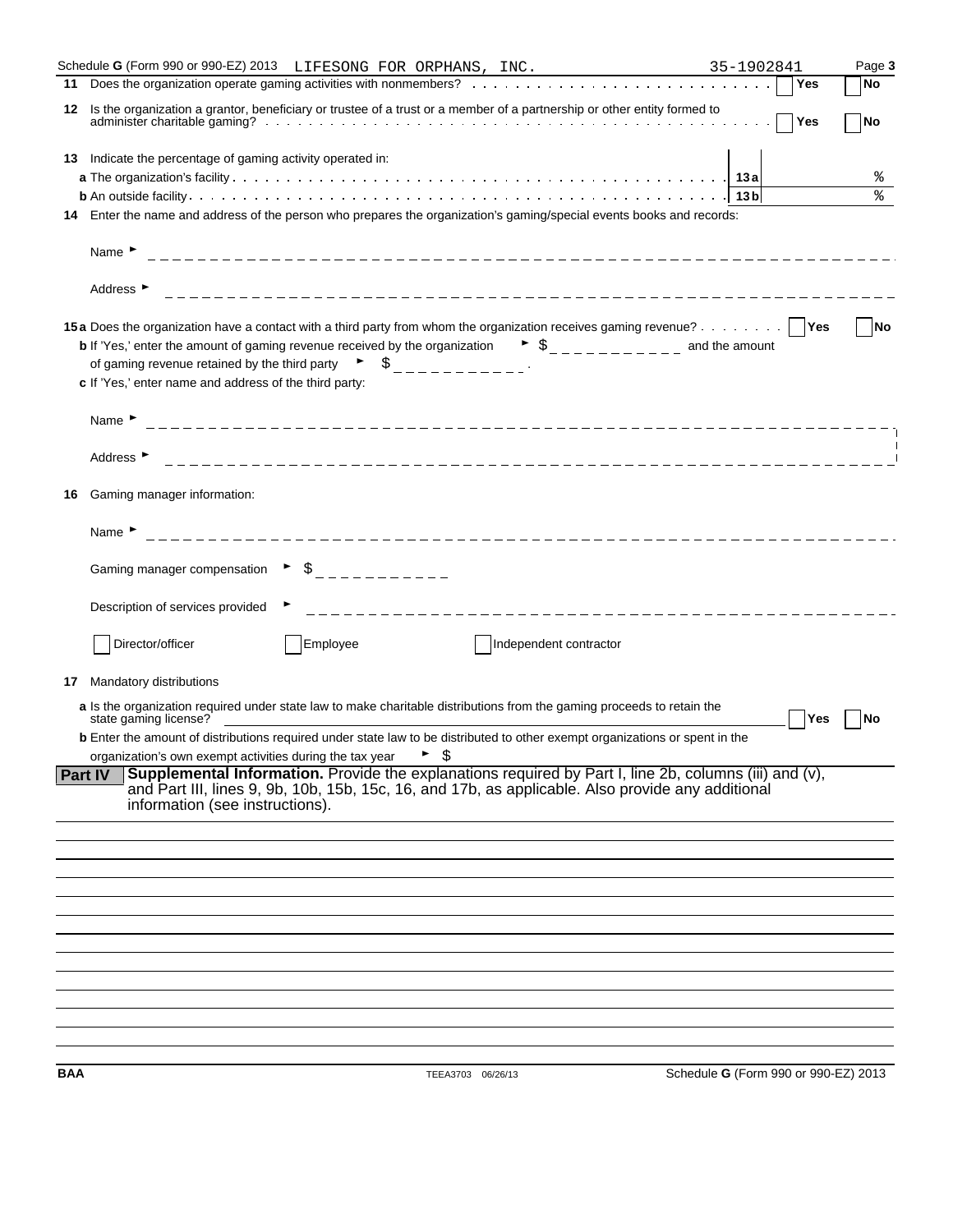Schedule G (Form 990 or 990-EZ) 2013 LIFESONG FOR ORPHANS, INC. 35-1902841 Page 3

**11** Does the organization operate gaming activities with nonmembers? ☐ Yes ☐ No

**12** Is the organization a grantor, beneficiary or trustee of a trust or a member of a partnership or other entity formed to administer charitable gaming? ☐ Yes ☐ No

**13** Indicate the percentage of gaming activity operated in:

**a** The organization's facility . . . **13a** %

**b** An outside facility . . . **13b** %

**14** Enter the name and address of the person who prepares the organization's gaming/special events books and records:

Name ►

Address ►

**15a** Does the organization have a contact with a third party from whom the organization receives gaming revenue? ☐ Yes ☐ No

**b** If 'Yes,' enter the amount of gaming revenue received by the organization ► $ ____________ and the amount of gaming revenue retained by the third party ► $ ____________.

**c** If 'Yes,' enter name and address of the third party:

Name ►

Address ►

**16** Gaming manager information:

Name ►

Gaming manager compensation ► $ ____________

Description of services provided ►

☐ Director/officer ☐ Employee ☐ Independent contractor

**17** Mandatory distributions

**a** Is the organization required under state law to make charitable distributions from the gaming proceeds to retain the state gaming license? ☐ Yes ☐ No

**b** Enter the amount of distributions required under state law to be distributed to other exempt organizations or spent in the organization's own exempt activities during the tax year ► $

**Part IV** **Supplemental Information.** Provide the explanations required by Part I, line 2b, columns (iii) and (v), and Part III, lines 9, 9b, 10b, 15b, 15c, 16, and 17b, as applicable. Also provide any additional information (see instructions).

BAA TEEA3703 06/26/13 Schedule G (Form 990 or 990-EZ) 2013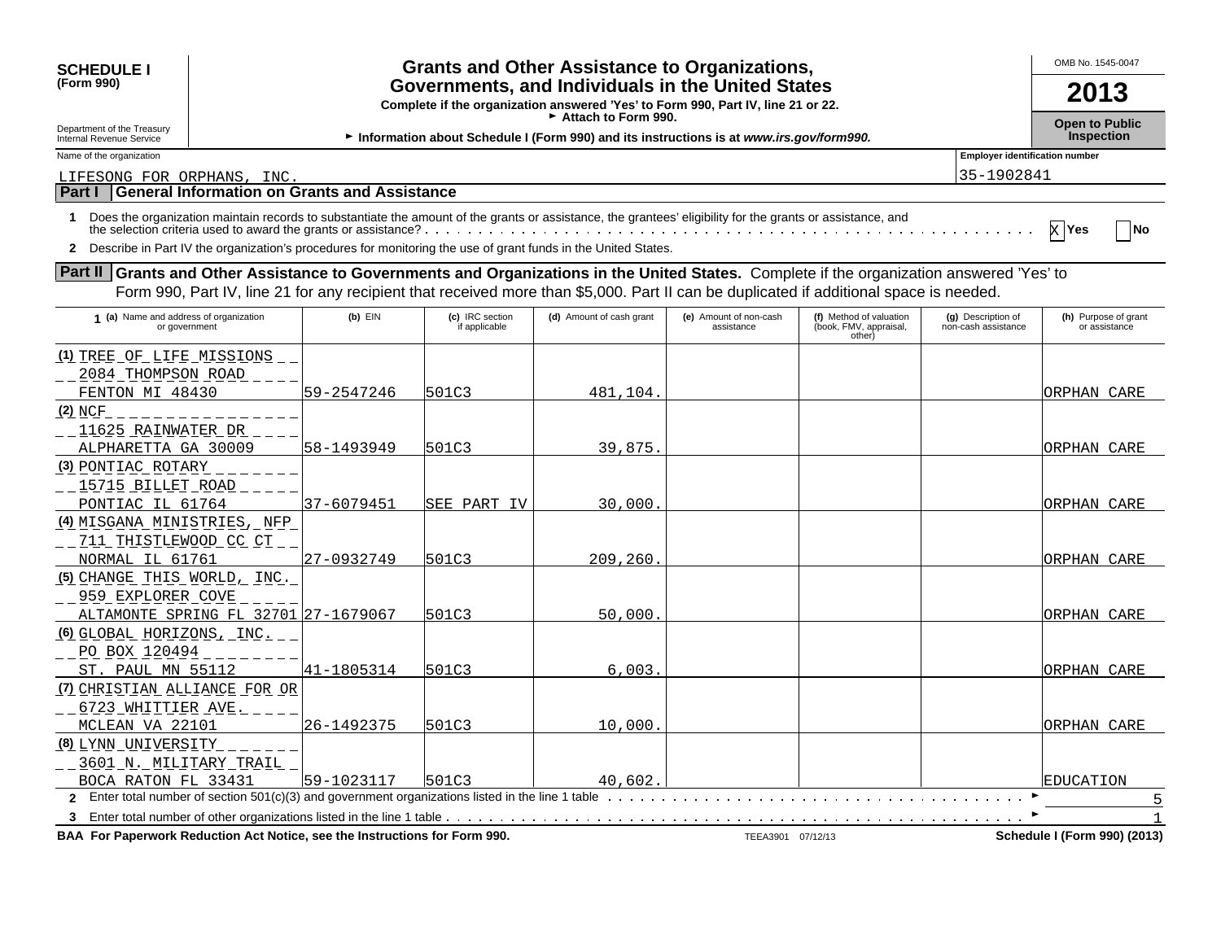**SCHEDULE I**
**(Form 990)**

Department of the Treasury
Internal Revenue Service

# Grants and Other Assistance to Organizations, Governments, and Individuals in the United States

**Complete if the organization answered 'Yes' to Form 990, Part IV, line 21 or 22.**
► **Attach to Form 990.**
► **Information about Schedule I (Form 990) and its instructions is at *www.irs.gov/form990.***

OMB No. 1545-0047

**2013**

**Open to Public Inspection**

Name of the organization: LIFESONG FOR ORPHANS, INC.

Employer identification number: 35-1902841

## Part I General Information on Grants and Assistance

1 Does the organization maintain records to substantiate the amount of the grants or assistance, the grantees' eligibility for the grants or assistance, and the selection criteria used to award the grants or assistance? X Yes ☐ No

2 Describe in Part IV the organization's procedures for monitoring the use of grant funds in the United States.

## Part II Grants and Other Assistance to Governments and Organizations in the United States.

Complete if the organization answered 'Yes' to Form 990, Part IV, line 21 for any recipient that received more than $5,000. Part II can be duplicated if additional space is needed.

| 1 (a) Name and address of organization or government | (b) EIN | (c) IRC section if applicable | (d) Amount of cash grant | (e) Amount of non-cash assistance | (f) Method of valuation (book, FMV, appraisal, other) | (g) Description of non-cash assistance | (h) Purpose of grant or assistance |
|---|---|---|---|---|---|---|---|
| (1) TREE OF LIFE MISSIONS<br>2084 THOMPSON ROAD<br>FENTON MI 48430 | 59-2547246 | 501C3 | 481,104. | | | | ORPHAN CARE |
| (2) NCF<br>11625 RAINWATER DR<br>ALPHARETTA GA 30009 | 58-1493949 | 501C3 | 39,875. | | | | ORPHAN CARE |
| (3) PONTIAC ROTARY<br>15715 BILLET ROAD<br>PONTIAC IL 61764 | 37-6079451 | SEE PART IV | 30,000. | | | | ORPHAN CARE |
| (4) MISGANA MINISTRIES, NFP<br>711 THISTLEWOOD CC CT<br>NORMAL IL 61761 | 27-0932749 | 501C3 | 209,260. | | | | ORPHAN CARE |
| (5) CHANGE THIS WORLD, INC.<br>959 EXPLORER COVE<br>ALTAMONTE SPRING FL 32701 | 27-1679067 | 501C3 | 50,000. | | | | ORPHAN CARE |
| (6) GLOBAL HORIZONS, INC.<br>PO BOX 120494<br>ST. PAUL MN 55112 | 41-1805314 | 501C3 | 6,003. | | | | ORPHAN CARE |
| (7) CHRISTIAN ALLIANCE FOR OR<br>6723 WHITTIER AVE.<br>MCLEAN VA 22101 | 26-1492375 | 501C3 | 10,000. | | | | ORPHAN CARE |
| (8) LYNN UNIVERSITY<br>3601 N. MILITARY TRAIL<br>BOCA RATON FL 33431 | 59-1023117 | 501C3 | 40,602. | | | | EDUCATION |

2 Enter total number of section 501(c)(3) and government organizations listed in the line 1 table ► 5

3 Enter total number of other organizations listed in the line 1 table ► 1

**BAA For Paperwork Reduction Act Notice, see the Instructions for Form 990.** TEEA3901 07/12/13 **Schedule I (Form 990) (2013)**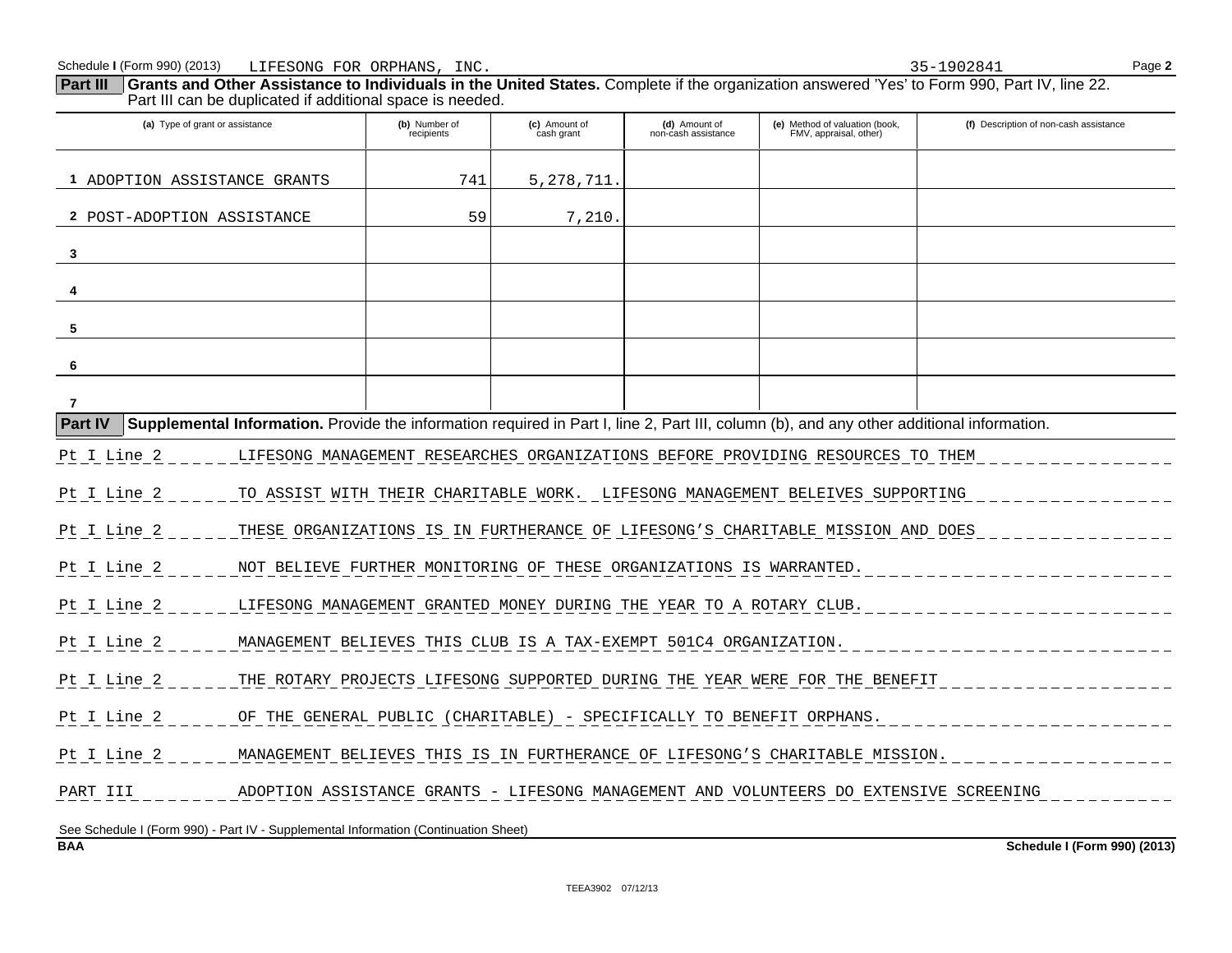Schedule I (Form 990) (2013) LIFESONG FOR ORPHANS, INC. 35-1902841

## Part III Grants and Other Assistance to Individuals in the United States.

Complete if the organization answered 'Yes' to Form 990, Part IV, line 22. Part III can be duplicated if additional space is needed.

| (a) Type of grant or assistance | (b) Number of recipients | (c) Amount of cash grant | (d) Amount of non-cash assistance | (e) Method of valuation (book, FMV, appraisal, other) | (f) Description of non-cash assistance |
|---|---|---|---|---|---|
| 1 ADOPTION ASSISTANCE GRANTS | 741 | 5,278,711. | | | |
| 2 POST-ADOPTION ASSISTANCE | 59 | 7,210. | | | |
| 3 | | | | | |
| 4 | | | | | |
| 5 | | | | | |
| 6 | | | | | |
| 7 | | | | | |

## Part IV Supplemental Information.

Provide the information required in Part I, line 2, Part III, column (b), and any other additional information.

Pt I Line 2 LIFESONG MANAGEMENT RESEARCHES ORGANIZATIONS BEFORE PROVIDING RESOURCES TO THEM

Pt I Line 2 TO ASSIST WITH THEIR CHARITABLE WORK. LIFESONG MANAGEMENT BELEIVES SUPPORTING

Pt I Line 2 THESE ORGANIZATIONS IS IN FURTHERANCE OF LIFESONG'S CHARITABLE MISSION AND DOES

Pt I Line 2 NOT BELIEVE FURTHER MONITORING OF THESE ORGANIZATIONS IS WARRANTED.

Pt I Line 2 LIFESONG MANAGEMENT GRANTED MONEY DURING THE YEAR TO A ROTARY CLUB.

Pt I Line 2 MANAGEMENT BELIEVES THIS CLUB IS A TAX-EXEMPT 501C4 ORGANIZATION.

Pt I Line 2 THE ROTARY PROJECTS LIFESONG SUPPORTED DURING THE YEAR WERE FOR THE BENEFIT

Pt I Line 2 OF THE GENERAL PUBLIC (CHARITABLE) - SPECIFICALLY TO BENEFIT ORPHANS.

Pt I Line 2 MANAGEMENT BELIEVES THIS IS IN FURTHERANCE OF LIFESONG'S CHARITABLE MISSION.

PART III ADOPTION ASSISTANCE GRANTS - LIFESONG MANAGEMENT AND VOLUNTEERS DO EXTENSIVE SCREENING

See Schedule I (Form 990) - Part IV - Supplemental Information (Continuation Sheet)

BAA Schedule I (Form 990) (2013)

TEEA3902 07/12/13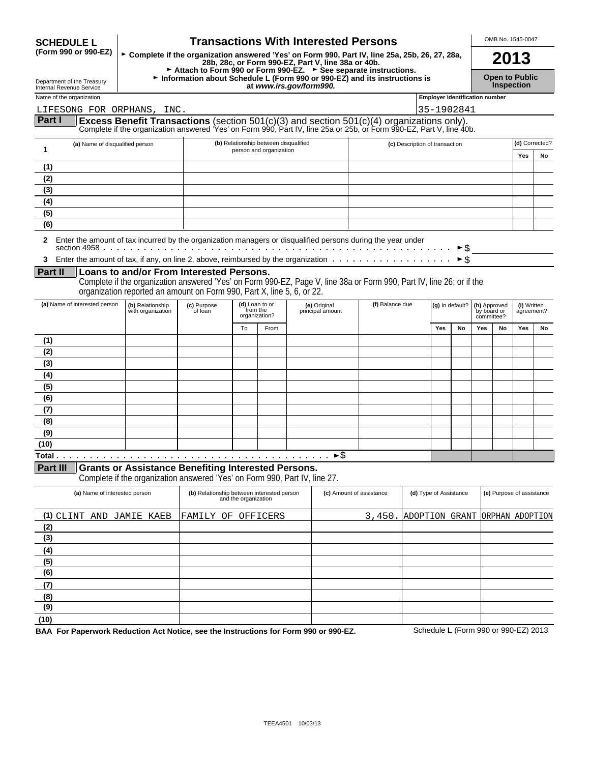**SCHEDULE L (Form 990 or 990-EZ)**

# Transactions With Interested Persons

► Complete if the organization answered 'Yes' on Form 990, Part IV, line 25a, 25b, 26, 27, 28a, 28b, 28c, or Form 990-EZ, Part V, line 38a or 40b.
► Attach to Form 990 or Form 990-EZ. ► See separate instructions.
► Information about Schedule L (Form 990 or 990-EZ) and its instructions is at *www.irs.gov/form990.*

OMB No. 1545-0047

**2013**

**Open to Public Inspection**

Department of the Treasury
Internal Revenue Service

Name of the organization: LIFESONG FOR ORPHANS, INC.

Employer identification number: 35-1902841

## Part I Excess Benefit Transactions (section 501(c)(3) and section 501(c)(4) organizations only).

Complete if the organization answered 'Yes' on Form 990, Part IV, line 25a or 25b, or Form 990-EZ, Part V, line 40b.

| 1 | (a) Name of disqualified person | (b) Relationship between disqualified person and organization | (c) Description of transaction | (d) Corrected? Yes | No |
|---|---|---|---|---|---|
| (1) | | | | | |
| (2) | | | | | |
| (3) | | | | | |
| (4) | | | | | |
| (5) | | | | | |
| (6) | | | | | |

**2** Enter the amount of tax incurred by the organization managers or disqualified persons during the year under section 4958 . . . ►$

**3** Enter the amount of tax, if any, on line 2, above, reimbursed by the organization . . . ►$

## Part II Loans to and/or From Interested Persons.

Complete if the organization answered 'Yes' on Form 990-EZ, Page V, line 38a or Form 990, Part IV, line 26; or if the organization reported an amount on Form 990, Part X, line 5, 6, or 22.

| | (a) Name of interested person | (b) Relationship with organization | (c) Purpose of loan | (d) Loan to or from the organization? To | From | (e) Original principal amount | (f) Balance due | (g) In default? Yes | No | (h) Approved by board or committee? Yes | No | (i) Written agreement? Yes | No |
|---|---|---|---|---|---|---|---|---|---|---|---|---|---|
| (1) | | | | | | | | | | | | | |
| (2) | | | | | | | | | | | | | |
| (3) | | | | | | | | | | | | | |
| (4) | | | | | | | | | | | | | |
| (5) | | | | | | | | | | | | | |
| (6) | | | | | | | | | | | | | |
| (7) | | | | | | | | | | | | | |
| (8) | | | | | | | | | | | | | |
| (9) | | | | | | | | | | | | | |
| (10) | | | | | | | | | | | | | |
| Total . . . ►$ | | | | | | | | | | | | | |

## Part III Grants or Assistance Benefiting Interested Persons.

Complete if the organization answered 'Yes' on Form 990, Part IV, line 27.

| | (a) Name of interested person | (b) Relationship between interested person and the organization | (c) Amount of assistance | (d) Type of Assistance | (e) Purpose of assistance |
|---|---|---|---|---|---|
| (1) | CLINT AND JAMIE KAEB | FAMILY OF OFFICERS | 3,450. | ADOPTION GRANT | ORPHAN ADOPTION |
| (2) | | | | | |
| (3) | | | | | |
| (4) | | | | | |
| (5) | | | | | |
| (6) | | | | | |
| (7) | | | | | |
| (8) | | | | | |
| (9) | | | | | |
| (10) | | | | | |

**BAA For Paperwork Reduction Act Notice, see the Instructions for Form 990 or 990-EZ.** Schedule **L** (Form 990 or 990-EZ) 2013

TEEA4501 10/03/13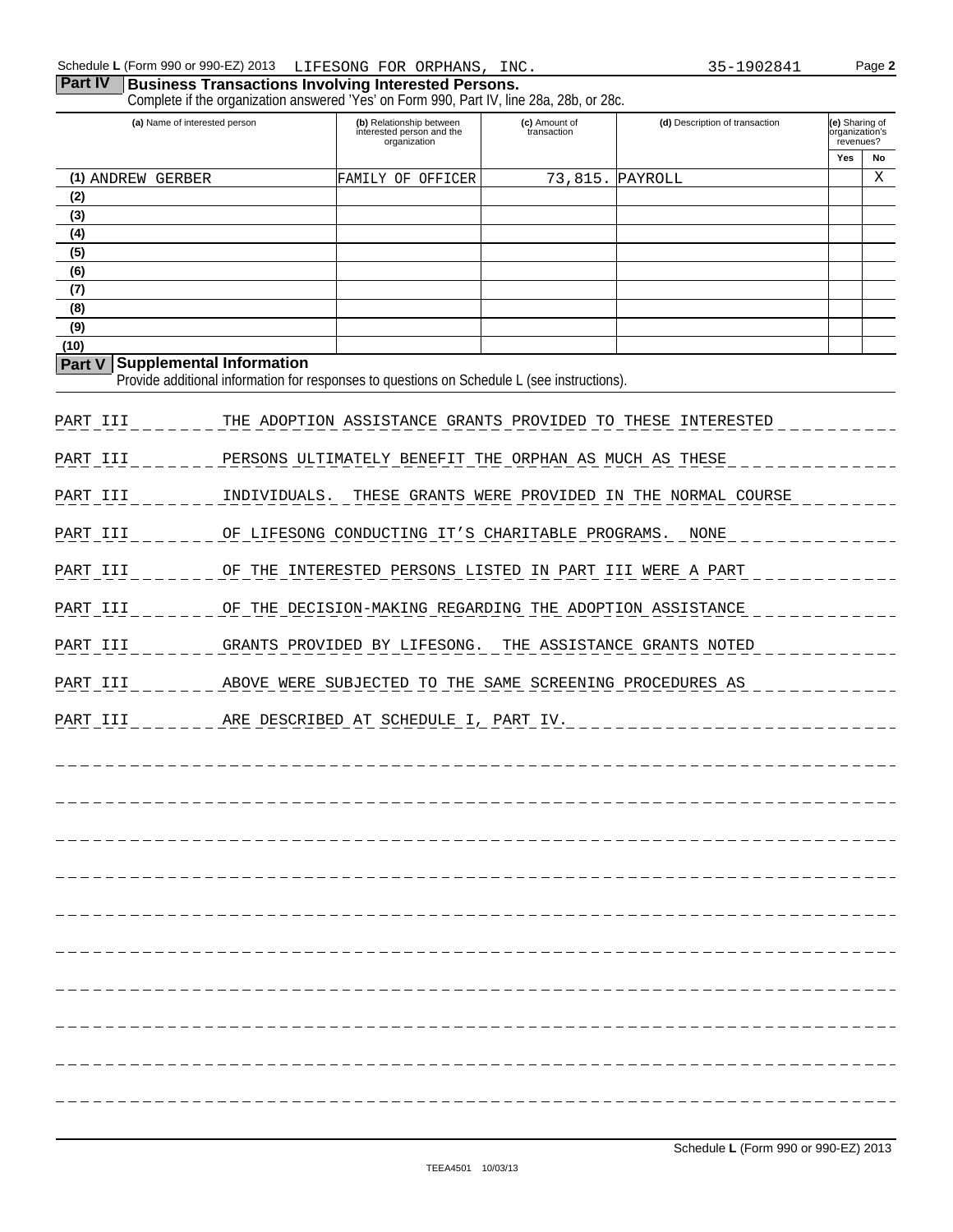Schedule L (Form 990 or 990-EZ) 2013 LIFESONG FOR ORPHANS, INC. 35-1902841 Page **2**

## Part IV Business Transactions Involving Interested Persons.

Complete if the organization answered 'Yes' on Form 990, Part IV, line 28a, 28b, or 28c.

| (a) Name of interested person | (b) Relationship between interested person and the organization | (c) Amount of transaction | (d) Description of transaction | (e) Sharing of organization's revenues? | |
|---|---|---|---|---|---|
| | | | | Yes | No |
| (1) ANDREW GERBER | FAMILY OF OFFICER | 73,815. | PAYROLL | | X |
| (2) | | | | | |
| (3) | | | | | |
| (4) | | | | | |
| (5) | | | | | |
| (6) | | | | | |
| (7) | | | | | |
| (8) | | | | | |
| (9) | | | | | |
| (10) | | | | | |

## Part V Supplemental Information

Provide additional information for responses to questions on Schedule L (see instructions).

PART III THE ADOPTION ASSISTANCE GRANTS PROVIDED TO THESE INTERESTED

PART III PERSONS ULTIMATELY BENEFIT THE ORPHAN AS MUCH AS THESE

PART III INDIVIDUALS. THESE GRANTS WERE PROVIDED IN THE NORMAL COURSE

PART III OF LIFESONG CONDUCTING IT'S CHARITABLE PROGRAMS. NONE

PART III OF THE INTERESTED PERSONS LISTED IN PART III WERE A PART

PART III OF THE DECISION-MAKING REGARDING THE ADOPTION ASSISTANCE

PART III GRANTS PROVIDED BY LIFESONG. THE ASSISTANCE GRANTS NOTED

PART III ABOVE WERE SUBJECTED TO THE SAME SCREENING PROCEDURES AS

PART III ARE DESCRIBED AT SCHEDULE I, PART IV.

Schedule L (Form 990 or 990-EZ) 2013

TEEA4501 10/03/13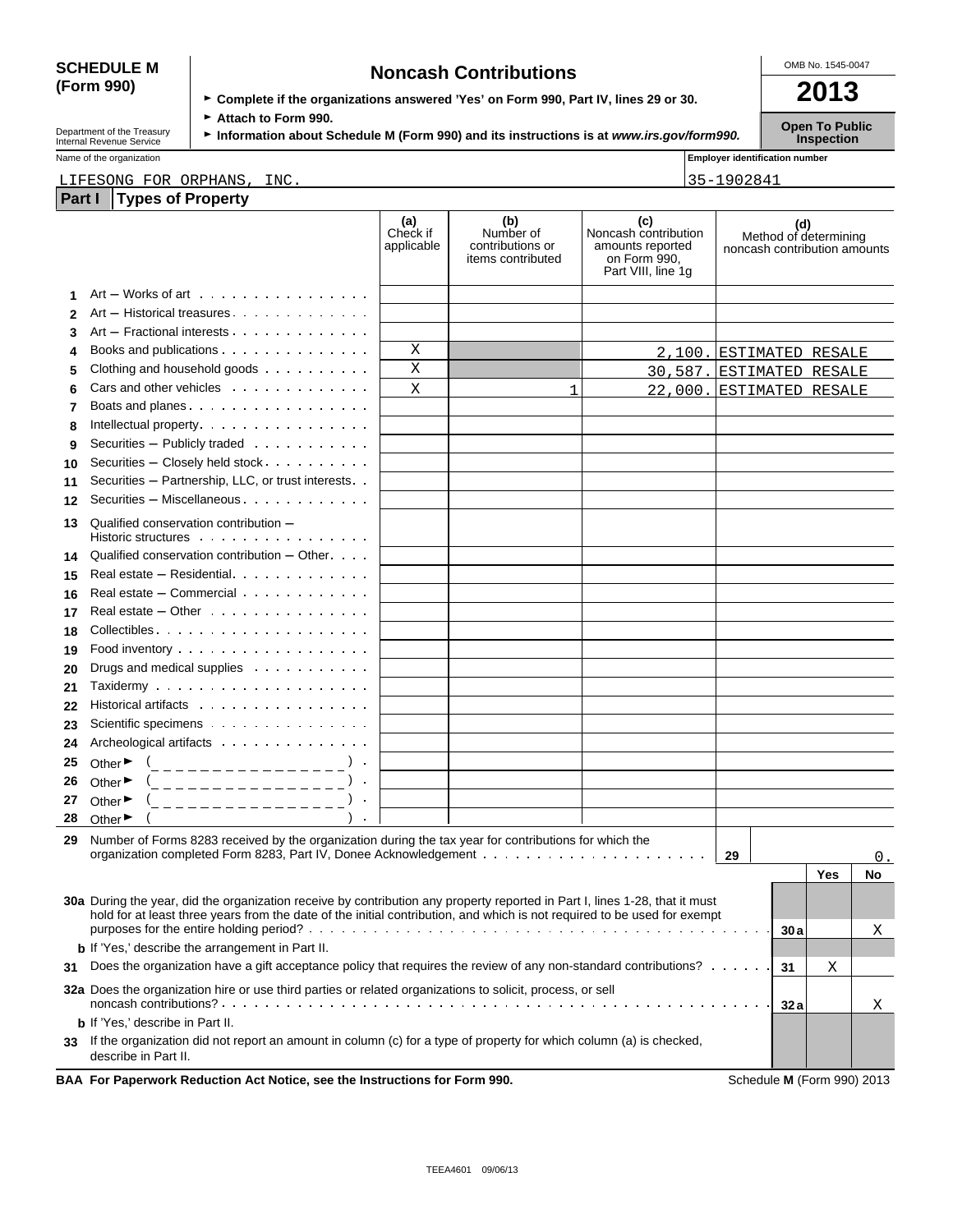**SCHEDULE M (Form 990)**

Department of the Treasury
Internal Revenue Service

# Noncash Contributions

► Complete if the organizations answered 'Yes' on Form 990, Part IV, lines 29 or 30.
► Attach to Form 990.
► Information about Schedule M (Form 990) and its instructions is at *www.irs.gov/form990*.

OMB No. 1545-0047

**2013**

**Open To Public Inspection**

Name of the organization: LIFESONG FOR ORPHANS, INC.

Employer identification number: 35-1902841

## Part I Types of Property

| | | (a) Check if applicable | (b) Number of contributions or items contributed | (c) Noncash contribution amounts reported on Form 990, Part VIII, line 1g | (d) Method of determining noncash contribution amounts |
|---|---|---|---|---|---|
| 1 | Art – Works of art | | | | |
| 2 | Art – Historical treasures | | | | |
| 3 | Art – Fractional interests | | | | |
| 4 | Books and publications | X | | 2,100. | ESTIMATED RESALE |
| 5 | Clothing and household goods | X | | 30,587. | ESTIMATED RESALE |
| 6 | Cars and other vehicles | X | 1 | 22,000. | ESTIMATED RESALE |
| 7 | Boats and planes | | | | |
| 8 | Intellectual property | | | | |
| 9 | Securities – Publicly traded | | | | |
| 10 | Securities – Closely held stock | | | | |
| 11 | Securities – Partnership, LLC, or trust interests | | | | |
| 12 | Securities – Miscellaneous | | | | |
| 13 | Qualified conservation contribution – Historic structures | | | | |
| 14 | Qualified conservation contribution – Other | | | | |
| 15 | Real estate – Residential | | | | |
| 16 | Real estate – Commercial | | | | |
| 17 | Real estate – Other | | | | |
| 18 | Collectibles | | | | |
| 19 | Food inventory | | | | |
| 20 | Drugs and medical supplies | | | | |
| 21 | Taxidermy | | | | |
| 22 | Historical artifacts | | | | |
| 23 | Scientific specimens | | | | |
| 24 | Archeological artifacts | | | | |
| 25 | Other ► ( ) | | | | |
| 26 | Other ► ( ) | | | | |
| 27 | Other ► ( ) | | | | |
| 28 | Other ► ( ) | | | | |

**29** Number of Forms 8283 received by the organization during the tax year for contributions for which the organization completed Form 8283, Part IV, Donee Acknowledgement . . . **29** 0.

| | | | Yes | No |
|---|---|---|---|---|
| **30a** | During the year, did the organization receive by contribution any property reported in Part I, lines 1-28, that it must hold for at least three years from the date of the initial contribution, and which is not required to be used for exempt purposes for the entire holding period? | 30a | | X |
| **b** | If 'Yes,' describe the arrangement in Part II. | | | |
| **31** | Does the organization have a gift acceptance policy that requires the review of any non-standard contributions? | 31 | X | |
| **32a** | Does the organization hire or use third parties or related organizations to solicit, process, or sell noncash contributions? | 32a | | X |
| **b** | If 'Yes,' describe in Part II. | | | |
| **33** | If the organization did not report an amount in column (c) for a type of property for which column (a) is checked, describe in Part II. | | | |

**BAA For Paperwork Reduction Act Notice, see the Instructions for Form 990.** Schedule **M** (Form 990) 2013

TEEA4601 09/06/13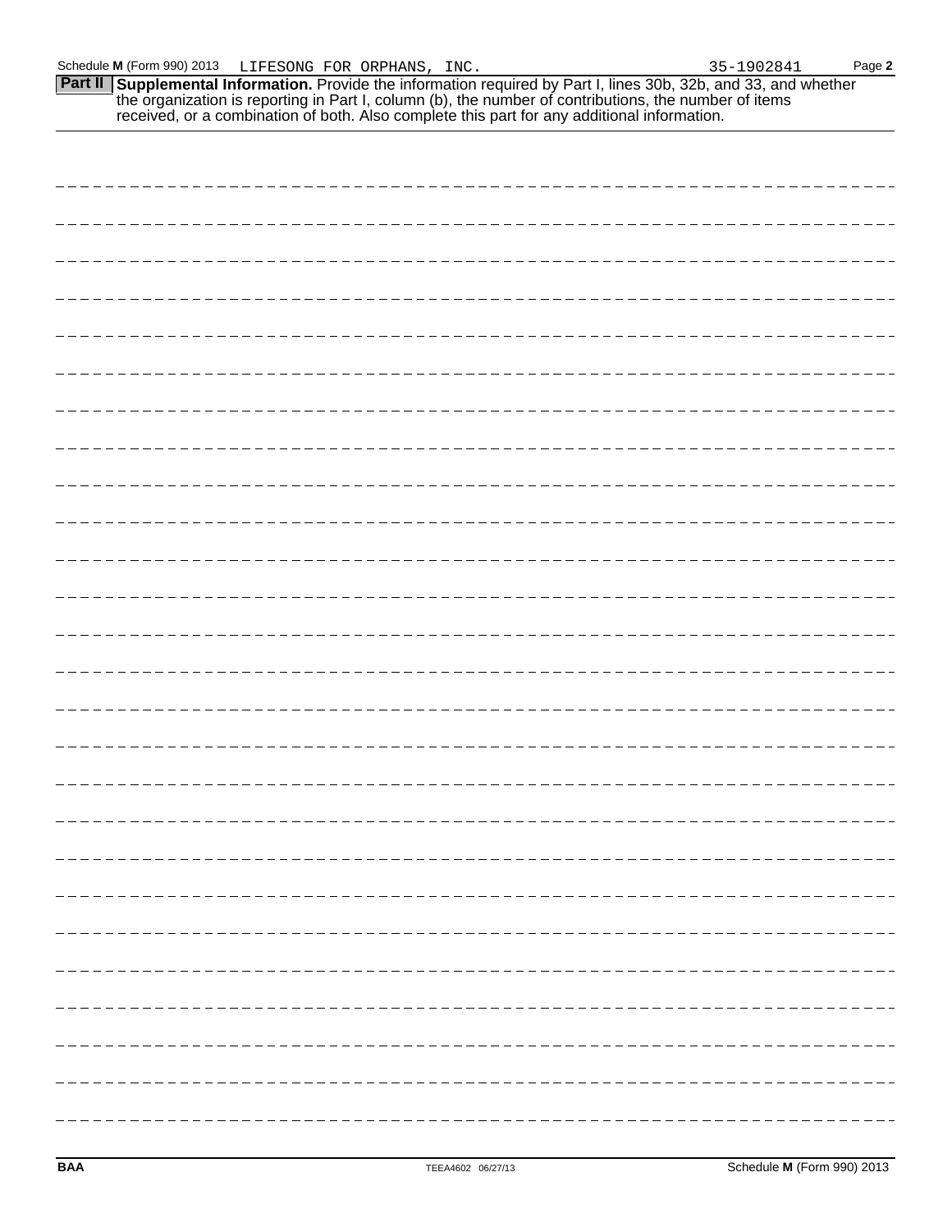Schedule **M** (Form 990) 2013 LIFESONG FOR ORPHANS, INC. 35-1902841 Page **2**

**Part II** **Supplemental Information.** Provide the information required by Part I, lines 30b, 32b, and 33, and whether the organization is reporting in Part I, column (b), the number of contributions, the number of items received, or a combination of both. Also complete this part for any additional information.

**BAA** TEEA4602 06/27/13 Schedule **M** (Form 990) 2013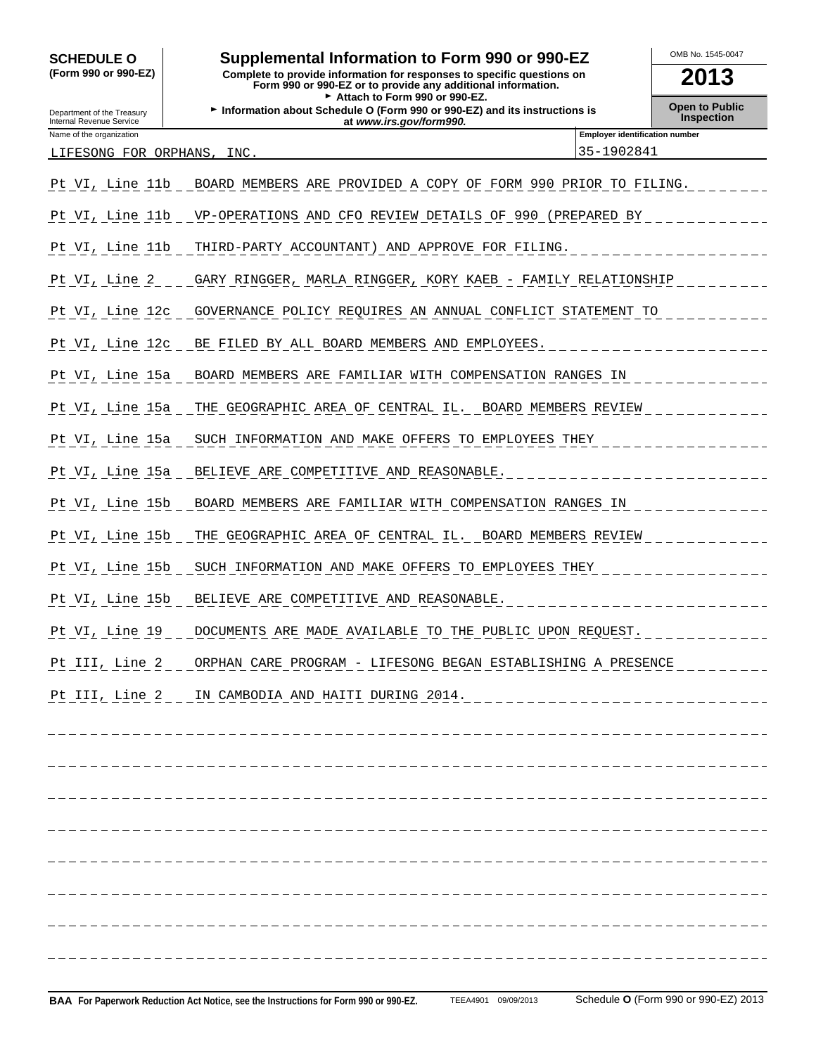**SCHEDULE O**
**(Form 990 or 990-EZ)**

Department of the Treasury
Internal Revenue Service

# Supplemental Information to Form 990 or 990-EZ

**Complete to provide information for responses to specific questions on Form 990 or 990-EZ or to provide any additional information.**
► **Attach to Form 990 or 990-EZ.**
► **Information about Schedule O (Form 990 or 990-EZ) and its instructions is at *www.irs.gov/form990.***

OMB No. 1545-0047

**2013**

**Open to Public Inspection**

| Name of the organization | Employer identification number |
|---|---|
| LIFESONG FOR ORPHANS, INC. | 35-1902841 |

| | |
|---|---|
| Pt VI, Line 11b | BOARD MEMBERS ARE PROVIDED A COPY OF FORM 990 PRIOR TO FILING. |
| Pt VI, Line 11b | VP-OPERATIONS AND CFO REVIEW DETAILS OF 990 (PREPARED BY |
| Pt VI, Line 11b | THIRD-PARTY ACCOUNTANT) AND APPROVE FOR FILING. |
| Pt VI, Line 2 | GARY RINGGER, MARLA RINGGER, KORY KAEB - FAMILY RELATIONSHIP |
| Pt VI, Line 12c | GOVERNANCE POLICY REQUIRES AN ANNUAL CONFLICT STATEMENT TO |
| Pt VI, Line 12c | BE FILED BY ALL BOARD MEMBERS AND EMPLOYEES. |
| Pt VI, Line 15a | BOARD MEMBERS ARE FAMILIAR WITH COMPENSATION RANGES IN |
| Pt VI, Line 15a | THE GEOGRAPHIC AREA OF CENTRAL IL. BOARD MEMBERS REVIEW |
| Pt VI, Line 15a | SUCH INFORMATION AND MAKE OFFERS TO EMPLOYEES THEY |
| Pt VI, Line 15a | BELIEVE ARE COMPETITIVE AND REASONABLE. |
| Pt VI, Line 15b | BOARD MEMBERS ARE FAMILIAR WITH COMPENSATION RANGES IN |
| Pt VI, Line 15b | THE GEOGRAPHIC AREA OF CENTRAL IL. BOARD MEMBERS REVIEW |
| Pt VI, Line 15b | SUCH INFORMATION AND MAKE OFFERS TO EMPLOYEES THEY |
| Pt VI, Line 15b | BELIEVE ARE COMPETITIVE AND REASONABLE. |
| Pt VI, Line 19 | DOCUMENTS ARE MADE AVAILABLE TO THE PUBLIC UPON REQUEST. |
| Pt III, Line 2 | ORPHAN CARE PROGRAM - LIFESONG BEGAN ESTABLISHING A PRESENCE |
| Pt III, Line 2 | IN CAMBODIA AND HAITI DURING 2014. |

**BAA For Paperwork Reduction Act Notice, see the Instructions for Form 990 or 990-EZ.** TEEA4901 09/09/2013 Schedule **O** (Form 990 or 990-EZ) 2013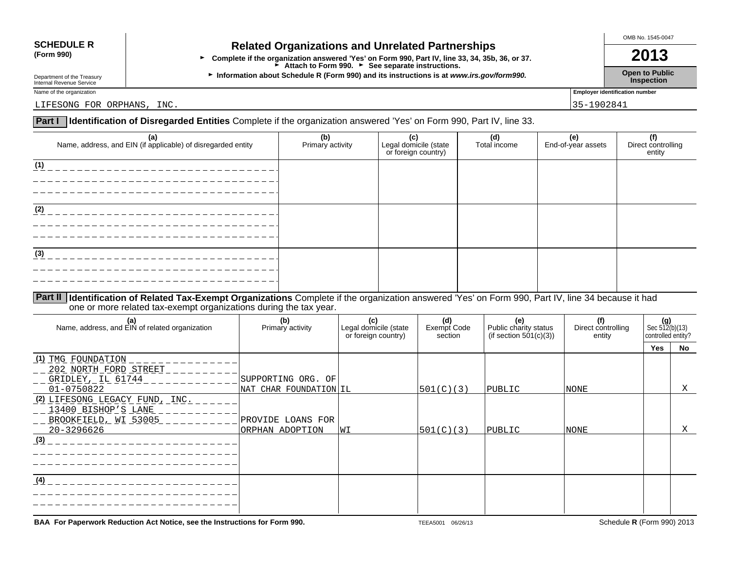**SCHEDULE R**
**(Form 990)**

Department of the Treasury
Internal Revenue Service

# Related Organizations and Unrelated Partnerships

► **Complete if the organization answered 'Yes' on Form 990, Part IV, line 33, 34, 35b, 36, or 37.**
► **Attach to Form 990.** ► **See separate instructions.**
► **Information about Schedule R (Form 990) and its instructions is at *www.irs.gov/form990.***

OMB No. 1545-0047

**2013**

**Open to Public Inspection**

Name of the organization: LIFESONG FOR ORPHANS, INC.

Employer identification number: 35-1902841

**Part I** **Identification of Disregarded Entities** Complete if the organization answered 'Yes' on Form 990, Part IV, line 33.

| (a) Name, address, and EIN (if applicable) of disregarded entity | (b) Primary activity | (c) Legal domicile (state or foreign country) | (d) Total income | (e) End-of-year assets | (f) Direct controlling entity |
|---|---|---|---|---|---|
| (1) | | | | | |
| (2) | | | | | |
| (3) | | | | | |

**Part II** **Identification of Related Tax-Exempt Organizations** Complete if the organization answered 'Yes' on Form 990, Part IV, line 34 because it had one or more related tax-exempt organizations during the tax year.

| (a) Name, address, and EIN of related organization | (b) Primary activity | (c) Legal domicile (state or foreign country) | (d) Exempt Code section | (e) Public charity status (if section 501(c)(3)) | (f) Direct controlling entity | (g) Sec 512(b)(13) controlled entity? Yes | No |
|---|---|---|---|---|---|---|---|
| (1) TMG FOUNDATION 202 NORTH FORD STREET GRIDLEY, IL 61744 01-0750822 | SUPPORTING ORG. OF NAT CHAR FOUNDATION | IL | 501(C)(3) | PUBLIC | NONE | | X |
| (2) LIFESONG LEGACY FUND, INC. 13400 BISHOP'S LANE BROOKFIELD, WI 53005 20-3296626 | PROVIDE LOANS FOR ORPHAN ADOPTION | WI | 501(C)(3) | PUBLIC | NONE | | X |
| (3) | | | | | | | |
| (4) | | | | | | | |

**BAA For Paperwork Reduction Act Notice, see the Instructions for Form 990.** TEEA5001 06/26/13 Schedule **R** (Form 990) 2013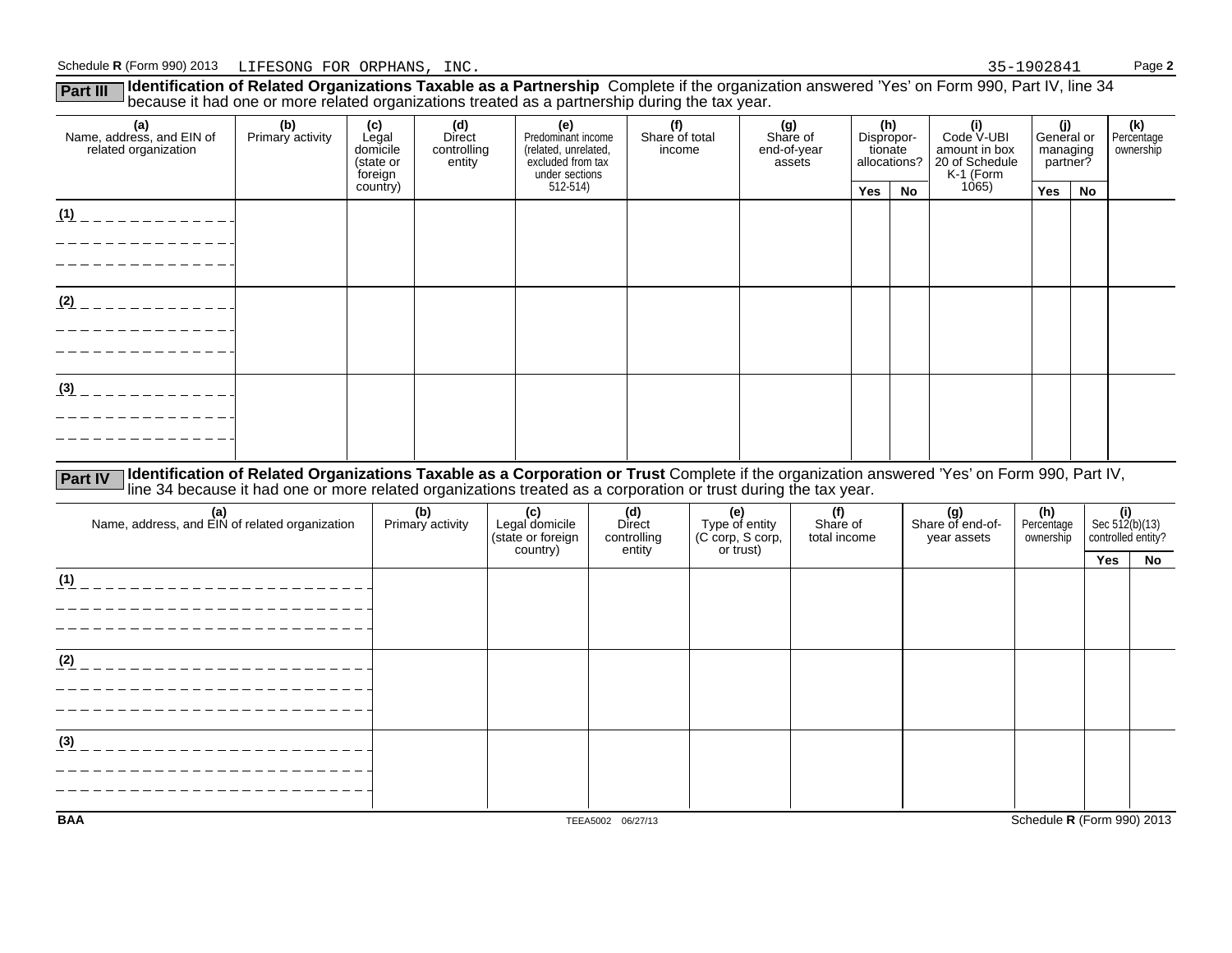Schedule R (Form 990) 2013 LIFESONG FOR ORPHANS, INC. 35-1902841

**Part III** **Identification of Related Organizations Taxable as a Partnership** Complete if the organization answered 'Yes' on Form 990, Part IV, line 34 because it had one or more related organizations treated as a partnership during the tax year.

| (a) Name, address, and EIN of related organization | (b) Primary activity | (c) Legal domicile (state or foreign country) | (d) Direct controlling entity | (e) Predominant income (related, unrelated, excluded from tax under sections 512-514) | (f) Share of total income | (g) Share of end-of-year assets | (h) Dispropor-tionate allocations? | | (i) Code V-UBI amount in box 20 of Schedule K-1 (Form 1065) | (j) General or managing partner? | | (k) Percentage ownership |
|---|---|---|---|---|---|---|---|---|---|---|---|---|
| | | | | | | | Yes | No | | Yes | No | |
| (1) | | | | | | | | | | | | |
| (2) | | | | | | | | | | | | |
| (3) | | | | | | | | | | | | |

**Part IV** **Identification of Related Organizations Taxable as a Corporation or Trust** Complete if the organization answered 'Yes' on Form 990, Part IV, line 34 because it had one or more related organizations treated as a corporation or trust during the tax year.

| (a) Name, address, and EIN of related organization | (b) Primary activity | (c) Legal domicile (state or foreign country) | (d) Direct controlling entity | (e) Type of entity (C corp, S corp, or trust) | (f) Share of total income | (g) Share of end-of-year assets | (h) Percentage ownership | (i) Sec 512(b)(13) controlled entity? | |
|---|---|---|---|---|---|---|---|---|---|
| | | | | | | | | Yes | No |
| (1) | | | | | | | | | |
| (2) | | | | | | | | | |
| (3) | | | | | | | | | |

BAA TEEA5002 06/27/13 Schedule R (Form 990) 2013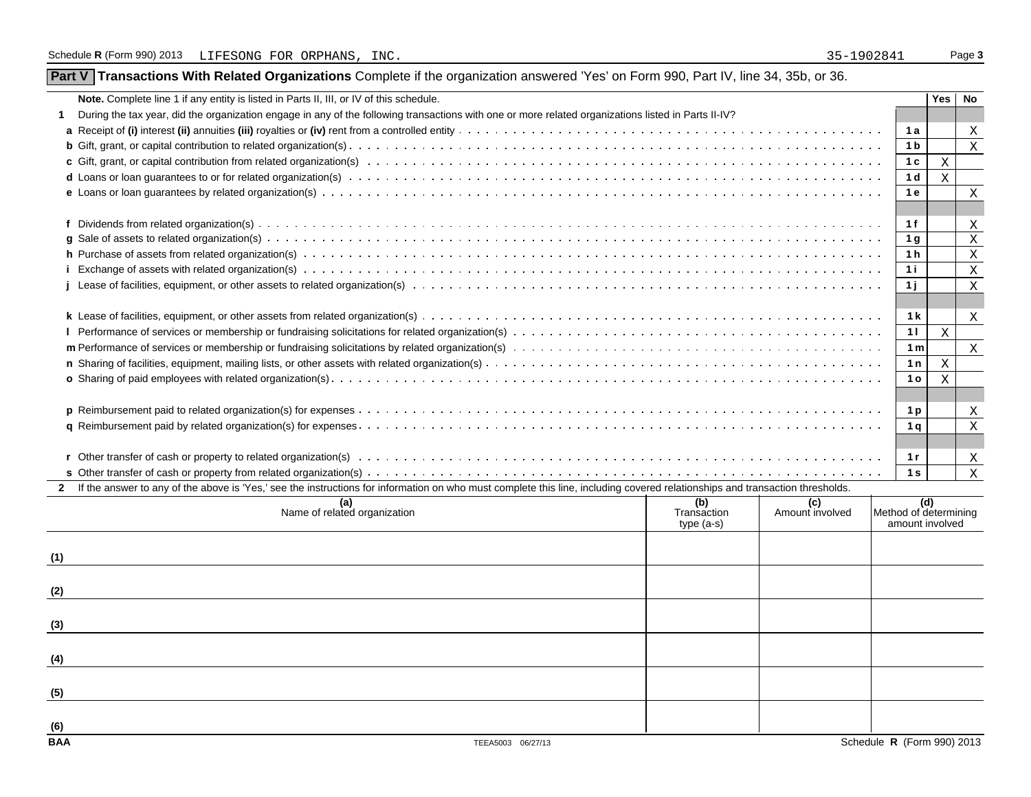Schedule R (Form 990) 2013 LIFESONG FOR ORPHANS, INC. 35-1902841

## Part V Transactions With Related Organizations Complete if the organization answered 'Yes' on Form 990, Part IV, line 34, 35b, or 36.

| **Note.** Complete line 1 if any entity is listed in Parts II, III, or IV of this schedule. | | Yes | No |
|---|---|---|---|
| **1** During the tax year, did the organization engage in any of the following transactions with one or more related organizations listed in Parts II-IV? | | | |
| **a** Receipt of **(i)** interest **(ii)** annuities **(iii)** royalties or **(iv)** rent from a controlled entity | 1a | | X |
| **b** Gift, grant, or capital contribution to related organization(s) | 1b | | X |
| **c** Gift, grant, or capital contribution from related organization(s) | 1c | X | |
| **d** Loans or loan guarantees to or for related organization(s) | 1d | X | |
| **e** Loans or loan guarantees by related organization(s) | 1e | | X |
| **f** Dividends from related organization(s) | 1f | | X |
| **g** Sale of assets to related organization(s) | 1g | | X |
| **h** Purchase of assets from related organization(s) | 1h | | X |
| **i** Exchange of assets with related organization(s) | 1i | | X |
| **j** Lease of facilities, equipment, or other assets to related organization(s) | 1j | | X |
| **k** Lease of facilities, equipment, or other assets from related organization(s) | 1k | | X |
| **l** Performance of services or membership or fundraising solicitations for related organization(s) | 1l | X | |
| **m** Performance of services or membership or fundraising solicitations by related organization(s) | 1m | | X |
| **n** Sharing of facilities, equipment, mailing lists, or other assets with related organization(s) | 1n | X | |
| **o** Sharing of paid employees with related organization(s) | 1o | X | |
| **p** Reimbursement paid to related organization(s) for expenses | 1p | | X |
| **q** Reimbursement paid by related organization(s) for expenses | 1q | | X |
| **r** Other transfer of cash or property to related organization(s) | 1r | | X |
| **s** Other transfer of cash or property from related organization(s) | 1s | | X |

**2** If the answer to any of the above is 'Yes,' see the instructions for information on who must complete this line, including covered relationships and transaction thresholds.

| | (a) Name of related organization | (b) Transaction type (a-s) | (c) Amount involved | (d) Method of determining amount involved |
|---|---|---|---|---|
| (1) | | | | |
| (2) | | | | |
| (3) | | | | |
| (4) | | | | |
| (5) | | | | |
| (6) | | | | |

BAA TEEA5003 06/27/13 Schedule R (Form 990) 2013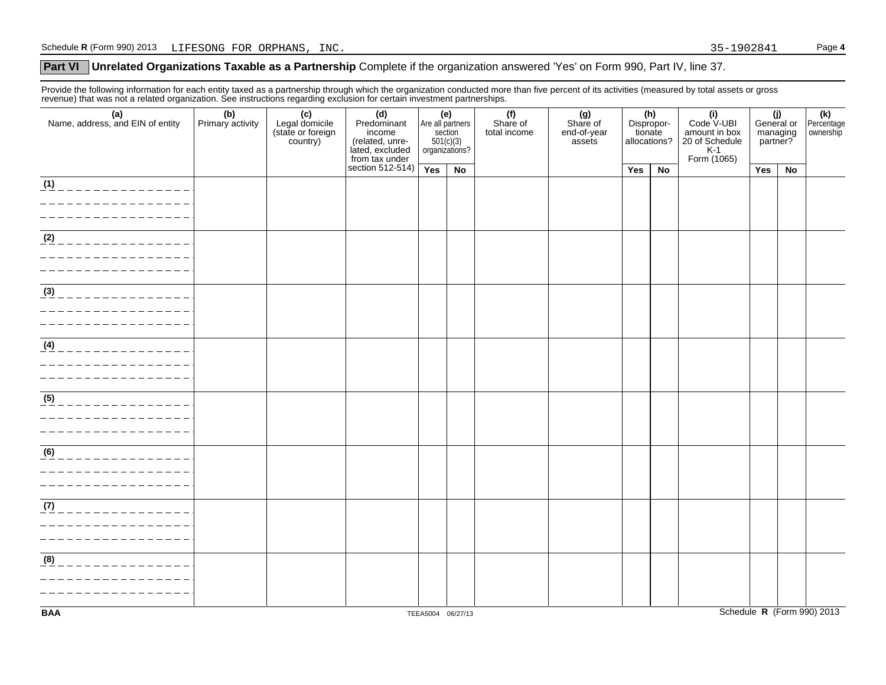Schedule R (Form 990) 2013 LIFESONG FOR ORPHANS, INC. 35-1902841 Page 4

## Part VI Unrelated Organizations Taxable as a Partnership Complete if the organization answered 'Yes' on Form 990, Part IV, line 37.

Provide the following information for each entity taxed as a partnership through which the organization conducted more than five percent of its activities (measured by total assets or gross revenue) that was not a related organization. See instructions regarding exclusion for certain investment partnerships.

| (a) Name, address, and EIN of entity | (b) Primary activity | (c) Legal domicile (state or foreign country) | (d) Predominant income (related, unrelated, excluded from tax under section 512-514) | (e) Are all partners section 501(c)(3) organizations? | | (f) Share of total income | (g) Share of end-of-year assets | (h) Disproportionate allocations? | | (i) Code V-UBI amount in box 20 of Schedule K-1 Form (1065) | (j) General or managing partner? | | (k) Percentage ownership |
|---|---|---|---|---|---|---|---|---|---|---|---|---|---|
| | | | | Yes | No | | | Yes | No | | Yes | No | |
| (1) | | | | | | | | | | | | | |
| (2) | | | | | | | | | | | | | |
| (3) | | | | | | | | | | | | | |
| (4) | | | | | | | | | | | | | |
| (5) | | | | | | | | | | | | | |
| (6) | | | | | | | | | | | | | |
| (7) | | | | | | | | | | | | | |
| (8) | | | | | | | | | | | | | |

BAA TEEA5004 06/27/13 Schedule R (Form 990) 2013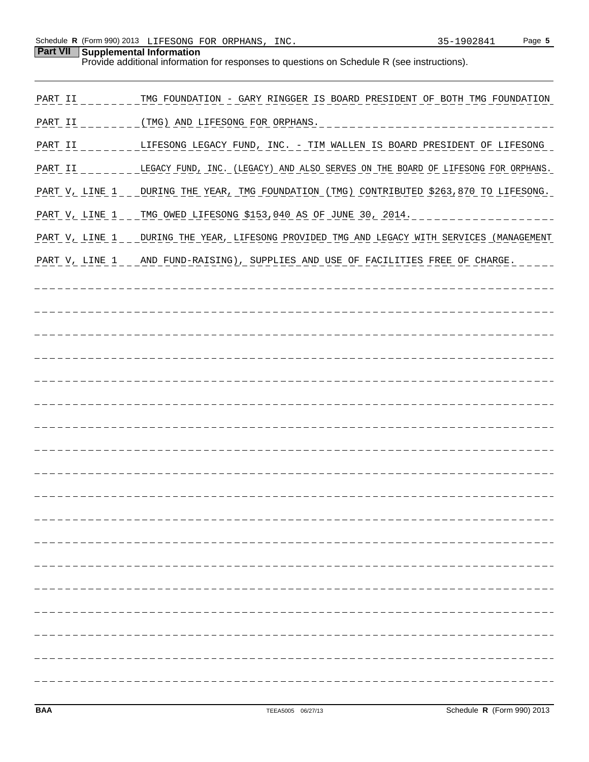Schedule R (Form 990) 2013 LIFESONG FOR ORPHANS, INC. 35-1902841 Page 5

## Part VII Supplemental Information

Provide additional information for responses to questions on Schedule R (see instructions).

| | |
|---|---|
| PART II | TMG FOUNDATION - GARY RINGGER IS BOARD PRESIDENT OF BOTH TMG FOUNDATION |
| PART II | (TMG) AND LIFESONG FOR ORPHANS. |
| PART II | LIFESONG LEGACY FUND, INC. - TIM WALLEN IS BOARD PRESIDENT OF LIFESONG |
| PART II | LEGACY FUND, INC. (LEGACY) AND ALSO SERVES ON THE BOARD OF LIFESONG FOR ORPHANS. |
| PART V, LINE 1 | DURING THE YEAR, TMG FOUNDATION (TMG) CONTRIBUTED $263,870 TO LIFESONG. |
| PART V, LINE 1 | TMG OWED LIFESONG $153,040 AS OF JUNE 30, 2014. |
| PART V, LINE 1 | DURING THE YEAR, LIFESONG PROVIDED TMG AND LEGACY WITH SERVICES (MANAGEMENT |
| PART V, LINE 1 | AND FUND-RAISING), SUPPLIES AND USE OF FACILITIES FREE OF CHARGE. |

BAA TEEA5005 06/27/13 Schedule R (Form 990) 2013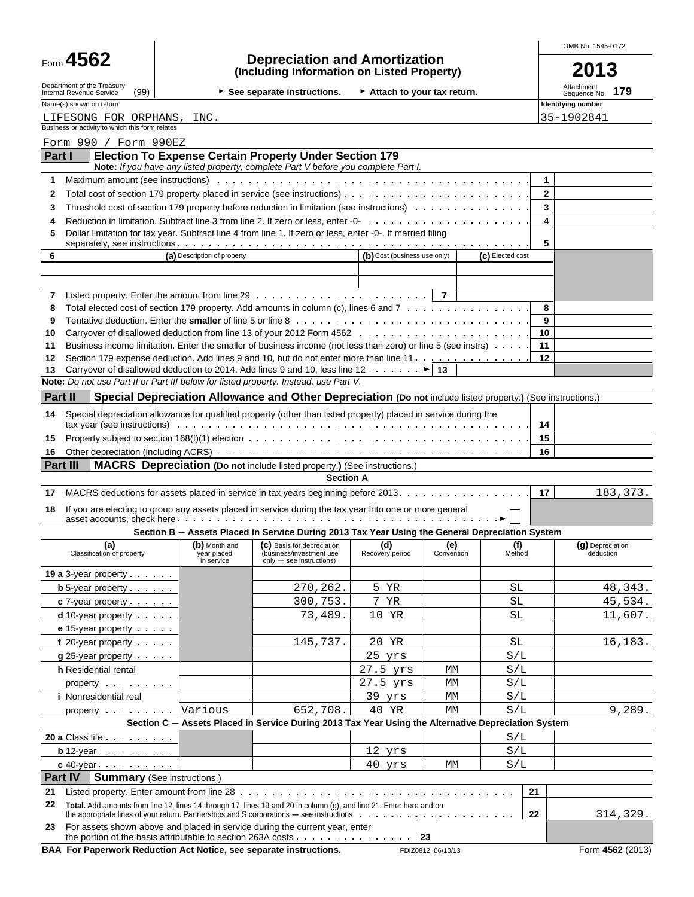Form **4562**

Department of the Treasury Internal Revenue Service (99)

# Depreciation and Amortization
## (Including Information on Listed Property)

► See separate instructions. ► Attach to your tax return.

OMB No. 1545-0172

**2013**

Attachment Sequence No. **179**

Name(s) shown on return: LIFESONG FOR ORPHANS, INC.

Identifying number: 35-1902841

Business or activity to which this form relates: Form 990 / Form 990EZ

## Part I Election To Expense Certain Property Under Section 179

**Note:** *If you have any listed property, complete Part V before you complete Part I.*

| | | | |
|---|---|---|---|
| 1 | Maximum amount (see instructions) | 1 | |
| 2 | Total cost of section 179 property placed in service (see instructions) | 2 | |
| 3 | Threshold cost of section 179 property before reduction in limitation (see instructions) | 3 | |
| 4 | Reduction in limitation. Subtract line 3 from line 2. If zero or less, enter -0- | 4 | |
| 5 | Dollar limitation for tax year. Subtract line 4 from line 1. If zero or less, enter -0-. If married filing separately, see instructions | 5 | |

| 6 | (a) Description of property | (b) Cost (business use only) | (c) Elected cost |
|---|---|---|---|
| | | | |
| | | | |

| | | | |
|---|---|---|---|
| 7 | Listed property. Enter the amount from line 29 | 7 | |
| 8 | Total elected cost of section 179 property. Add amounts in column (c), lines 6 and 7 | 8 | |
| 9 | Tentative deduction. Enter the **smaller** of line 5 or line 8 | 9 | |
| 10 | Carryover of disallowed deduction from line 13 of your 2012 Form 4562 | 10 | |
| 11 | Business income limitation. Enter the smaller of business income (not less than zero) or line 5 (see instrs) | 11 | |
| 12 | Section 179 expense deduction. Add lines 9 and 10, but do not enter more than line 11 | 12 | |
| 13 | Carryover of disallowed deduction to 2014. Add lines 9 and 10, less line 12 ► | 13 | |

**Note:** *Do not use Part II or Part III below for listed property. Instead, use Part V.*

## Part II Special Depreciation Allowance and Other Depreciation (Do not include listed property.) (See instructions.)

| | | | |
|---|---|---|---|
| 14 | Special depreciation allowance for qualified property (other than listed property) placed in service during the tax year (see instructions) | 14 | |
| 15 | Property subject to section 168(f)(1) election | 15 | |
| 16 | Other depreciation (including ACRS) | 16 | |

## Part III MACRS Depreciation (Do not include listed property.) (See instructions.)

### Section A

| | | | |
|---|---|---|---|
| 17 | MACRS deductions for assets placed in service in tax years beginning before 2013 | 17 | 183,373. |
| 18 | If you are electing to group any assets placed in service during the tax year into one or more general asset accounts, check here ► ☐ | | |

### Section B — Assets Placed in Service During 2013 Tax Year Using the General Depreciation System

| (a) Classification of property | (b) Month and year placed in service | (c) Basis for depreciation (business/investment use only — see instructions) | (d) Recovery period | (e) Convention | (f) Method | (g) Depreciation deduction |
|---|---|---|---|---|---|---|
| 19 a 3-year property | | | | | | |
| b 5-year property | | 270,262. | 5 YR | | SL | 48,343. |
| c 7-year property | | 300,753. | 7 YR | | SL | 45,534. |
| d 10-year property | | 73,489. | 10 YR | | SL | 11,607. |
| e 15-year property | | | | | | |
| f 20-year property | | 145,737. | 20 YR | | SL | 16,183. |
| g 25-year property | | | 25 yrs | | S/L | |
| h Residential rental property | | | 27.5 yrs | MM | S/L | |
| | | | 27.5 yrs | MM | S/L | |
| i Nonresidential real property | | | 39 yrs | MM | S/L | |
| | Various | 652,708. | 40 YR | MM | S/L | 9,289. |

### Section C — Assets Placed in Service During 2013 Tax Year Using the Alternative Depreciation System

| (a) Classification of property | (b) Month and year placed in service | (c) Basis for depreciation | (d) Recovery period | (e) Convention | (f) Method | (g) Depreciation deduction |
|---|---|---|---|---|---|---|
| 20 a Class life | | | | | S/L | |
| b 12-year | | | 12 yrs | | S/L | |
| c 40-year | | | 40 yrs | MM | S/L | |

## Part IV Summary (See instructions.)

| | | | |
|---|---|---|---|
| 21 | Listed property. Enter amount from line 28 | 21 | |
| 22 | **Total.** Add amounts from line 12, lines 14 through 17, lines 19 and 20 in column (g), and line 21. Enter here and on the appropriate lines of your return. Partnerships and S corporations — see instructions | 22 | 314,329. |
| 23 | For assets shown above and placed in service during the current year, enter the portion of the basis attributable to section 263A costs | 23 | |

BAA For Paperwork Reduction Act Notice, see separate instructions. FDIZ0812 06/10/13 Form **4562** (2013)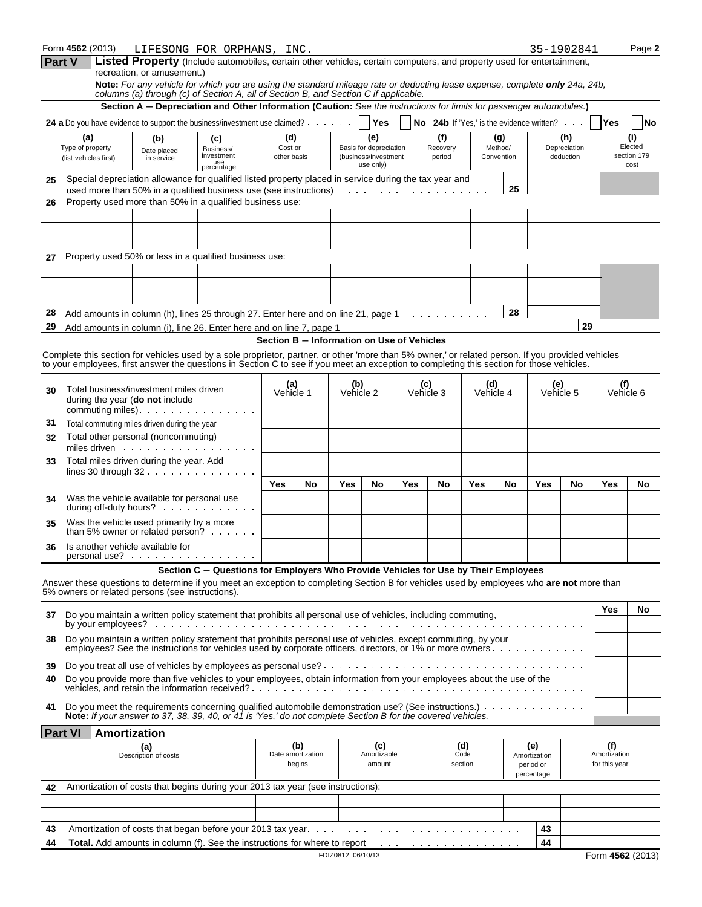Form **4562** (2013) LIFESONG FOR ORPHANS, INC. 35-1902841 Page **2**

**Part V** **Listed Property** (Include automobiles, certain other vehicles, certain computers, and property used for entertainment, recreation, or amusement.)

**Note:** *For any vehicle for which you are using the standard mileage rate or deducting lease expense, complete* ***only*** *24a, 24b, columns (a) through (c) of Section A, all of Section B, and Section C if applicable.*

**Section A – Depreciation and Other Information (Caution:** *See the instructions for limits for passenger automobiles.***)**

**24 a** Do you have evidence to support the business/investment use claimed? ☐ **Yes** ☐ **No** **24b** If 'Yes,' is the evidence written? ☐ **Yes** ☐ **No**

| (a) Type of property (list vehicles first) | (b) Date placed in service | (c) Business/ investment use percentage | (d) Cost or other basis | (e) Basis for depreciation (business/investment use only) | (f) Recovery period | (g) Method/ Convention | (h) Depreciation deduction | (i) Elected section 179 cost |
|---|---|---|---|---|---|---|---|---|
| **25** Special depreciation allowance for qualified listed property placed in service during the tax year and used more than 50% in a qualified business use (see instructions) | | | | | | **25** | | |
| **26** Property used more than 50% in a qualified business use: | | | | | | | | |
| | | | | | | | | |
| | | | | | | | | |
| | | | | | | | | |
| **27** Property used 50% or less in a qualified business use: | | | | | | | | |
| | | | | | | | | |
| | | | | | | | | |
| | | | | | | | | |
| **28** Add amounts in column (h), lines 25 through 27. Enter here and on line 21, page 1 | | | | | | **28** | | |
| **29** Add amounts in column (i), line 26. Enter here and on line 7, page 1 | | | | | | | **29** | |

**Section B – Information on Use of Vehicles**

Complete this section for vehicles used by a sole proprietor, partner, or other 'more than 5% owner,' or related person. If you provided vehicles to your employees, first answer the questions in Section C to see if you meet an exception to completing this section for those vehicles.

| | (a) Vehicle 1 | | (b) Vehicle 2 | | (c) Vehicle 3 | | (d) Vehicle 4 | | (e) Vehicle 5 | | (f) Vehicle 6 | |
|---|---|---|---|---|---|---|---|---|---|---|---|---|
| **30** Total business/investment miles driven during the year (**do not** include commuting miles) | | | | | | | | | | | | |
| **31** Total commuting miles driven during the year | | | | | | | | | | | | |
| **32** Total other personal (noncommuting) miles driven | | | | | | | | | | | | |
| **33** Total miles driven during the year. Add lines 30 through 32 | | | | | | | | | | | | |
| | **Yes** | **No** | **Yes** | **No** | **Yes** | **No** | **Yes** | **No** | **Yes** | **No** | **Yes** | **No** |
| **34** Was the vehicle available for personal use during off-duty hours? | | | | | | | | | | | | |
| **35** Was the vehicle used primarily by a more than 5% owner or related person? | | | | | | | | | | | | |
| **36** Is another vehicle available for personal use? | | | | | | | | | | | | |

**Section C – Questions for Employers Who Provide Vehicles for Use by Their Employees**

Answer these questions to determine if you meet an exception to completing Section B for vehicles used by employees who **are not** more than 5% owners or related persons (see instructions).

| | Yes | No |
|---|---|---|
| **37** Do you maintain a written policy statement that prohibits all personal use of vehicles, including commuting, by your employees? | | |
| **38** Do you maintain a written policy statement that prohibits personal use of vehicles, except commuting, by your employees? See the instructions for vehicles used by corporate officers, directors, or 1% or more owners | | |
| **39** Do you treat all use of vehicles by employees as personal use? | | |
| **40** Do you provide more than five vehicles to your employees, obtain information from your employees about the use of the vehicles, and retain the information received? | | |
| **41** Do you meet the requirements concerning qualified automobile demonstration use? (See instructions.) **Note:** *If your answer to 37, 38, 39, 40, or 41 is 'Yes,' do not complete Section B for the covered vehicles.* | | |

**Part VI** **Amortization**

| (a) Description of costs | (b) Date amortization begins | (c) Amortizable amount | (d) Code section | (e) Amortization period or percentage | (f) Amortization for this year |
|---|---|---|---|---|---|
| **42** Amortization of costs that begins during your 2013 tax year (see instructions): | | | | | |
| | | | | | |
| | | | | | |
| **43** Amortization of costs that began before your 2013 tax year | | | | **43** | |
| **44** **Total.** Add amounts in column (f). See the instructions for where to report | | | | **44** | |

FDIZ0812 06/10/13 Form **4562** (2013)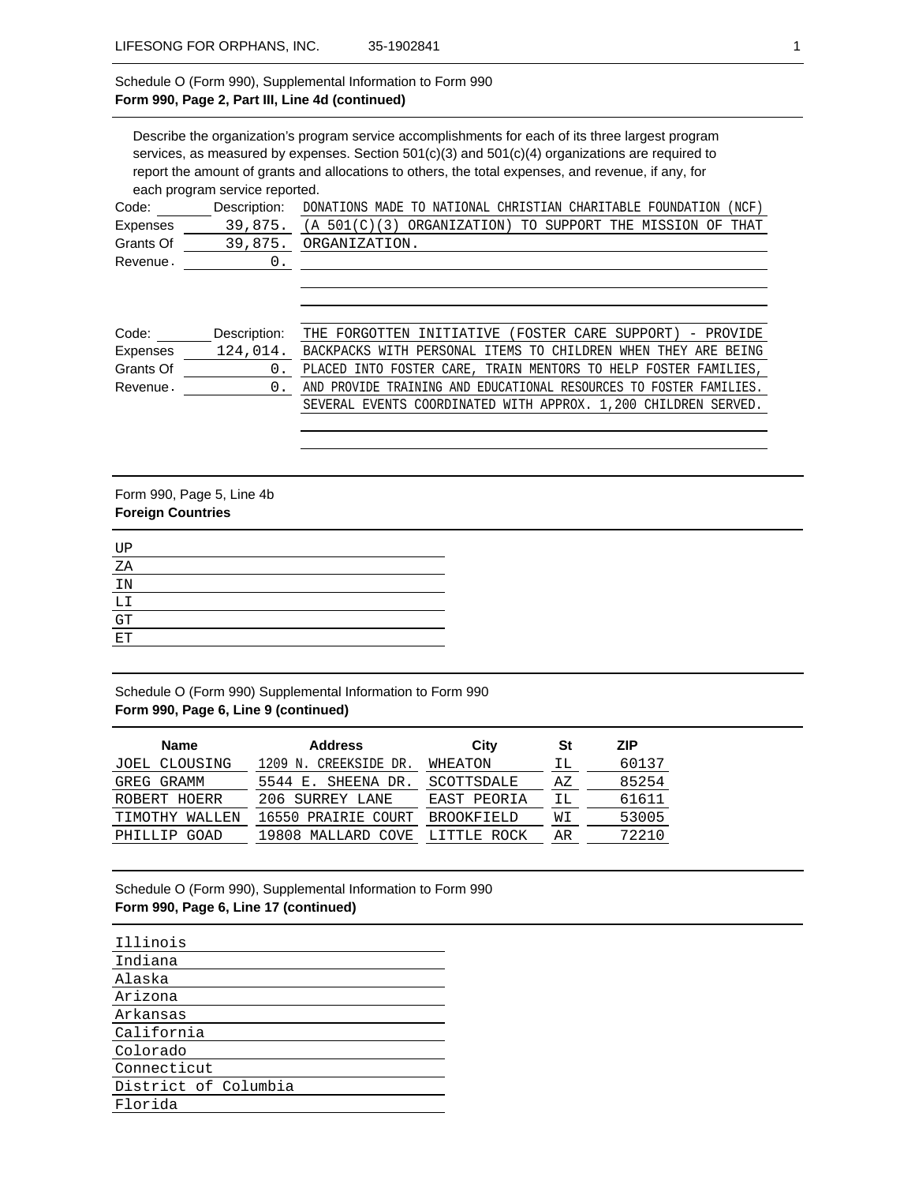Schedule O (Form 990), Supplemental Information to Form 990
**Form 990, Page 2, Part III, Line 4d (continued)**

Describe the organization's program service accomplishments for each of its three largest program services, as measured by expenses. Section 501(c)(3) and 501(c)(4) organizations are required to report the amount of grants and allocations to others, the total expenses, and revenue, if any, for each program service reported.

Code: Description: DONATIONS MADE TO NATIONAL CHRISTIAN CHARITABLE FOUNDATION (NCF) (A 501(C)(3) ORGANIZATION) TO SUPPORT THE MISSION OF THAT ORGANIZATION.

Expenses 39,875.
Grants Of 39,875.
Revenue. 0.

Code: Description: THE FORGOTTEN INITIATIVE (FOSTER CARE SUPPORT) - PROVIDE BACKPACKS WITH PERSONAL ITEMS TO CHILDREN WHEN THEY ARE BEING PLACED INTO FOSTER CARE, TRAIN MENTORS TO HELP FOSTER FAMILIES, AND PROVIDE TRAINING AND EDUCATIONAL RESOURCES TO FOSTER FAMILIES. SEVERAL EVENTS COORDINATED WITH APPROX. 1,200 CHILDREN SERVED.

Expenses 124,014.
Grants Of 0.
Revenue. 0.

Form 990, Page 5, Line 4b
**Foreign Countries**

UP
ZA
IN
LI
GT
ET

Schedule O (Form 990) Supplemental Information to Form 990
**Form 990, Page 6, Line 9 (continued)**

| Name | Address | City | St | ZIP |
|---|---|---|---|---|
| JOEL CLOUSING | 1209 N. CREEKSIDE DR. | WHEATON | IL | 60137 |
| GREG GRAMM | 5544 E. SHEENA DR. | SCOTTSDALE | AZ | 85254 |
| ROBERT HOERR | 206 SURREY LANE | EAST PEORIA | IL | 61611 |
| TIMOTHY WALLEN | 16550 PRAIRIE COURT | BROOKFIELD | WI | 53005 |
| PHILLIP GOAD | 19808 MALLARD COVE | LITTLE ROCK | AR | 72210 |

Schedule O (Form 990), Supplemental Information to Form 990
**Form 990, Page 6, Line 17 (continued)**

Illinois
Indiana
Alaska
Arizona
Arkansas
California
Colorado
Connecticut
District of Columbia
Florida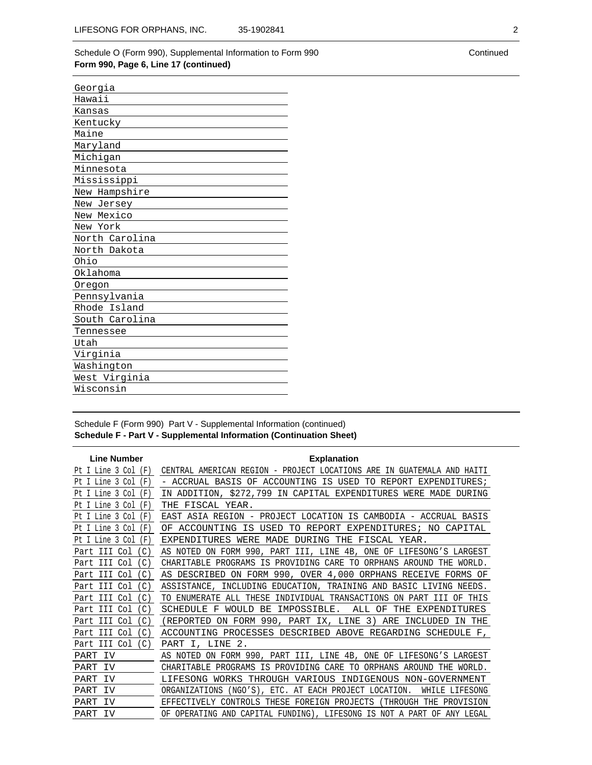Schedule O (Form 990), Supplemental Information to Form 990 Continued

**Form 990, Page 6, Line 17 (continued)**

Georgia
Hawaii
Kansas
Kentucky
Maine
Maryland
Michigan
Minnesota
Mississippi
New Hampshire
New Jersey
New Mexico
New York
North Carolina
North Dakota
Ohio
Oklahoma
Oregon
Pennsylvania
Rhode Island
South Carolina
Tennessee
Utah
Virginia
Washington
West Virginia
Wisconsin

Schedule F (Form 990) Part V - Supplemental Information (continued)

**Schedule F - Part V - Supplemental Information (Continuation Sheet)**

| Line Number | Explanation |
|---|---|
| Pt I Line 3 Col (F) | CENTRAL AMERICAN REGION - PROJECT LOCATIONS ARE IN GUATEMALA AND HAITI |
| Pt I Line 3 Col (F) | - ACCRUAL BASIS OF ACCOUNTING IS USED TO REPORT EXPENDITURES; |
| Pt I Line 3 Col (F) | IN ADDITION, $272,799 IN CAPITAL EXPENDITURES WERE MADE DURING |
| Pt I Line 3 Col (F) | THE FISCAL YEAR. |
| Pt I Line 3 Col (F) | EAST ASIA REGION - PROJECT LOCATION IS CAMBODIA - ACCRUAL BASIS |
| Pt I Line 3 Col (F) | OF ACCOUNTING IS USED TO REPORT EXPENDITURES; NO CAPITAL |
| Pt I Line 3 Col (F) | EXPENDITURES WERE MADE DURING THE FISCAL YEAR. |
| Part III Col (C) | AS NOTED ON FORM 990, PART III, LINE 4B, ONE OF LIFESONG'S LARGEST |
| Part III Col (C) | CHARITABLE PROGRAMS IS PROVIDING CARE TO ORPHANS AROUND THE WORLD. |
| Part III Col (C) | AS DESCRIBED ON FORM 990, OVER 4,000 ORPHANS RECEIVE FORMS OF |
| Part III Col (C) | ASSISTANCE, INCLUDING EDUCATION, TRAINING AND BASIC LIVING NEEDS. |
| Part III Col (C) | TO ENUMERATE ALL THESE INDIVIDUAL TRANSACTIONS ON PART III OF THIS |
| Part III Col (C) | SCHEDULE F WOULD BE IMPOSSIBLE. ALL OF THE EXPENDITURES |
| Part III Col (C) | (REPORTED ON FORM 990, PART IX, LINE 3) ARE INCLUDED IN THE |
| Part III Col (C) | ACCOUNTING PROCESSES DESCRIBED ABOVE REGARDING SCHEDULE F, |
| Part III Col (C) | PART I, LINE 2. |
| PART IV | AS NOTED ON FORM 990, PART III, LINE 4B, ONE OF LIFESONG'S LARGEST |
| PART IV | CHARITABLE PROGRAMS IS PROVIDING CARE TO ORPHANS AROUND THE WORLD. |
| PART IV | LIFESONG WORKS THROUGH VARIOUS INDIGENOUS NON-GOVERNMENT |
| PART IV | ORGANIZATIONS (NGO'S), ETC. AT EACH PROJECT LOCATION. WHILE LIFESONG |
| PART IV | EFFECTIVELY CONTROLS THESE FOREIGN PROJECTS (THROUGH THE PROVISION |
| PART IV | OF OPERATING AND CAPITAL FUNDING), LIFESONG IS NOT A PART OF ANY LEGAL |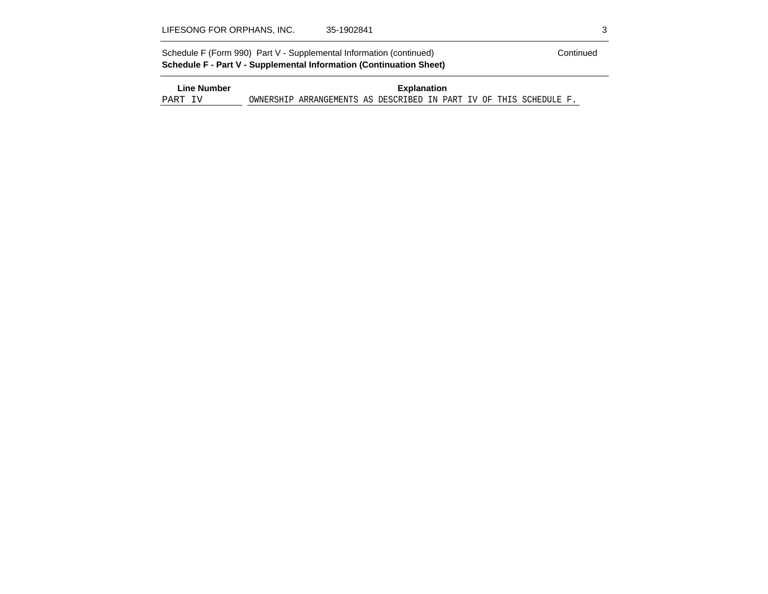Schedule F (Form 990) Part V - Supplemental Information (continued) Continued

**Schedule F - Part V - Supplemental Information (Continuation Sheet)**

| Line Number | Explanation |
|---|---|
| PART IV | OWNERSHIP ARRANGEMENTS AS DESCRIBED IN PART IV OF THIS SCHEDULE F. |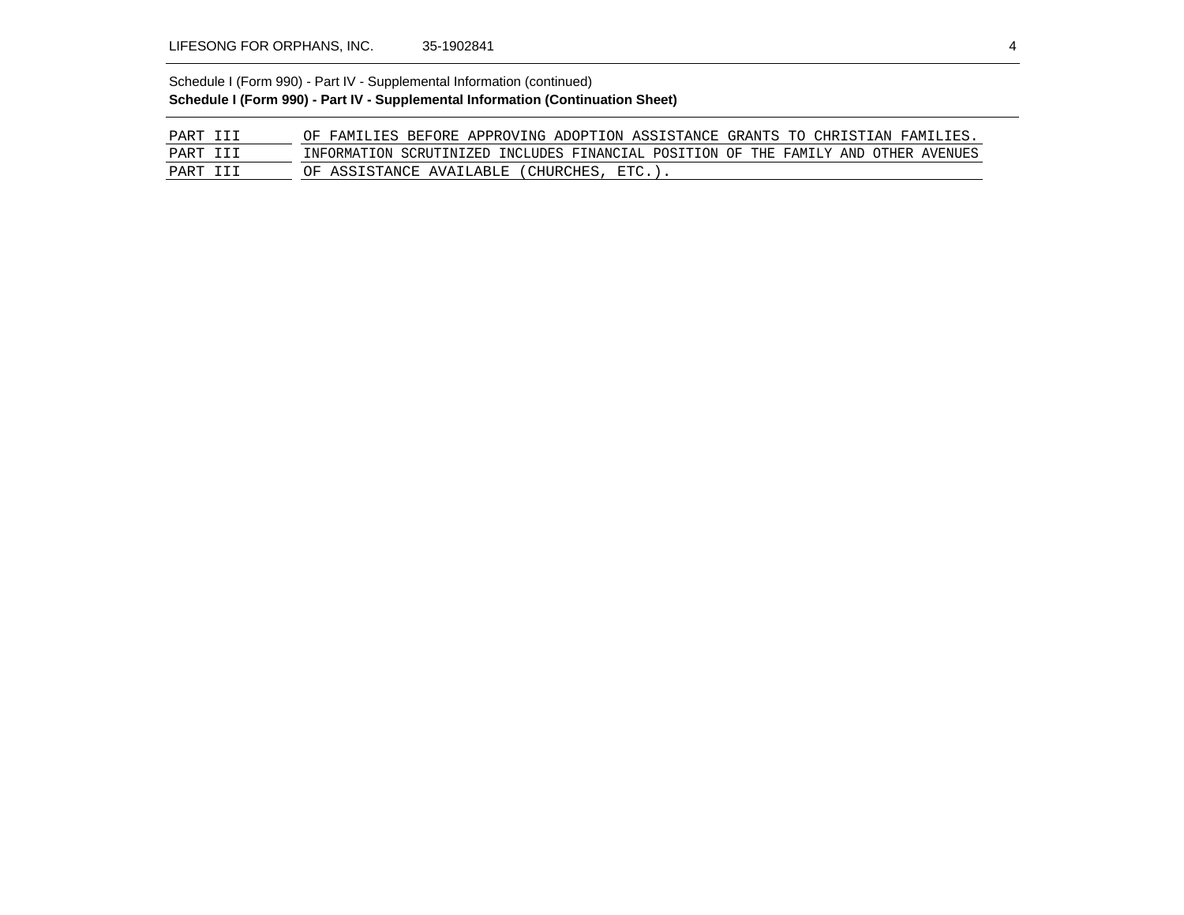Schedule I (Form 990) - Part IV - Supplemental Information (continued)

**Schedule I (Form 990) - Part IV - Supplemental Information (Continuation Sheet)**

| | |
|---|---|
| PART III | OF FAMILIES BEFORE APPROVING ADOPTION ASSISTANCE GRANTS TO CHRISTIAN FAMILIES. |
| PART III | INFORMATION SCRUTINIZED INCLUDES FINANCIAL POSITION OF THE FAMILY AND OTHER AVENUES |
| PART III | OF ASSISTANCE AVAILABLE (CHURCHES, ETC.). |